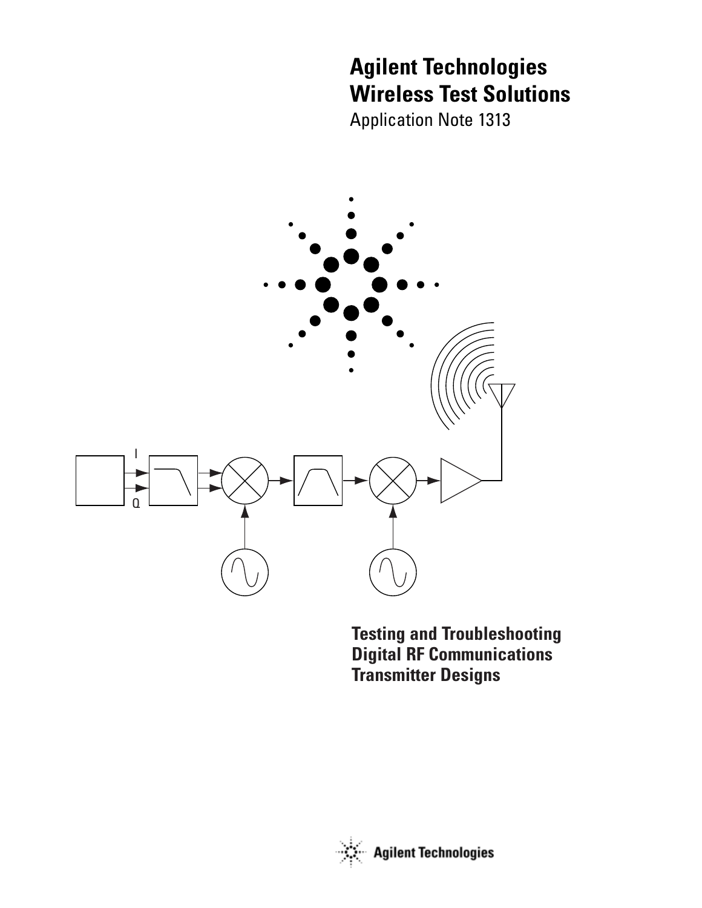# Agilent Technologies Wireless Test Solutions

Application Note 1313

## Testing and Troubleshooting Digital RF Communications Transmitter Designs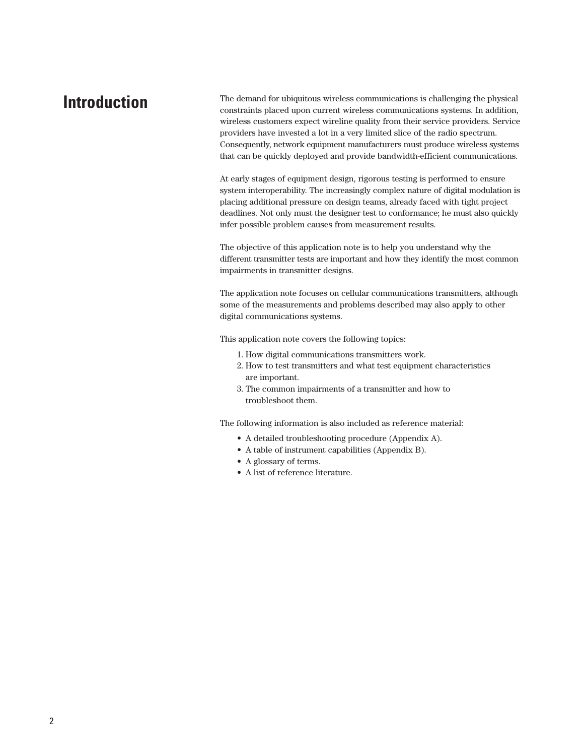# Introduction

The demand for ubiquitous wireless communications is challenging the physical constraints placed upon current wireless communications systems. In addition, wireless customers expect wireline quality from their service providers. Service providers have invested a lot in a very limited slice of the radio spectrum. Consequently, network equipment manufacturers must produce wireless systems that can be quickly deployed and provide bandwidth-efficient communications.

At early stages of equipment design, rigorous testing is performed to ensure system interoperability. The increasingly complex nature of digital modulation is placing additional pressure on design teams, already faced with tight project deadlines. Not only must the designer test to conformance; he must also quickly infer possible problem causes from measurement results.

The objective of this application note is to help you understand why the different transmitter tests are important and how they identify the most common impairments in transmitter designs.

The application note focuses on cellular communications transmitters, although some of the measurements and problems described may also apply to other digital communications systems.

This application note covers the following topics:

1. How digital communications transmitters work.
2. How to test transmitters and what test equipment characteristics are important.
3. The common impairments of a transmitter and how to troubleshoot them.

The following information is also included as reference material:

- A detailed troubleshooting procedure (Appendix A).
- A table of instrument capabilities (Appendix B).
- A glossary of terms.
- A list of reference literature.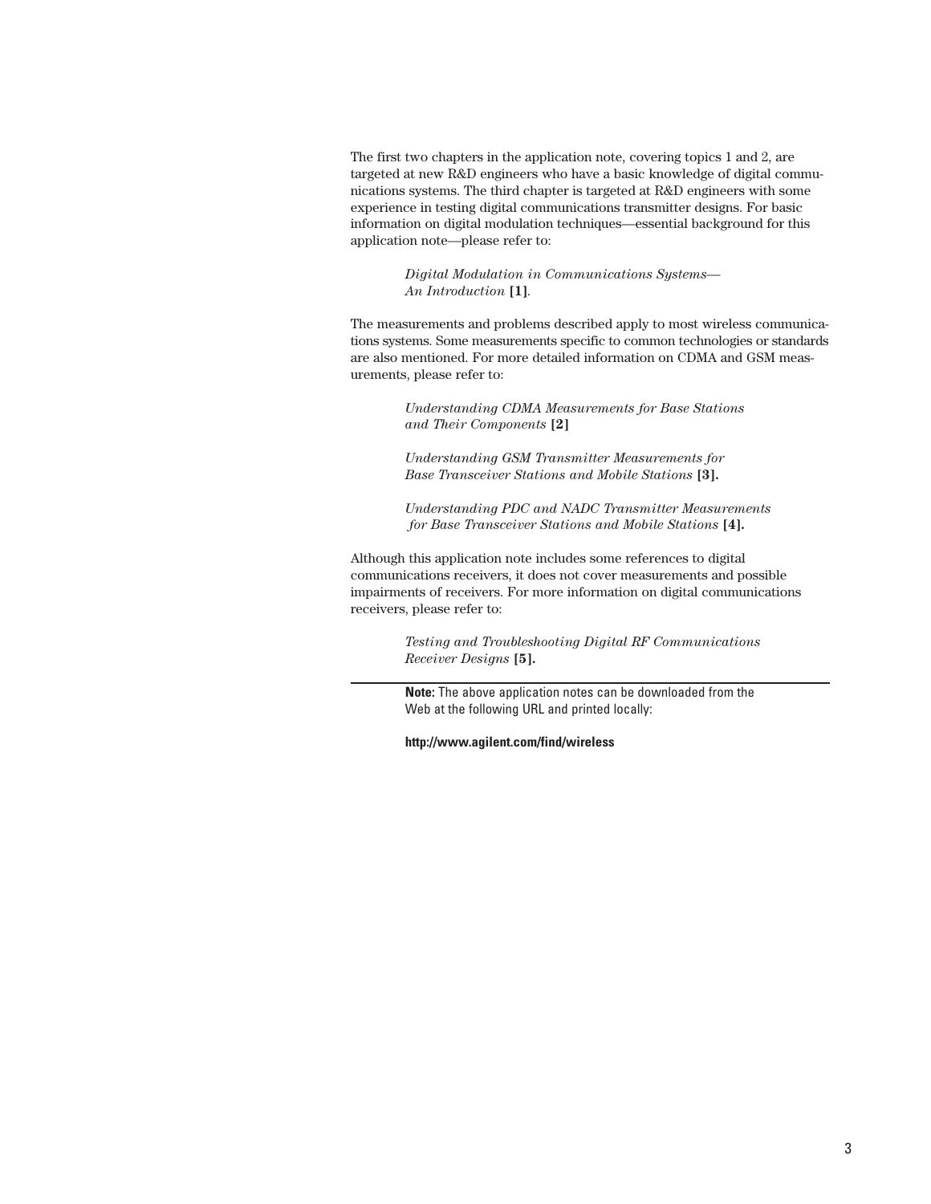The first two chapters in the application note, covering topics 1 and 2, are targeted at new R&D engineers who have a basic knowledge of digital communications systems. The third chapter is targeted at R&D engineers with some experience in testing digital communications transmitter designs. For basic information on digital modulation techniques—essential background for this application note—please refer to:

> *Digital Modulation in Communications Systems—An Introduction* **[1]**.

The measurements and problems described apply to most wireless communications systems. Some measurements specific to common technologies or standards are also mentioned. For more detailed information on CDMA and GSM measurements, please refer to:

> *Understanding CDMA Measurements for Base Stations and Their Components* **[2]**
>
> *Understanding GSM Transmitter Measurements for Base Transceiver Stations and Mobile Stations* **[3].**
>
> *Understanding PDC and NADC Transmitter Measurements for Base Transceiver Stations and Mobile Stations* **[4].**

Although this application note includes some references to digital communications receivers, it does not cover measurements and possible impairments of receivers. For more information on digital communications receivers, please refer to:

> *Testing and Troubleshooting Digital RF Communications Receiver Designs* **[5].**

---

**Note:** The above application notes can be downloaded from the Web at the following URL and printed locally:

**http://www.agilent.com/find/wireless**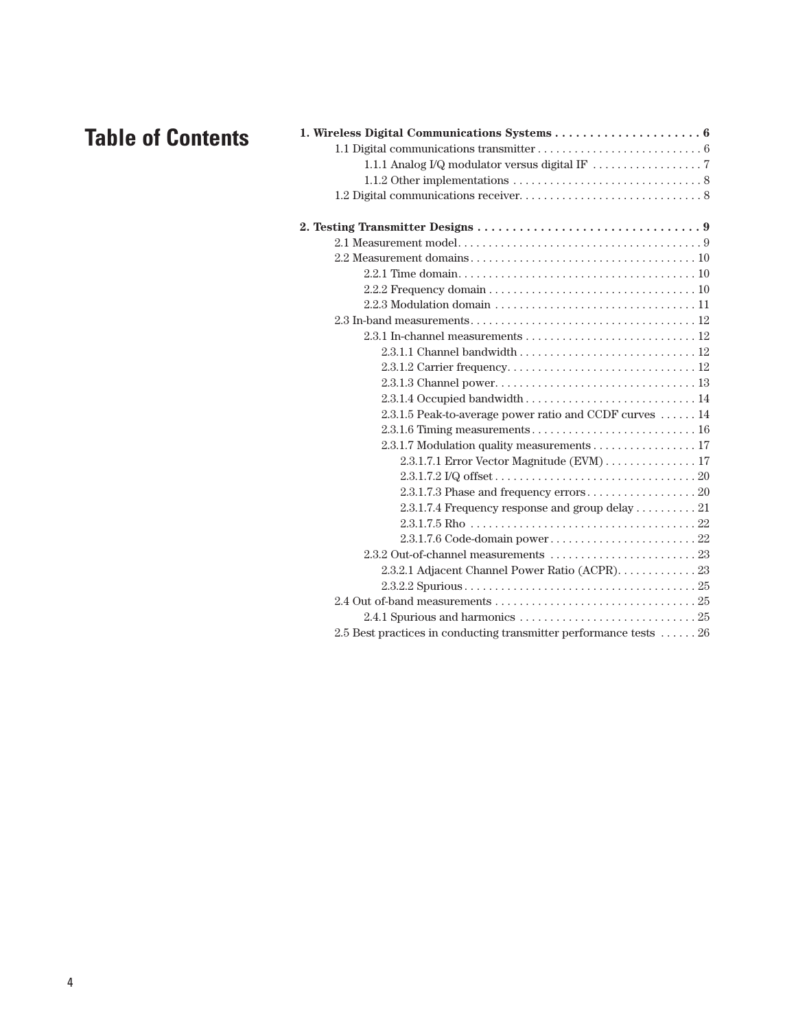# Table of Contents

**1. Wireless Digital Communications Systems . . . . . . . . . . . . . . . . . . . . . . 6**

- 1.1 Digital communications transmitter . . . . . . . . . . . . . . . . . . . . . . . . . . . 6
  - 1.1.1 Analog I/Q modulator versus digital IF . . . . . . . . . . . . . . . . . . 7
  - 1.1.2 Other implementations . . . . . . . . . . . . . . . . . . . . . . . . . . . . . . . 8
- 1.2 Digital communications receiver. . . . . . . . . . . . . . . . . . . . . . . . . . . . . . 8

**2. Testing Transmitter Designs . . . . . . . . . . . . . . . . . . . . . . . . . . . . . . . . . 9**

- 2.1 Measurement model. . . . . . . . . . . . . . . . . . . . . . . . . . . . . . . . . . . . . . . . 9
- 2.2 Measurement domains . . . . . . . . . . . . . . . . . . . . . . . . . . . . . . . . . . . . . 10
  - 2.2.1 Time domain. . . . . . . . . . . . . . . . . . . . . . . . . . . . . . . . . . . . . . . 10
  - 2.2.2 Frequency domain . . . . . . . . . . . . . . . . . . . . . . . . . . . . . . . . . . 10
  - 2.2.3 Modulation domain . . . . . . . . . . . . . . . . . . . . . . . . . . . . . . . . . 11
- 2.3 In-band measurements. . . . . . . . . . . . . . . . . . . . . . . . . . . . . . . . . . . . . 12
  - 2.3.1 In-channel measurements . . . . . . . . . . . . . . . . . . . . . . . . . . . . 12
    - 2.3.1.1 Channel bandwidth . . . . . . . . . . . . . . . . . . . . . . . . . . . . . 12
    - 2.3.1.2 Carrier frequency. . . . . . . . . . . . . . . . . . . . . . . . . . . . . . . 12
    - 2.3.1.3 Channel power. . . . . . . . . . . . . . . . . . . . . . . . . . . . . . . . . 13
    - 2.3.1.4 Occupied bandwidth . . . . . . . . . . . . . . . . . . . . . . . . . . . . 14
    - 2.3.1.5 Peak-to-average power ratio and CCDF curves . . . . . . 14
    - 2.3.1.6 Timing measurements . . . . . . . . . . . . . . . . . . . . . . . . . . . 16
    - 2.3.1.7 Modulation quality measurements . . . . . . . . . . . . . . . . . 17
      - 2.3.1.7.1 Error Vector Magnitude (EVM) . . . . . . . . . . . . . . . 17
      - 2.3.1.7.2 I/Q offset . . . . . . . . . . . . . . . . . . . . . . . . . . . . . . . . . 20
      - 2.3.1.7.3 Phase and frequency errors . . . . . . . . . . . . . . . . . . 20
      - 2.3.1.7.4 Frequency response and group delay . . . . . . . . . . 21
      - 2.3.1.7.5 Rho . . . . . . . . . . . . . . . . . . . . . . . . . . . . . . . . . . . . . 22
      - 2.3.1.7.6 Code-domain power . . . . . . . . . . . . . . . . . . . . . . . . 22
  - 2.3.2 Out-of-channel measurements . . . . . . . . . . . . . . . . . . . . . . . . 23
    - 2.3.2.1 Adjacent Channel Power Ratio (ACPR). . . . . . . . . . . . . 23
    - 2.3.2.2 Spurious . . . . . . . . . . . . . . . . . . . . . . . . . . . . . . . . . . . . . . 25
- 2.4 Out of-band measurements . . . . . . . . . . . . . . . . . . . . . . . . . . . . . . . . . 25
  - 2.4.1 Spurious and harmonics . . . . . . . . . . . . . . . . . . . . . . . . . . . . . 25
- 2.5 Best practices in conducting transmitter performance tests . . . . . . 26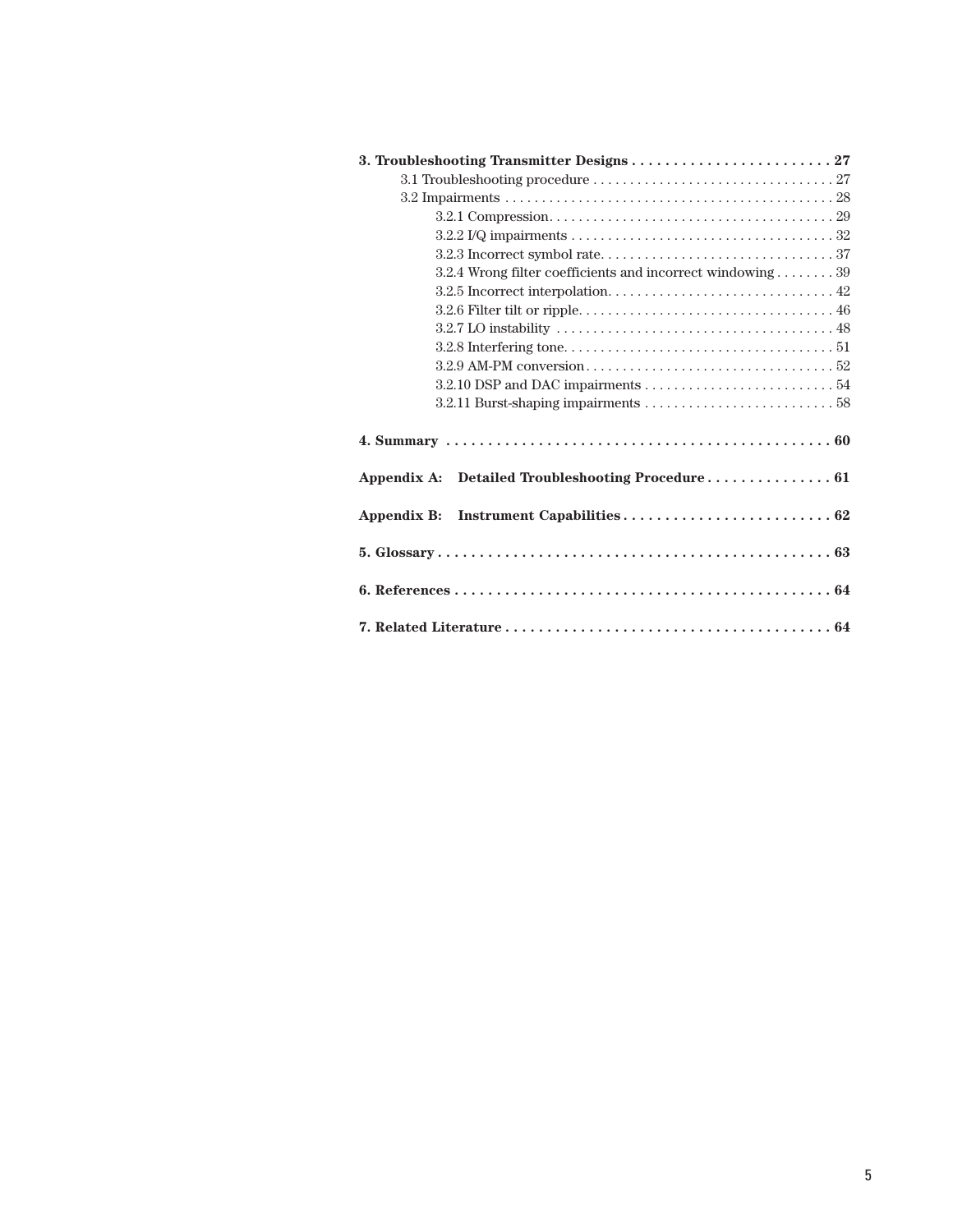**3. Troubleshooting Transmitter Designs . . . . . . . . . . . . . . . . . . . . . . . . 27**

- 3.1 Troubleshooting procedure . . . . . . . . . . . . . . . . . . . . . . . . . . . . . . . . . 27
- 3.2 Impairments . . . . . . . . . . . . . . . . . . . . . . . . . . . . . . . . . . . . . . . . . . . . . 28
  - 3.2.1 Compression. . . . . . . . . . . . . . . . . . . . . . . . . . . . . . . . . . . . . . . 29
  - 3.2.2 I/Q impairments . . . . . . . . . . . . . . . . . . . . . . . . . . . . . . . . . . . . 32
  - 3.2.3 Incorrect symbol rate. . . . . . . . . . . . . . . . . . . . . . . . . . . . . . . . 37
  - 3.2.4 Wrong filter coefficients and incorrect windowing . . . . . . . . 39
  - 3.2.5 Incorrect interpolation. . . . . . . . . . . . . . . . . . . . . . . . . . . . . . . 42
  - 3.2.6 Filter tilt or ripple. . . . . . . . . . . . . . . . . . . . . . . . . . . . . . . . . . . 46
  - 3.2.7 LO instability . . . . . . . . . . . . . . . . . . . . . . . . . . . . . . . . . . . . . . 48
  - 3.2.8 Interfering tone. . . . . . . . . . . . . . . . . . . . . . . . . . . . . . . . . . . . . 51
  - 3.2.9 AM-PM conversion . . . . . . . . . . . . . . . . . . . . . . . . . . . . . . . . . . 52
  - 3.2.10 DSP and DAC impairments . . . . . . . . . . . . . . . . . . . . . . . . . . 54
  - 3.2.11 Burst-shaping impairments . . . . . . . . . . . . . . . . . . . . . . . . . . 58

**4. Summary . . . . . . . . . . . . . . . . . . . . . . . . . . . . . . . . . . . . . . . . . . . . . . . 60**

**Appendix A: Detailed Troubleshooting Procedure . . . . . . . . . . . . . . . 61**

**Appendix B: Instrument Capabilities . . . . . . . . . . . . . . . . . . . . . . . . . 62**

**5. Glossary . . . . . . . . . . . . . . . . . . . . . . . . . . . . . . . . . . . . . . . . . . . . . . . . 63**

**6. References . . . . . . . . . . . . . . . . . . . . . . . . . . . . . . . . . . . . . . . . . . . . . . 64**

**7. Related Literature . . . . . . . . . . . . . . . . . . . . . . . . . . . . . . . . . . . . . . . 64**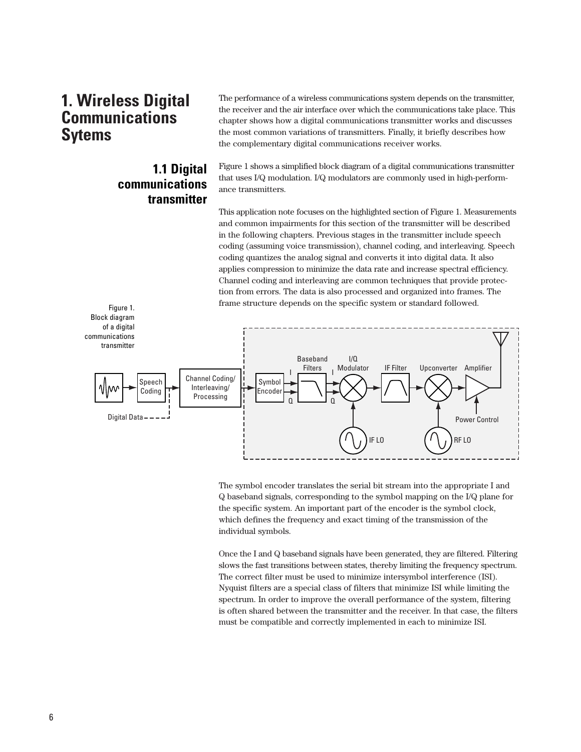# 1. Wireless Digital Communications Sytems

The performance of a wireless communications system depends on the transmitter, the receiver and the air interface over which the communications take place. This chapter shows how a digital communications transmitter works and discusses the most common variations of transmitters. Finally, it briefly describes how the complementary digital communications receiver works.

## 1.1 Digital communications transmitter

Figure 1 shows a simplified block diagram of a digital communications transmitter that uses I/Q modulation. I/Q modulators are commonly used in high-performance transmitters.

This application note focuses on the highlighted section of Figure 1. Measurements and common impairments for this section of the transmitter will be described in the following chapters. Previous stages in the transmitter include speech coding (assuming voice transmission), channel coding, and interleaving. Speech coding quantizes the analog signal and converts it into digital data. It also applies compression to minimize the data rate and increase spectral efficiency. Channel coding and interleaving are common techniques that provide protection from errors. The data is also processed and organized into frames. The frame structure depends on the specific system or standard followed.

Figure 1. Block diagram of a digital communications transmitter

The symbol encoder translates the serial bit stream into the appropriate I and Q baseband signals, corresponding to the symbol mapping on the I/Q plane for the specific system. An important part of the encoder is the symbol clock, which defines the frequency and exact timing of the transmission of the individual symbols.

Once the I and Q baseband signals have been generated, they are filtered. Filtering slows the fast transitions between states, thereby limiting the frequency spectrum. The correct filter must be used to minimize intersymbol interference (ISI). Nyquist filters are a special class of filters that minimize ISI while limiting the spectrum. In order to improve the overall performance of the system, filtering is often shared between the transmitter and the receiver. In that case, the filters must be compatible and correctly implemented in each to minimize ISI.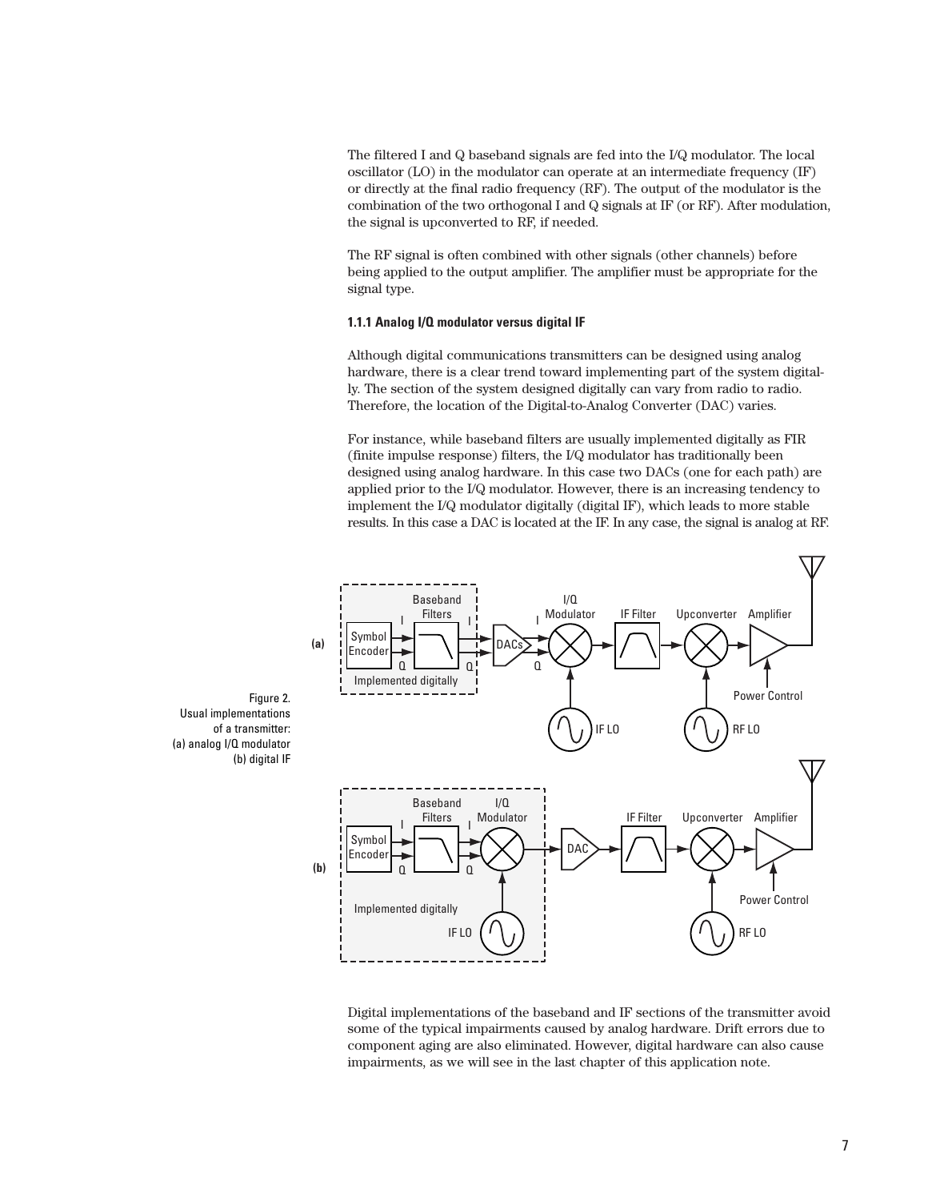The filtered I and Q baseband signals are fed into the I/Q modulator. The local oscillator (LO) in the modulator can operate at an intermediate frequency (IF) or directly at the final radio frequency (RF). The output of the modulator is the combination of the two orthogonal I and Q signals at IF (or RF). After modulation, the signal is upconverted to RF, if needed.

The RF signal is often combined with other signals (other channels) before being applied to the output amplifier. The amplifier must be appropriate for the signal type.

### 1.1.1 Analog I/Q modulator versus digital IF

Although digital communications transmitters can be designed using analog hardware, there is a clear trend toward implementing part of the system digitally. The section of the system designed digitally can vary from radio to radio. Therefore, the location of the Digital-to-Analog Converter (DAC) varies.

For instance, while baseband filters are usually implemented digitally as FIR (finite impulse response) filters, the I/Q modulator has traditionally been designed using analog hardware. In this case two DACs (one for each path) are applied prior to the I/Q modulator. However, there is an increasing tendency to implement the I/Q modulator digitally (digital IF), which leads to more stable results. In this case a DAC is located at the IF. In any case, the signal is analog at RF.

Figure 2.
Usual implementations of a transmitter:
(a) analog I/Q modulator
(b) digital IF

Digital implementations of the baseband and IF sections of the transmitter avoid some of the typical impairments caused by analog hardware. Drift errors due to component aging are also eliminated. However, digital hardware can also cause impairments, as we will see in the last chapter of this application note.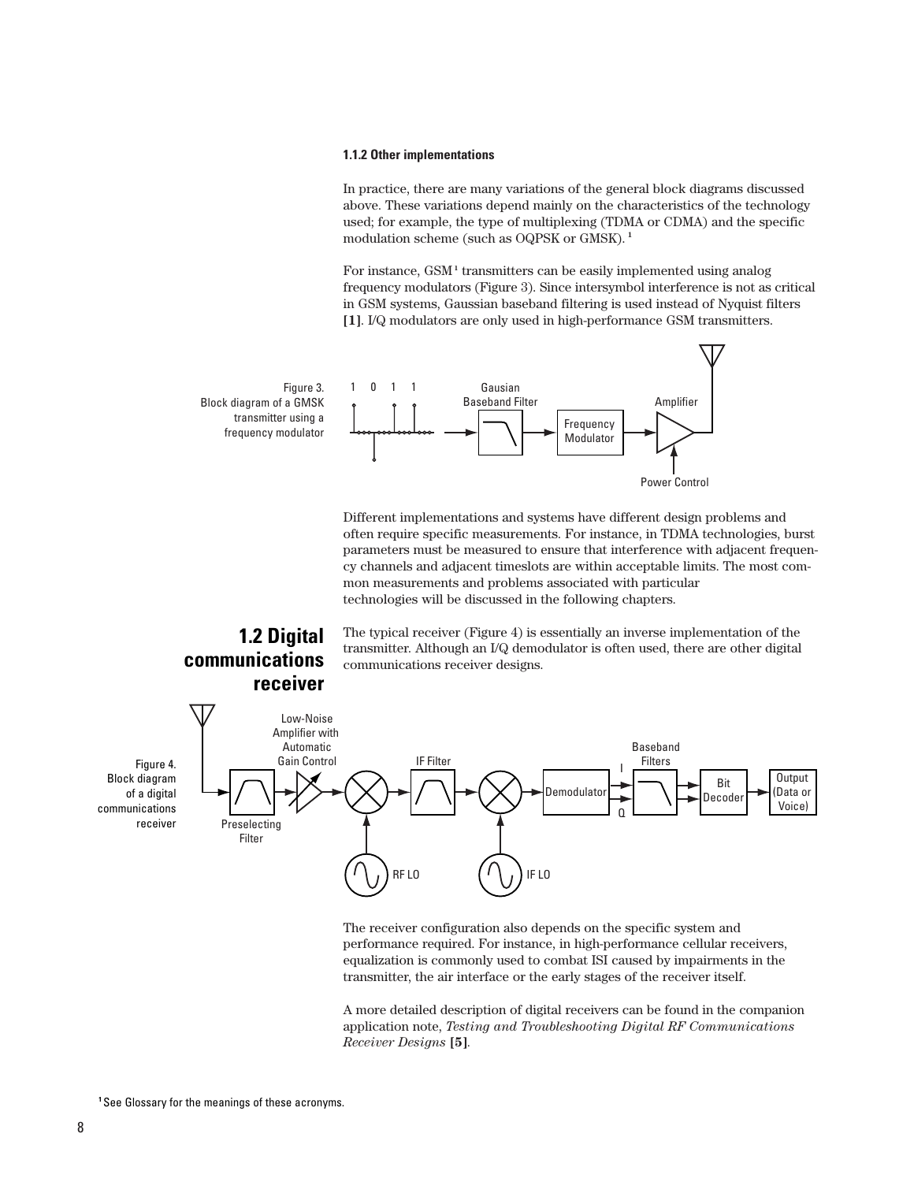### 1.1.2 Other implementations

In practice, there are many variations of the general block diagrams discussed above. These variations depend mainly on the characteristics of the technology used; for example, the type of multiplexing (TDMA or CDMA) and the specific modulation scheme (such as OQPSK or GMSK). [1]

For instance, GSM[1] transmitters can be easily implemented using analog frequency modulators (Figure 3). Since intersymbol interference is not as critical in GSM systems, Gaussian baseband filtering is used instead of Nyquist filters **[1]**. I/Q modulators are only used in high-performance GSM transmitters.

Figure 3. Block diagram of a GMSK transmitter using a frequency modulator

Different implementations and systems have different design problems and often require specific measurements. For instance, in TDMA technologies, burst parameters must be measured to ensure that interference with adjacent frequency channels and adjacent timeslots are within acceptable limits. The most common measurements and problems associated with particular technologies will be discussed in the following chapters.

## 1.2 Digital communications receiver

The typical receiver (Figure 4) is essentially an inverse implementation of the transmitter. Although an I/Q demodulator is often used, there are other digital communications receiver designs.

Figure 4. Block diagram of a digital communications receiver

The receiver configuration also depends on the specific system and performance required. For instance, in high-performance cellular receivers, equalization is commonly used to combat ISI caused by impairments in the transmitter, the air interface or the early stages of the receiver itself.

A more detailed description of digital receivers can be found in the companion application note, *Testing and Troubleshooting Digital RF Communications Receiver Designs* **[5]**.

[1] See Glossary for the meanings of these acronyms.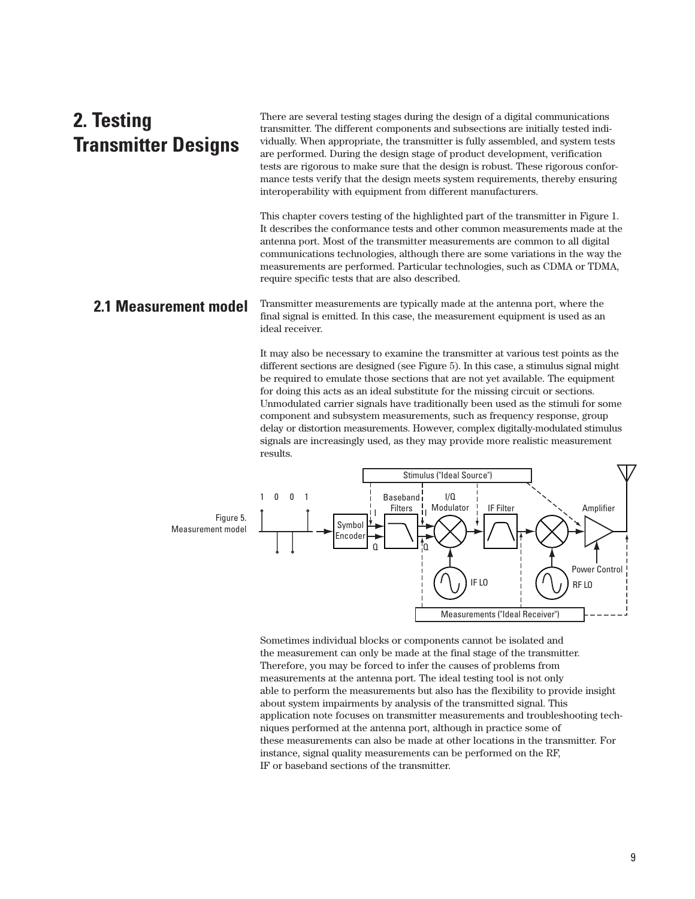## 2. Testing Transmitter Designs

There are several testing stages during the design of a digital communications transmitter. The different components and subsections are initially tested individually. When appropriate, the transmitter is fully assembled, and system tests are performed. During the design stage of product development, verification tests are rigorous to make sure that the design is robust. These rigorous conformance tests verify that the design meets system requirements, thereby ensuring interoperability with equipment from different manufacturers.

This chapter covers testing of the highlighted part of the transmitter in Figure 1. It describes the conformance tests and other common measurements made at the antenna port. Most of the transmitter measurements are common to all digital communications technologies, although there are some variations in the way the measurements are performed. Particular technologies, such as CDMA or TDMA, require specific tests that are also described.

### 2.1 Measurement model

Transmitter measurements are typically made at the antenna port, where the final signal is emitted. In this case, the measurement equipment is used as an ideal receiver.

It may also be necessary to examine the transmitter at various test points as the different sections are designed (see Figure 5). In this case, a stimulus signal might be required to emulate those sections that are not yet available. The equipment for doing this acts as an ideal substitute for the missing circuit or sections. Unmodulated carrier signals have traditionally been used as the stimuli for some component and subsystem measurements, such as frequency response, group delay or distortion measurements. However, complex digitally-modulated stimulus signals are increasingly used, as they may provide more realistic measurement results.

Figure 5. Measurement model

Sometimes individual blocks or components cannot be isolated and the measurement can only be made at the final stage of the transmitter. Therefore, you may be forced to infer the causes of problems from measurements at the antenna port. The ideal testing tool is not only able to perform the measurements but also has the flexibility to provide insight about system impairments by analysis of the transmitted signal. This application note focuses on transmitter measurements and troubleshooting techniques performed at the antenna port, although in practice some of these measurements can also be made at other locations in the transmitter. For instance, signal quality measurements can be performed on the RF, IF or baseband sections of the transmitter.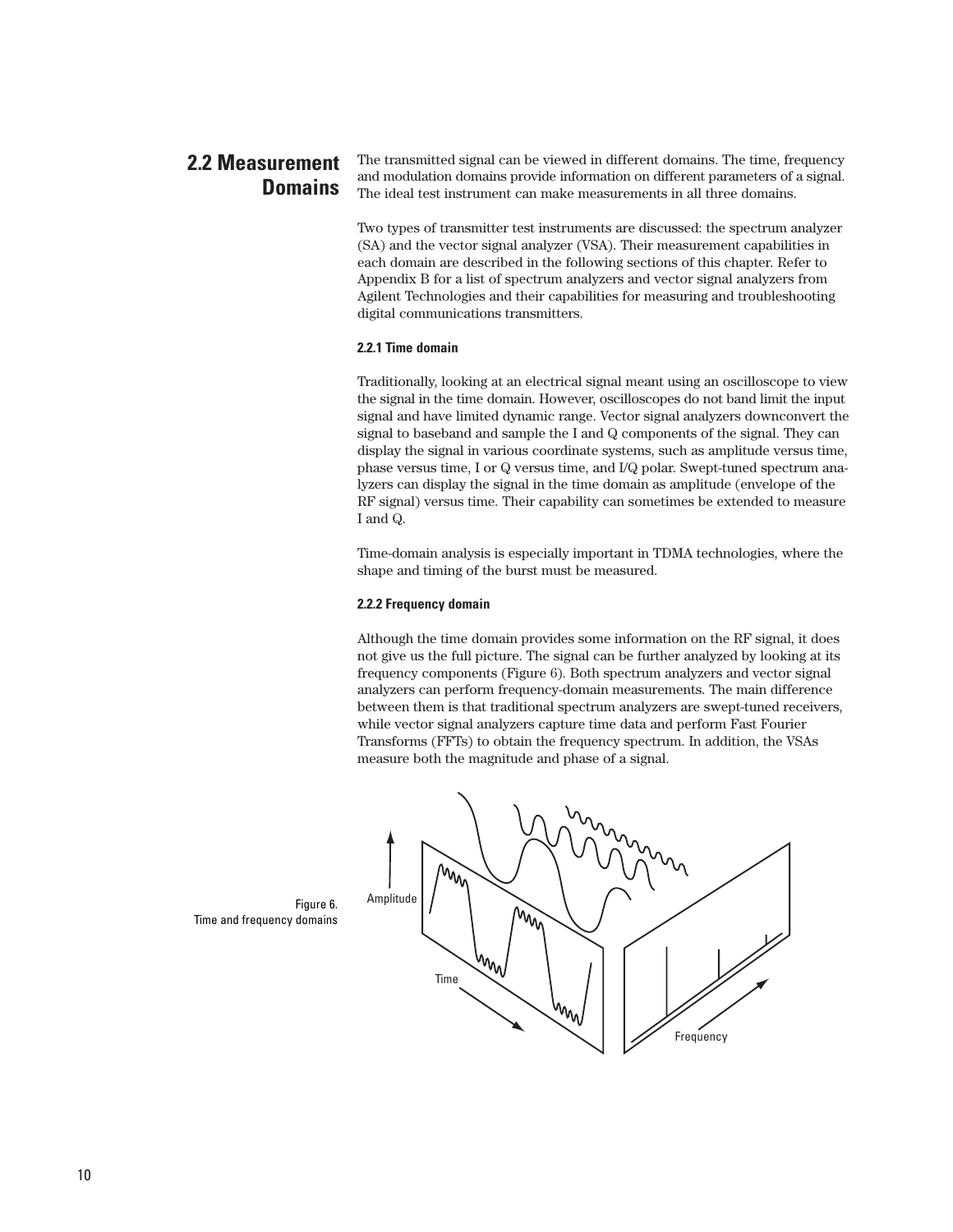## 2.2 Measurement Domains

The transmitted signal can be viewed in different domains. The time, frequency and modulation domains provide information on different parameters of a signal. The ideal test instrument can make measurements in all three domains.

Two types of transmitter test instruments are discussed: the spectrum analyzer (SA) and the vector signal analyzer (VSA). Their measurement capabilities in each domain are described in the following sections of this chapter. Refer to Appendix B for a list of spectrum analyzers and vector signal analyzers from Agilent Technologies and their capabilities for measuring and troubleshooting digital communications transmitters.

### 2.2.1 Time domain

Traditionally, looking at an electrical signal meant using an oscilloscope to view the signal in the time domain. However, oscilloscopes do not band limit the input signal and have limited dynamic range. Vector signal analyzers downconvert the signal to baseband and sample the I and Q components of the signal. They can display the signal in various coordinate systems, such as amplitude versus time, phase versus time, I or Q versus time, and I/Q polar. Swept-tuned spectrum analyzers can display the signal in the time domain as amplitude (envelope of the RF signal) versus time. Their capability can sometimes be extended to measure I and Q.

Time-domain analysis is especially important in TDMA technologies, where the shape and timing of the burst must be measured.

### 2.2.2 Frequency domain

Although the time domain provides some information on the RF signal, it does not give us the full picture. The signal can be further analyzed by looking at its frequency components (Figure 6). Both spectrum analyzers and vector signal analyzers can perform frequency-domain measurements. The main difference between them is that traditional spectrum analyzers are swept-tuned receivers, while vector signal analyzers capture time data and perform Fast Fourier Transforms (FFTs) to obtain the frequency spectrum. In addition, the VSAs measure both the magnitude and phase of a signal.

Figure 6.
Time and frequency domains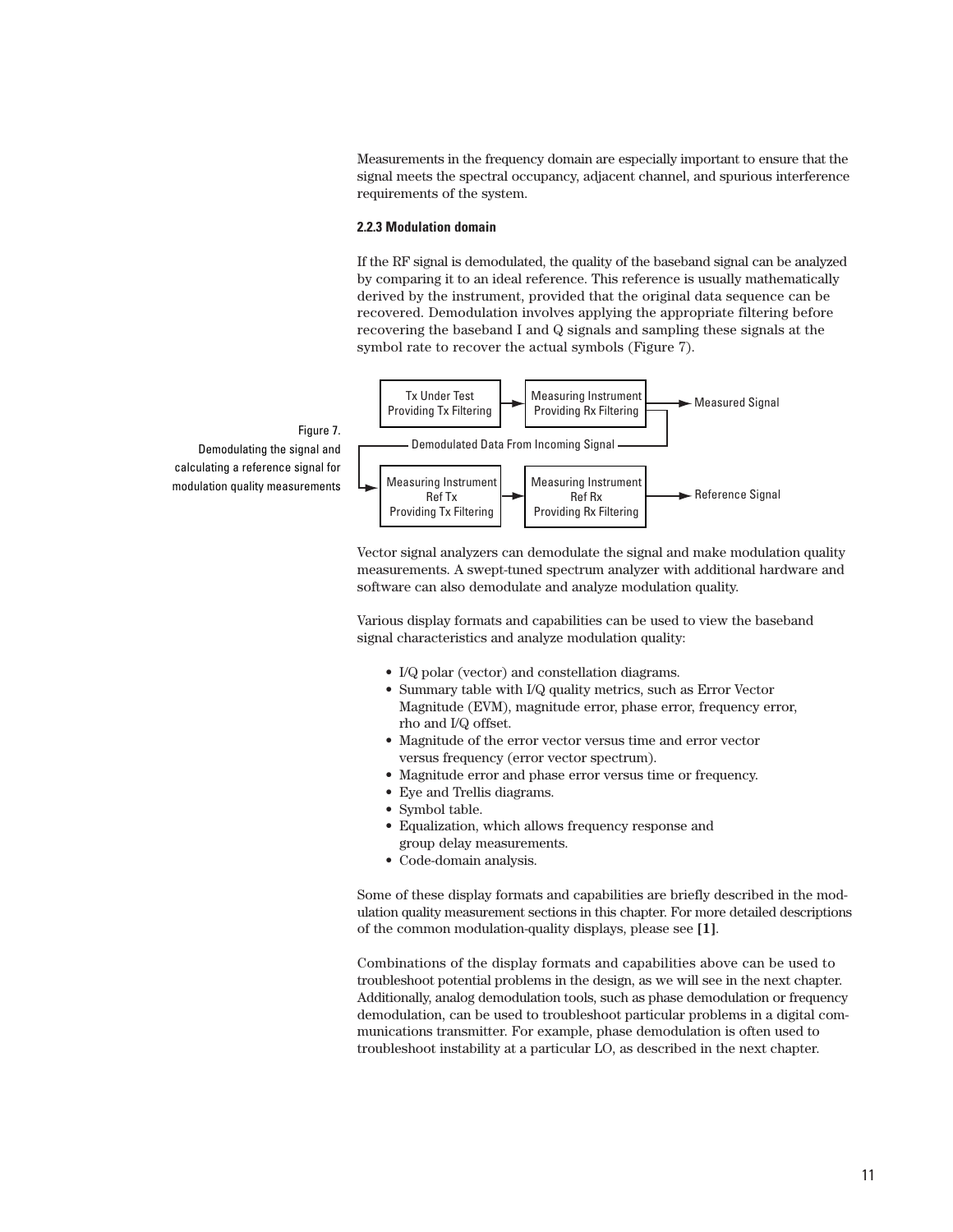Measurements in the frequency domain are especially important to ensure that the signal meets the spectral occupancy, adjacent channel, and spurious interference requirements of the system.

### 2.2.3 Modulation domain

If the RF signal is demodulated, the quality of the baseband signal can be analyzed by comparing it to an ideal reference. This reference is usually mathematically derived by the instrument, provided that the original data sequence can be recovered. Demodulation involves applying the appropriate filtering before recovering the baseband I and Q signals and sampling these signals at the symbol rate to recover the actual symbols (Figure 7).

Tx Under Test Providing Tx Filtering → Measuring Instrument Providing Rx Filtering → Measured Signal

Demodulated Data From Incoming Signal

Measuring Instrument Ref Tx Providing Tx Filtering → Measuring Instrument Ref Rx Providing Rx Filtering → Reference Signal

Figure 7. Demodulating the signal and calculating a reference signal for modulation quality measurements

Vector signal analyzers can demodulate the signal and make modulation quality measurements. A swept-tuned spectrum analyzer with additional hardware and software can also demodulate and analyze modulation quality.

Various display formats and capabilities can be used to view the baseband signal characteristics and analyze modulation quality:

- I/Q polar (vector) and constellation diagrams.
- Summary table with I/Q quality metrics, such as Error Vector Magnitude (EVM), magnitude error, phase error, frequency error, rho and I/Q offset.
- Magnitude of the error vector versus time and error vector versus frequency (error vector spectrum).
- Magnitude error and phase error versus time or frequency.
- Eye and Trellis diagrams.
- Symbol table.
- Equalization, which allows frequency response and group delay measurements.
- Code-domain analysis.

Some of these display formats and capabilities are briefly described in the modulation quality measurement sections in this chapter. For more detailed descriptions of the common modulation-quality displays, please see **[1]**.

Combinations of the display formats and capabilities above can be used to troubleshoot potential problems in the design, as we will see in the next chapter. Additionally, analog demodulation tools, such as phase demodulation or frequency demodulation, can be used to troubleshoot particular problems in a digital communications transmitter. For example, phase demodulation is often used to troubleshoot instability at a particular LO, as described in the next chapter.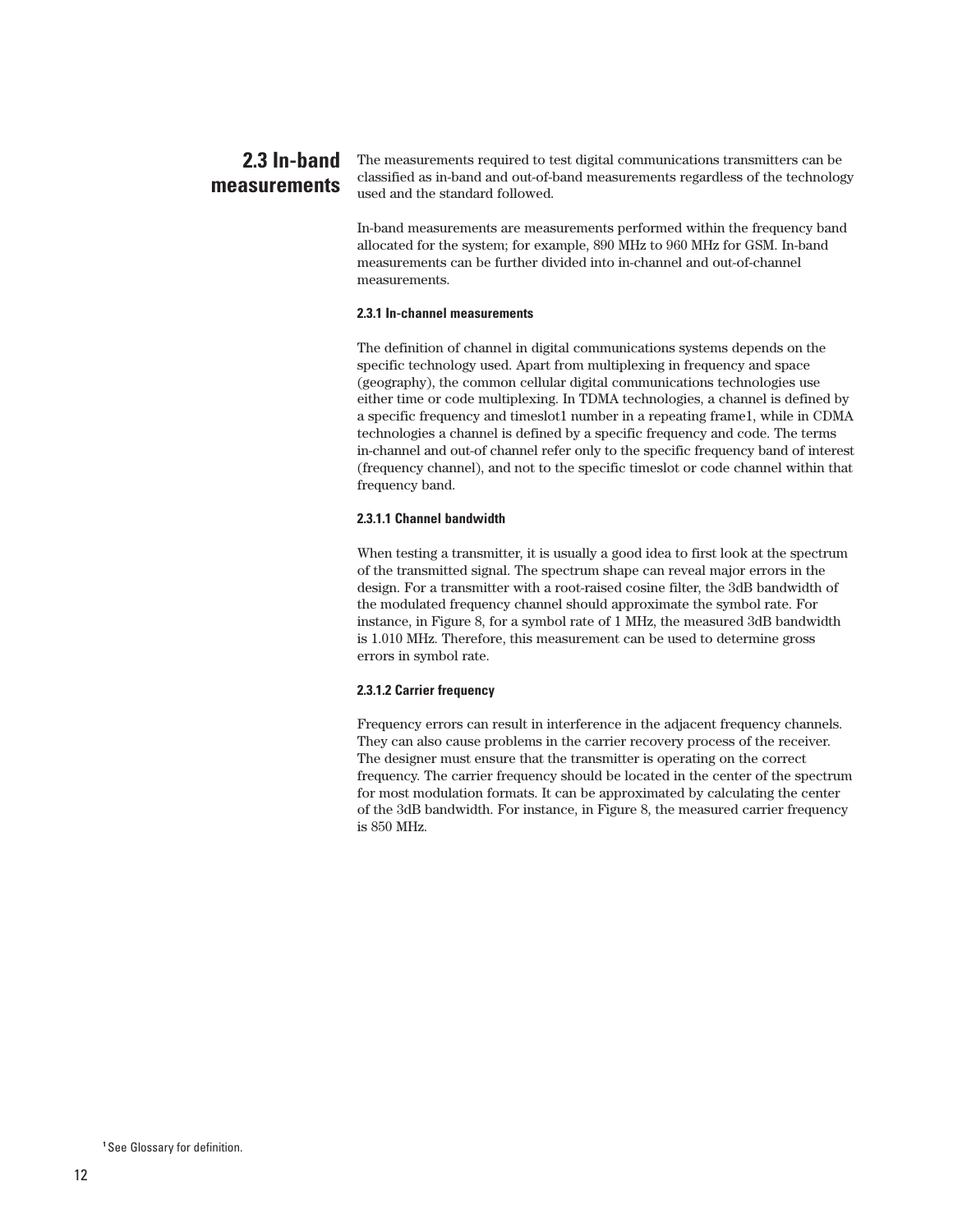## 2.3 In-band measurements

The measurements required to test digital communications transmitters can be classified as in-band and out-of-band measurements regardless of the technology used and the standard followed.

In-band measurements are measurements performed within the frequency band allocated for the system; for example, 890 MHz to 960 MHz for GSM. In-band measurements can be further divided into in-channel and out-of-channel measurements.

#### 2.3.1 In-channel measurements

The definition of channel in digital communications systems depends on the specific technology used. Apart from multiplexing in frequency and space (geography), the common cellular digital communications technologies use either time or code multiplexing. In TDMA technologies, a channel is defined by a specific frequency and timeslot[1] number in a repeating frame[1], while in CDMA technologies a channel is defined by a specific frequency and code. The terms in-channel and out-of channel refer only to the specific frequency band of interest (frequency channel), and not to the specific timeslot or code channel within that frequency band.

#### 2.3.1.1 Channel bandwidth

When testing a transmitter, it is usually a good idea to first look at the spectrum of the transmitted signal. The spectrum shape can reveal major errors in the design. For a transmitter with a root-raised cosine filter, the 3dB bandwidth of the modulated frequency channel should approximate the symbol rate. For instance, in Figure 8, for a symbol rate of 1 MHz, the measured 3dB bandwidth is 1.010 MHz. Therefore, this measurement can be used to determine gross errors in symbol rate.

#### 2.3.1.2 Carrier frequency

Frequency errors can result in interference in the adjacent frequency channels. They can also cause problems in the carrier recovery process of the receiver. The designer must ensure that the transmitter is operating on the correct frequency. The carrier frequency should be located in the center of the spectrum for most modulation formats. It can be approximated by calculating the center of the 3dB bandwidth. For instance, in Figure 8, the measured carrier frequency is 850 MHz.

[1] See Glossary for definition.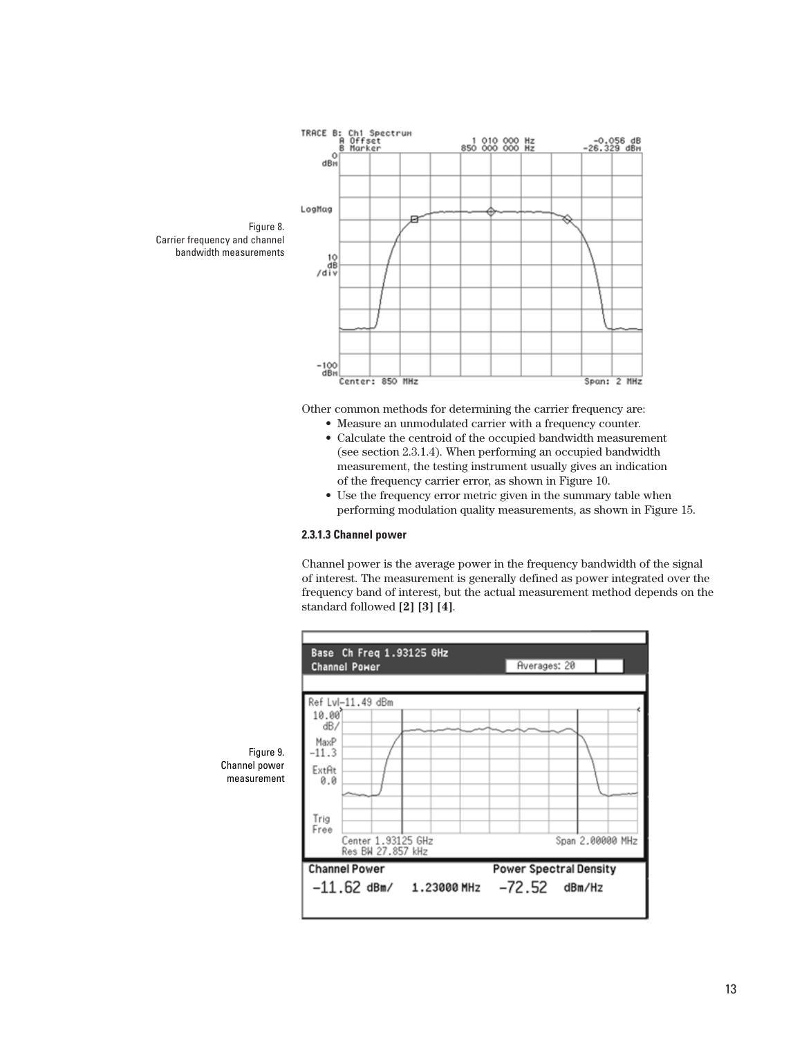Figure 8.
Carrier frequency and channel bandwidth measurements

Other common methods for determining the carrier frequency are:

- Measure an unmodulated carrier with a frequency counter.
- Calculate the centroid of the occupied bandwidth measurement (see section 2.3.1.4). When performing an occupied bandwidth measurement, the testing instrument usually gives an indication of the frequency carrier error, as shown in Figure 10.
- Use the frequency error metric given in the summary table when performing modulation quality measurements, as shown in Figure 15.

#### 2.3.1.3 Channel power

Channel power is the average power in the frequency bandwidth of the signal of interest. The measurement is generally defined as power integrated over the frequency band of interest, but the actual measurement method depends on the standard followed **[2] [3] [4]**.

Figure 9.
Channel power measurement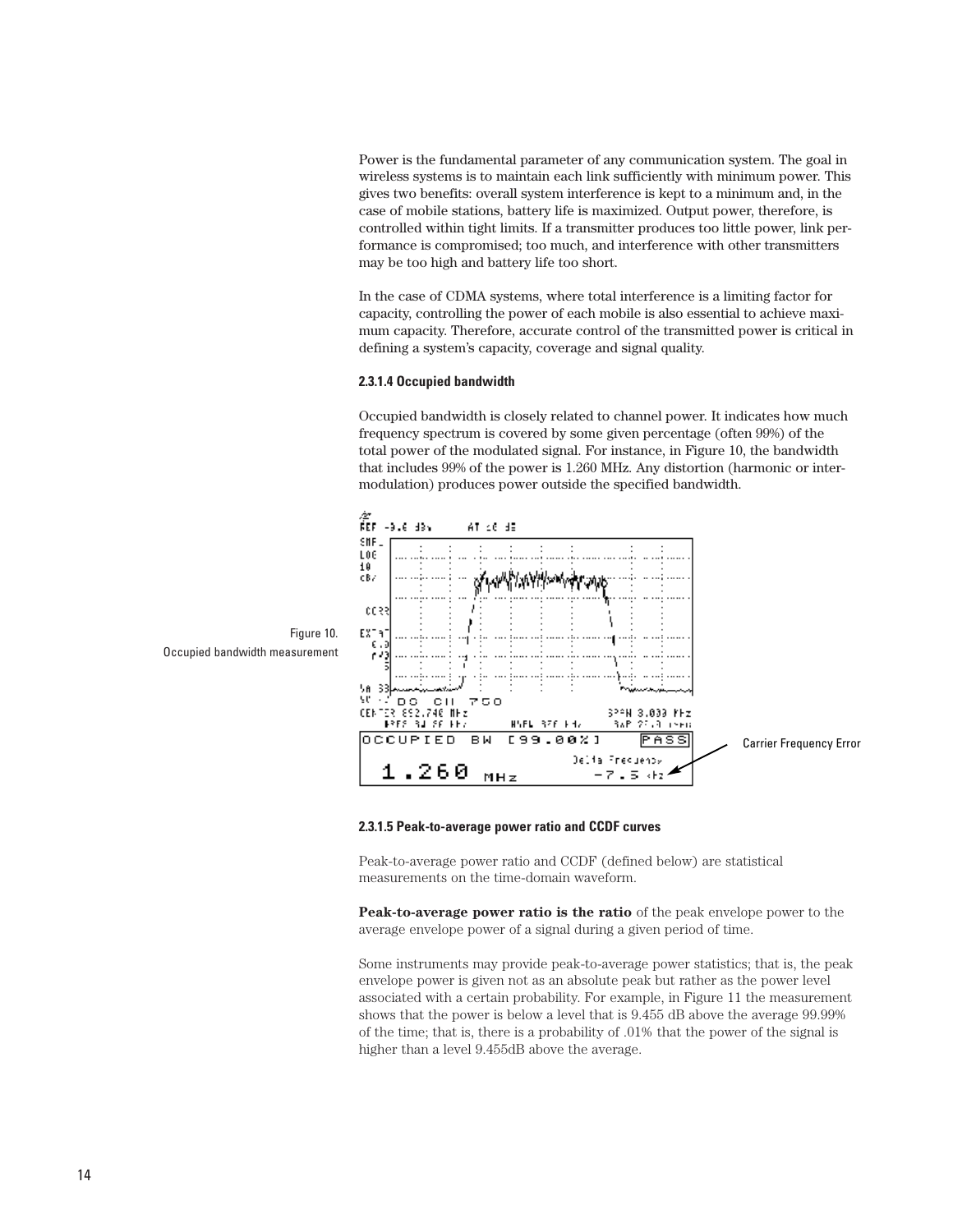Power is the fundamental parameter of any communication system. The goal in wireless systems is to maintain each link sufficiently with minimum power. This gives two benefits: overall system interference is kept to a minimum and, in the case of mobile stations, battery life is maximized. Output power, therefore, is controlled within tight limits. If a transmitter produces too little power, link performance is compromised; too much, and interference with other transmitters may be too high and battery life too short.

In the case of CDMA systems, where total interference is a limiting factor for capacity, controlling the power of each mobile is also essential to achieve maximum capacity. Therefore, accurate control of the transmitted power is critical in defining a system's capacity, coverage and signal quality.

#### 2.3.1.4 Occupied bandwidth

Occupied bandwidth is closely related to channel power. It indicates how much frequency spectrum is covered by some given percentage (often 99%) of the total power of the modulated signal. For instance, in Figure 10, the bandwidth that includes 99% of the power is 1.260 MHz. Any distortion (harmonic or intermodulation) produces power outside the specified bandwidth.

Figure 10.
Occupied bandwidth measurement

Carrier Frequency Error

#### 2.3.1.5 Peak-to-average power ratio and CCDF curves

Peak-to-average power ratio and CCDF (defined below) are statistical measurements on the time-domain waveform.

**Peak-to-average power ratio is the ratio** of the peak envelope power to the average envelope power of a signal during a given period of time.

Some instruments may provide peak-to-average power statistics; that is, the peak envelope power is given not as an absolute peak but rather as the power level associated with a certain probability. For example, in Figure 11 the measurement shows that the power is below a level that is 9.455 dB above the average 99.99% of the time; that is, there is a probability of .01% that the power of the signal is higher than a level 9.455dB above the average.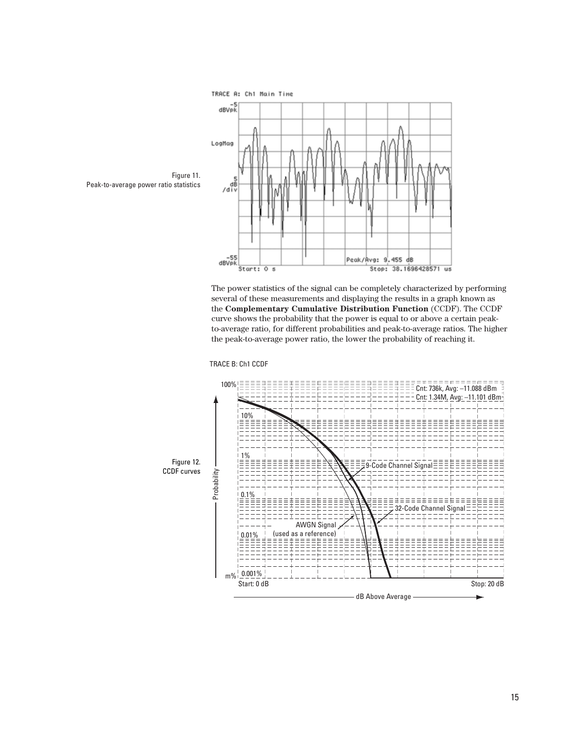Figure 11.
Peak-to-average power ratio statistics

The power statistics of the signal can be completely characterized by performing several of these measurements and displaying the results in a graph known as the **Complementary Cumulative Distribution Function** (CCDF). The CCDF curve shows the probability that the power is equal to or above a certain peak-to-average ratio, for different probabilities and peak-to-average ratios. The higher the peak-to-average power ratio, the lower the probability of reaching it.

Figure 12.
CCDF curves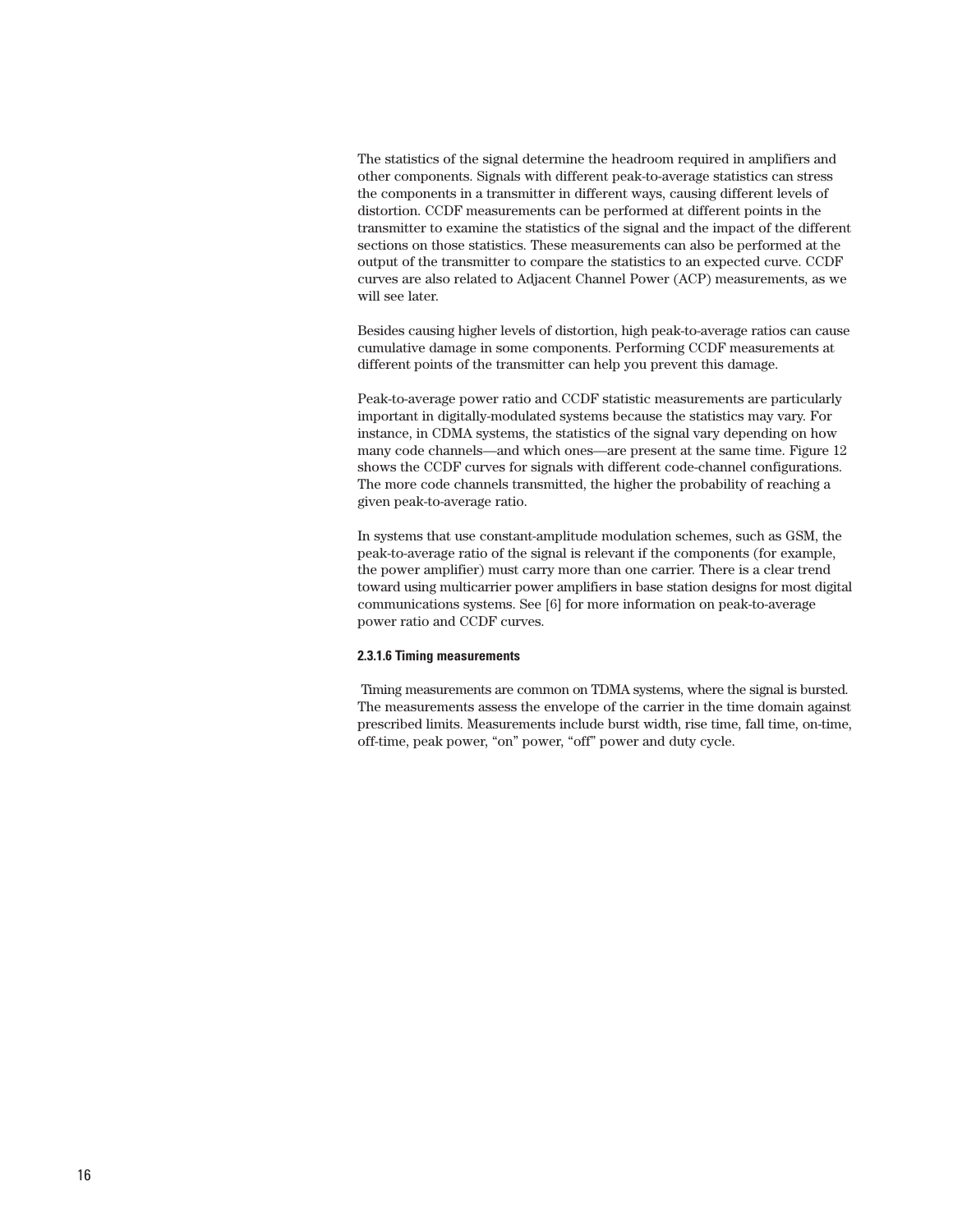The statistics of the signal determine the headroom required in amplifiers and other components. Signals with different peak-to-average statistics can stress the components in a transmitter in different ways, causing different levels of distortion. CCDF measurements can be performed at different points in the transmitter to examine the statistics of the signal and the impact of the different sections on those statistics. These measurements can also be performed at the output of the transmitter to compare the statistics to an expected curve. CCDF curves are also related to Adjacent Channel Power (ACP) measurements, as we will see later.

Besides causing higher levels of distortion, high peak-to-average ratios can cause cumulative damage in some components. Performing CCDF measurements at different points of the transmitter can help you prevent this damage.

Peak-to-average power ratio and CCDF statistic measurements are particularly important in digitally-modulated systems because the statistics may vary. For instance, in CDMA systems, the statistics of the signal vary depending on how many code channels—and which ones—are present at the same time. Figure 12 shows the CCDF curves for signals with different code-channel configurations. The more code channels transmitted, the higher the probability of reaching a given peak-to-average ratio.

In systems that use constant-amplitude modulation schemes, such as GSM, the peak-to-average ratio of the signal is relevant if the components (for example, the power amplifier) must carry more than one carrier. There is a clear trend toward using multicarrier power amplifiers in base station designs for most digital communications systems. See [6] for more information on peak-to-average power ratio and CCDF curves.

#### 2.3.1.6 Timing measurements

Timing measurements are common on TDMA systems, where the signal is bursted. The measurements assess the envelope of the carrier in the time domain against prescribed limits. Measurements include burst width, rise time, fall time, on-time, off-time, peak power, "on" power, "off" power and duty cycle.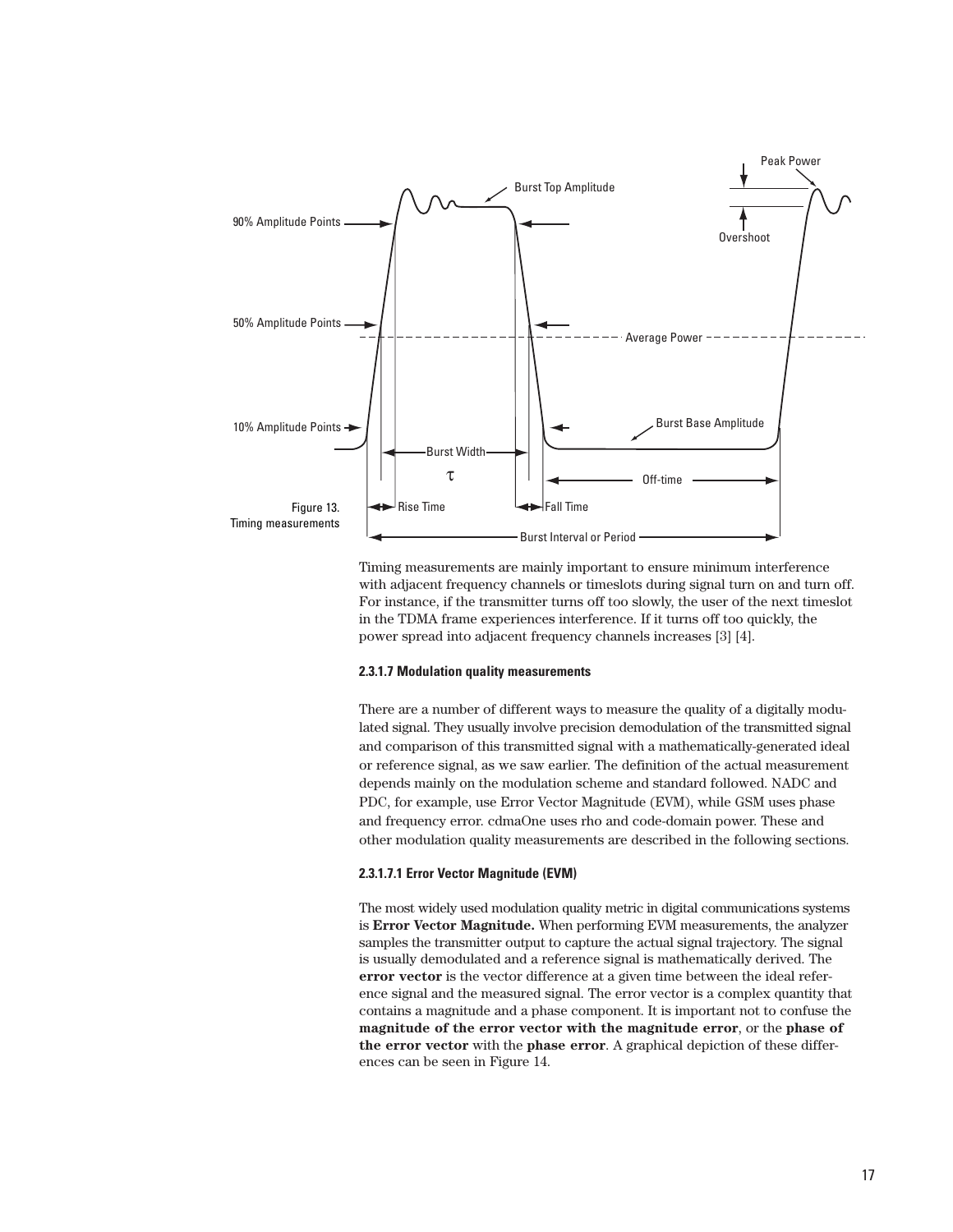Figure 13.
Timing measurements

Timing measurements are mainly important to ensure minimum interference with adjacent frequency channels or timeslots during signal turn on and turn off. For instance, if the transmitter turns off too slowly, the user of the next timeslot in the TDMA frame experiences interference. If it turns off too quickly, the power spread into adjacent frequency channels increases [3] [4].

#### 2.3.1.7 Modulation quality measurements

There are a number of different ways to measure the quality of a digitally modulated signal. They usually involve precision demodulation of the transmitted signal and comparison of this transmitted signal with a mathematically-generated ideal or reference signal, as we saw earlier. The definition of the actual measurement depends mainly on the modulation scheme and standard followed. NADC and PDC, for example, use Error Vector Magnitude (EVM), while GSM uses phase and frequency error. cdmaOne uses rho and code-domain power. These and other modulation quality measurements are described in the following sections.

##### 2.3.1.7.1 Error Vector Magnitude (EVM)

The most widely used modulation quality metric in digital communications systems is **Error Vector Magnitude.** When performing EVM measurements, the analyzer samples the transmitter output to capture the actual signal trajectory. The signal is usually demodulated and a reference signal is mathematically derived. The **error vector** is the vector difference at a given time between the ideal reference signal and the measured signal. The error vector is a complex quantity that contains a magnitude and a phase component. It is important not to confuse the **magnitude of the error vector with the magnitude error**, or the **phase of the error vector** with the **phase error**. A graphical depiction of these differences can be seen in Figure 14.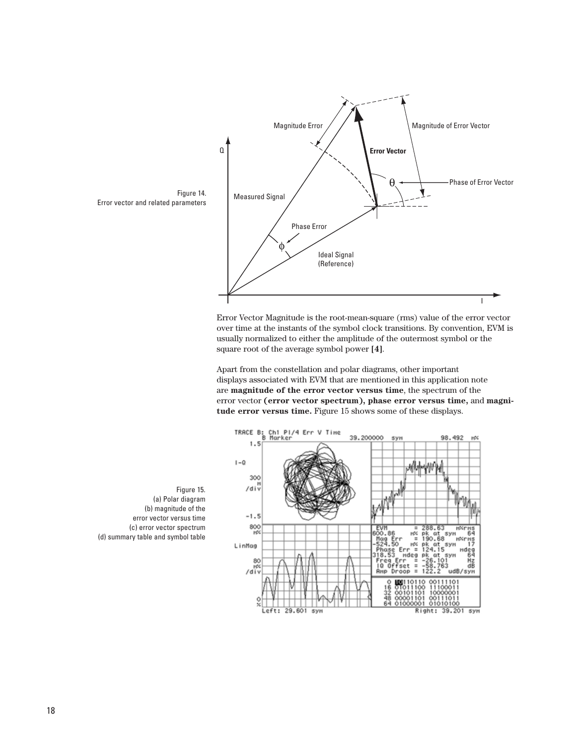Figure 14.
Error vector and related parameters

Error Vector Magnitude is the root-mean-square (rms) value of the error vector over time at the instants of the symbol clock transitions. By convention, EVM is usually normalized to either the amplitude of the outermost symbol or the square root of the average symbol power **[4]**.

Apart from the constellation and polar diagrams, other important displays associated with EVM that are mentioned in this application note are **magnitude of the error vector versus time**, the spectrum of the error vector **(error vector spectrum), phase error versus time,** and **magnitude error versus time.** Figure 15 shows some of these displays.

Figure 15.
(a) Polar diagram
(b) magnitude of the error vector versus time
(c) error vector spectrum
(d) summary table and symbol table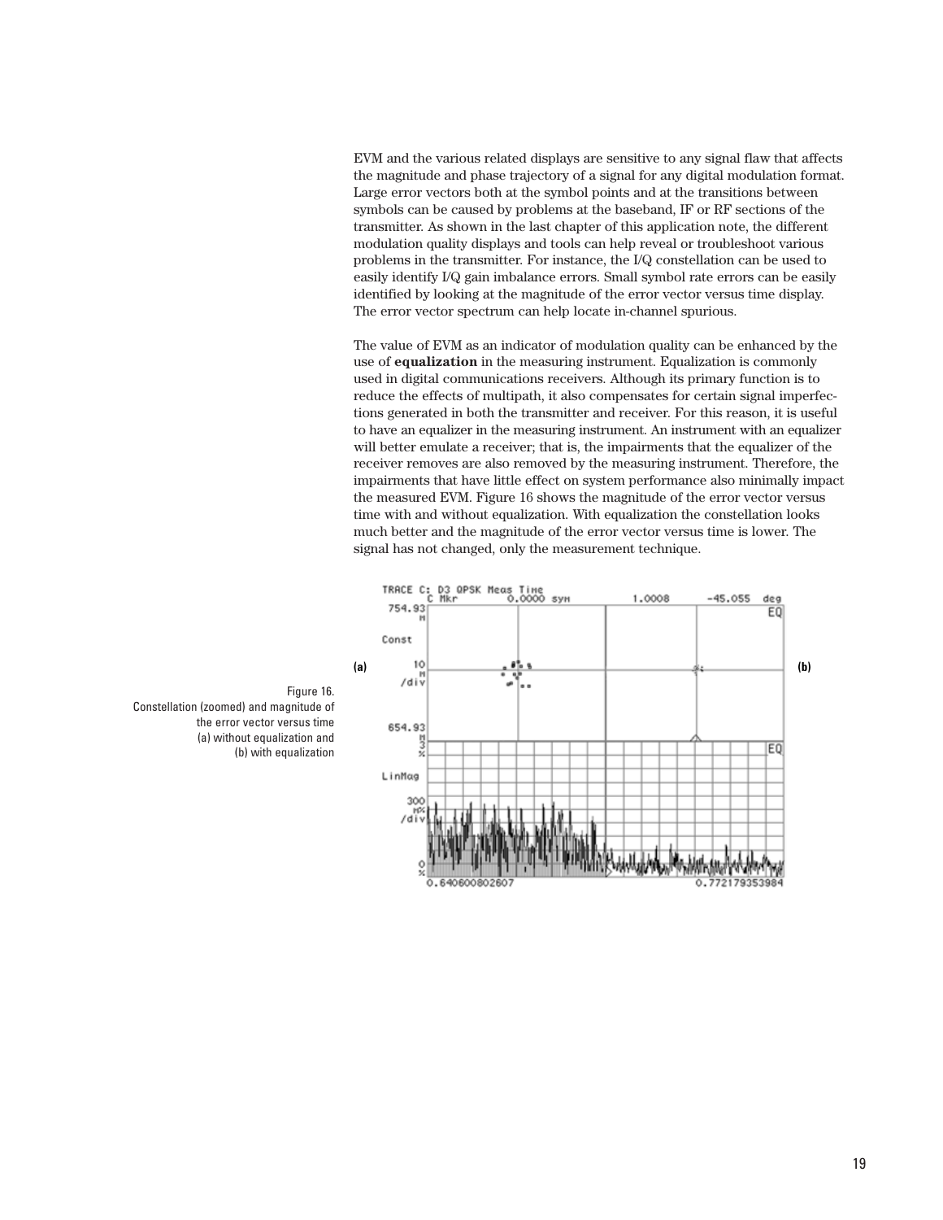EVM and the various related displays are sensitive to any signal flaw that affects the magnitude and phase trajectory of a signal for any digital modulation format. Large error vectors both at the symbol points and at the transitions between symbols can be caused by problems at the baseband, IF or RF sections of the transmitter. As shown in the last chapter of this application note, the different modulation quality displays and tools can help reveal or troubleshoot various problems in the transmitter. For instance, the I/Q constellation can be used to easily identify I/Q gain imbalance errors. Small symbol rate errors can be easily identified by looking at the magnitude of the error vector versus time display. The error vector spectrum can help locate in-channel spurious.

The value of EVM as an indicator of modulation quality can be enhanced by the use of **equalization** in the measuring instrument. Equalization is commonly used in digital communications receivers. Although its primary function is to reduce the effects of multipath, it also compensates for certain signal imperfections generated in both the transmitter and receiver. For this reason, it is useful to have an equalizer in the measuring instrument. An instrument with an equalizer will better emulate a receiver; that is, the impairments that the equalizer of the receiver removes are also removed by the measuring instrument. Therefore, the impairments that have little effect on system performance also minimally impact the measured EVM. Figure 16 shows the magnitude of the error vector versus time with and without equalization. With equalization the constellation looks much better and the magnitude of the error vector versus time is lower. The signal has not changed, only the measurement technique.

Figure 16.
Constellation (zoomed) and magnitude of the error vector versus time (a) without equalization and (b) with equalization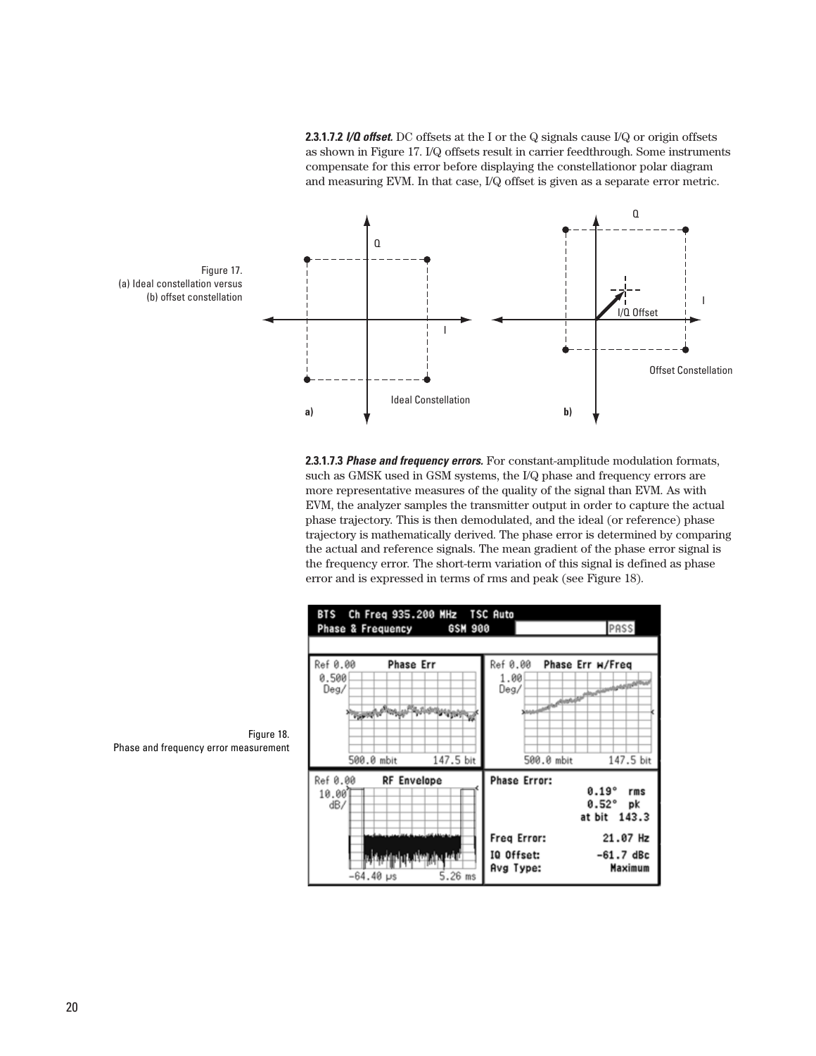**2.3.1.7.2 *I/Q offset.*** DC offsets at the I or the Q signals cause I/Q or origin offsets as shown in Figure 17. I/Q offsets result in carrier feedthrough. Some instruments compensate for this error before displaying the constellationor polar diagram and measuring EVM. In that case, I/Q offset is given as a separate error metric.

Figure 17.
(a) Ideal constellation versus
(b) offset constellation

**2.3.1.7.3 *Phase and frequency errors.*** For constant-amplitude modulation formats, such as GMSK used in GSM systems, the I/Q phase and frequency errors are more representative measures of the quality of the signal than EVM. As with EVM, the analyzer samples the transmitter output in order to capture the actual phase trajectory. This is then demodulated, and the ideal (or reference) phase trajectory is mathematically derived. The phase error is determined by comparing the actual and reference signals. The mean gradient of the phase error signal is the frequency error. The short-term variation of this signal is defined as phase error and is expressed in terms of rms and peak (see Figure 18).

Figure 18.
Phase and frequency error measurement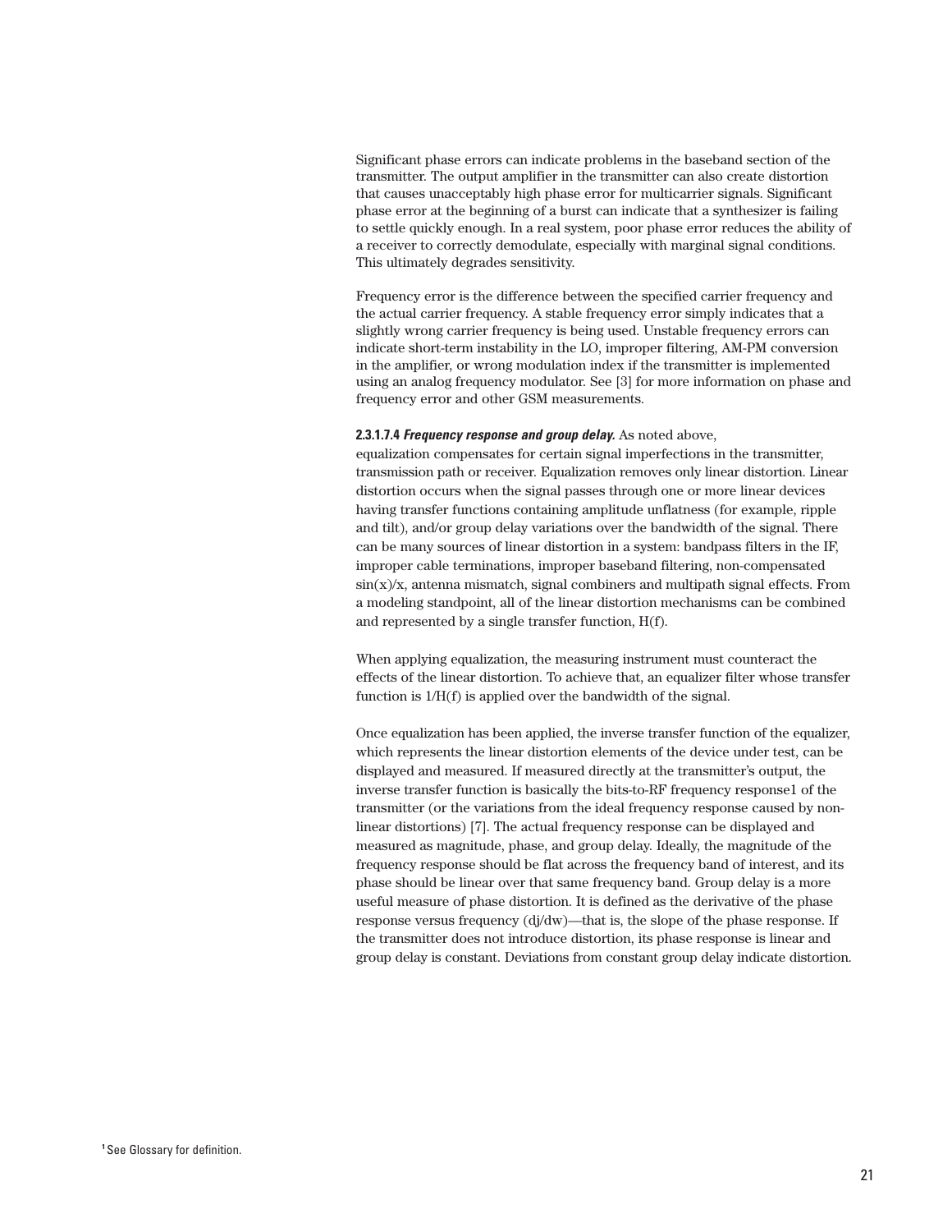Significant phase errors can indicate problems in the baseband section of the transmitter. The output amplifier in the transmitter can also create distortion that causes unacceptably high phase error for multicarrier signals. Significant phase error at the beginning of a burst can indicate that a synthesizer is failing to settle quickly enough. In a real system, poor phase error reduces the ability of a receiver to correctly demodulate, especially with marginal signal conditions. This ultimately degrades sensitivity.

Frequency error is the difference between the specified carrier frequency and the actual carrier frequency. A stable frequency error simply indicates that a slightly wrong carrier frequency is being used. Unstable frequency errors can indicate short-term instability in the LO, improper filtering, AM-PM conversion in the amplifier, or wrong modulation index if the transmitter is implemented using an analog frequency modulator. See [3] for more information on phase and frequency error and other GSM measurements.

**2.3.1.7.4** ***Frequency response and group delay.*** As noted above, equalization compensates for certain signal imperfections in the transmitter, transmission path or receiver. Equalization removes only linear distortion. Linear distortion occurs when the signal passes through one or more linear devices having transfer functions containing amplitude unflatness (for example, ripple and tilt), and/or group delay variations over the bandwidth of the signal. There can be many sources of linear distortion in a system: bandpass filters in the IF, improper cable terminations, improper baseband filtering, non-compensated sin(x)/x, antenna mismatch, signal combiners and multipath signal effects. From a modeling standpoint, all of the linear distortion mechanisms can be combined and represented by a single transfer function, H(f).

When applying equalization, the measuring instrument must counteract the effects of the linear distortion. To achieve that, an equalizer filter whose transfer function is 1/H(f) is applied over the bandwidth of the signal.

Once equalization has been applied, the inverse transfer function of the equalizer, which represents the linear distortion elements of the device under test, can be displayed and measured. If measured directly at the transmitter's output, the inverse transfer function is basically the bits-to-RF frequency response[1] of the transmitter (or the variations from the ideal frequency response caused by non-linear distortions) [7]. The actual frequency response can be displayed and measured as magnitude, phase, and group delay. Ideally, the magnitude of the frequency response should be flat across the frequency band of interest, and its phase should be linear over that same frequency band. Group delay is a more useful measure of phase distortion. It is defined as the derivative of the phase response versus frequency (dj/dw)—that is, the slope of the phase response. If the transmitter does not introduce distortion, its phase response is linear and group delay is constant. Deviations from constant group delay indicate distortion.

[1] See Glossary for definition.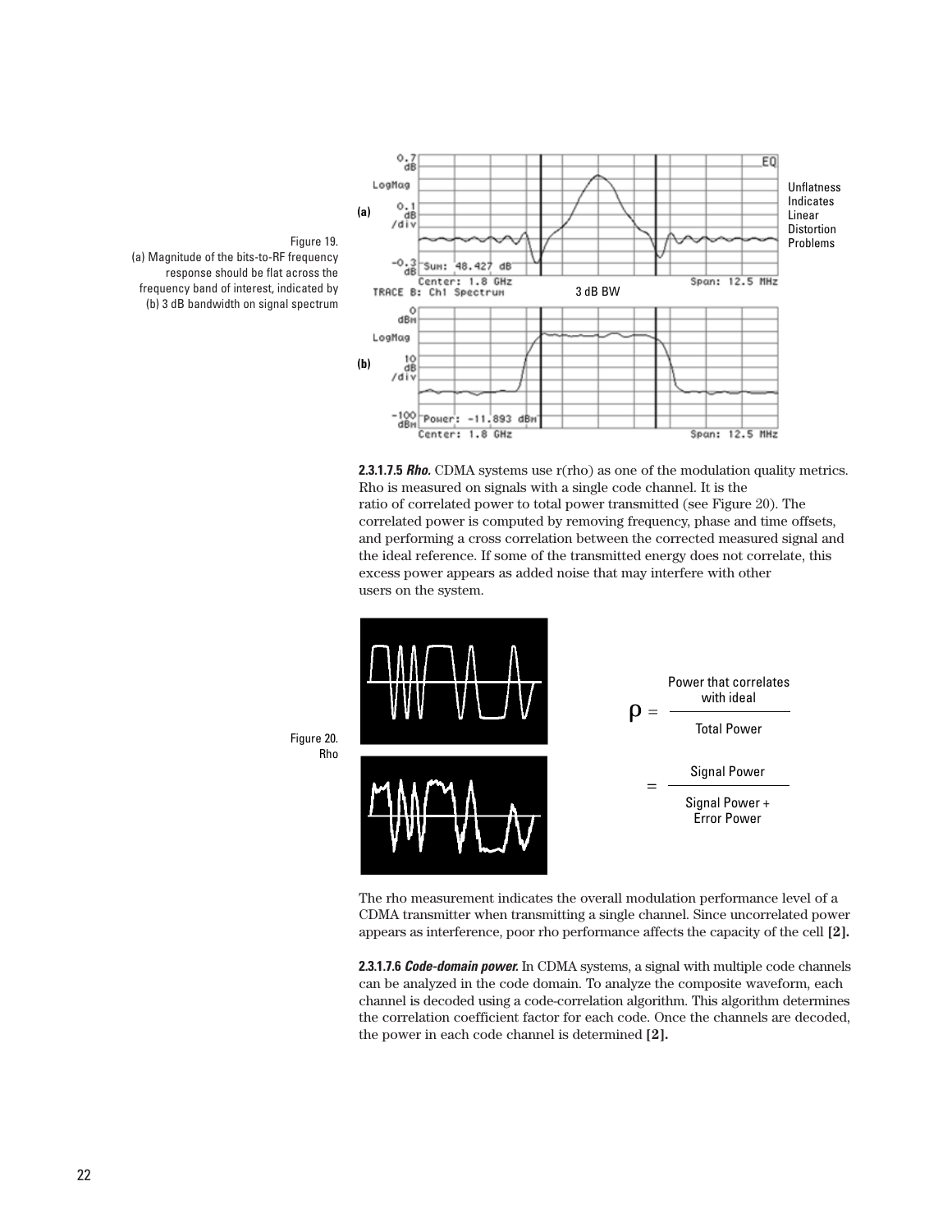Figure 19.
(a) Magnitude of the bits-to-RF frequency response should be flat across the frequency band of interest, indicated by (b) 3 dB bandwidth on signal spectrum

**2.3.1.7.5 *Rho.*** CDMA systems use r(rho) as one of the modulation quality metrics. Rho is measured on signals with a single code channel. It is the ratio of correlated power to total power transmitted (see Figure 20). The correlated power is computed by removing frequency, phase and time offsets, and performing a cross correlation between the corrected measured signal and the ideal reference. If some of the transmitted energy does not correlate, this excess power appears as added noise that may interfere with other users on the system.

$$\rho = \frac{\text{Power that correlates with ideal}}{\text{Total Power}} = \frac{\text{Signal Power}}{\text{Signal Power + Error Power}}$$

Figure 20.
Rho

The rho measurement indicates the overall modulation performance level of a CDMA transmitter when transmitting a single channel. Since uncorrelated power appears as interference, poor rho performance affects the capacity of the cell **[2].**

**2.3.1.7.6 *Code-domain power.*** In CDMA systems, a signal with multiple code channels can be analyzed in the code domain. To analyze the composite waveform, each channel is decoded using a code-correlation algorithm. This algorithm determines the correlation coefficient factor for each code. Once the channels are decoded, the power in each code channel is determined **[2].**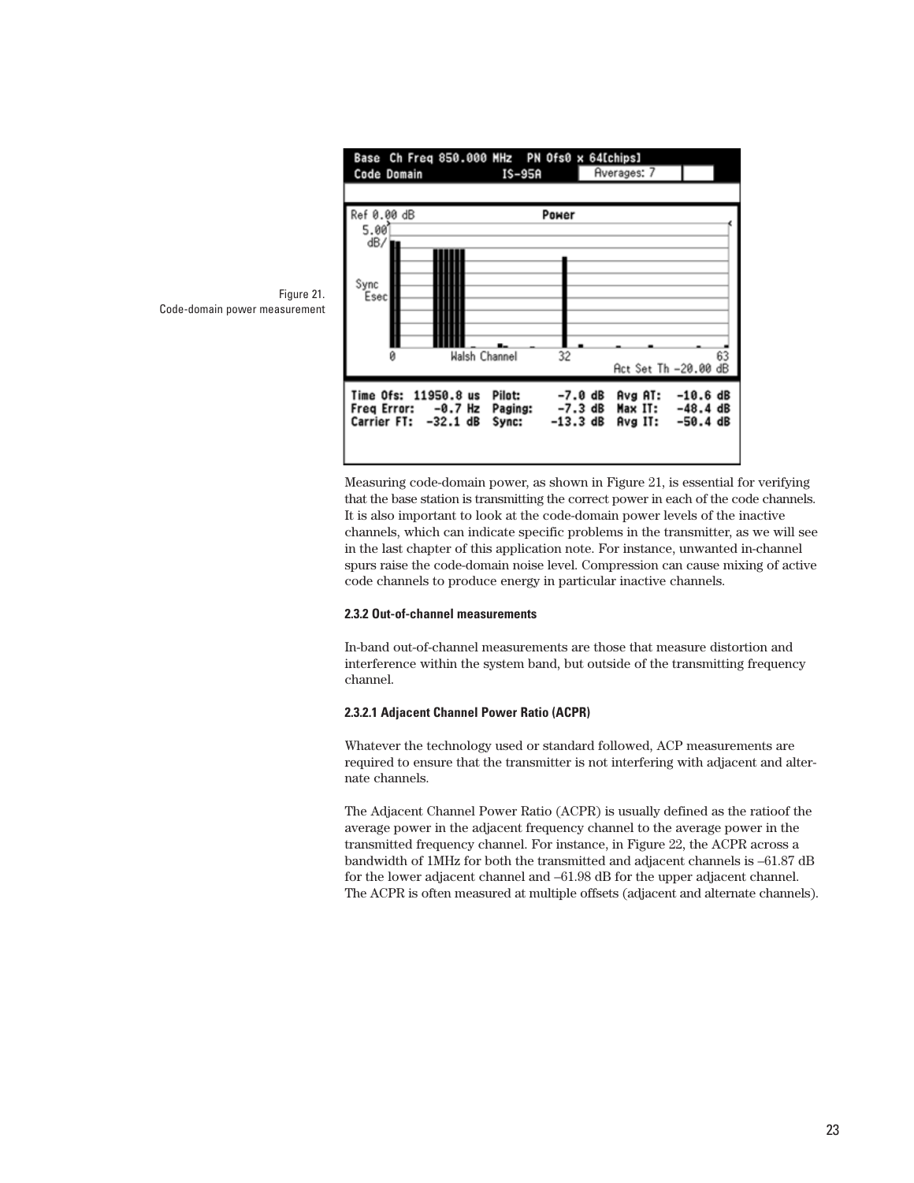Figure 21.
Code-domain power measurement

Measuring code-domain power, as shown in Figure 21, is essential for verifying that the base station is transmitting the correct power in each of the code channels. It is also important to look at the code-domain power levels of the inactive channels, which can indicate specific problems in the transmitter, as we will see in the last chapter of this application note. For instance, unwanted in-channel spurs raise the code-domain noise level. Compression can cause mixing of active code channels to produce energy in particular inactive channels.

#### 2.3.2 Out-of-channel measurements

In-band out-of-channel measurements are those that measure distortion and interference within the system band, but outside of the transmitting frequency channel.

##### 2.3.2.1 Adjacent Channel Power Ratio (ACPR)

Whatever the technology used or standard followed, ACP measurements are required to ensure that the transmitter is not interfering with adjacent and alternate channels.

The Adjacent Channel Power Ratio (ACPR) is usually defined as the ratioof the average power in the adjacent frequency channel to the average power in the transmitted frequency channel. For instance, in Figure 22, the ACPR across a bandwidth of 1MHz for both the transmitted and adjacent channels is –61.87 dB for the lower adjacent channel and –61.98 dB for the upper adjacent channel. The ACPR is often measured at multiple offsets (adjacent and alternate channels).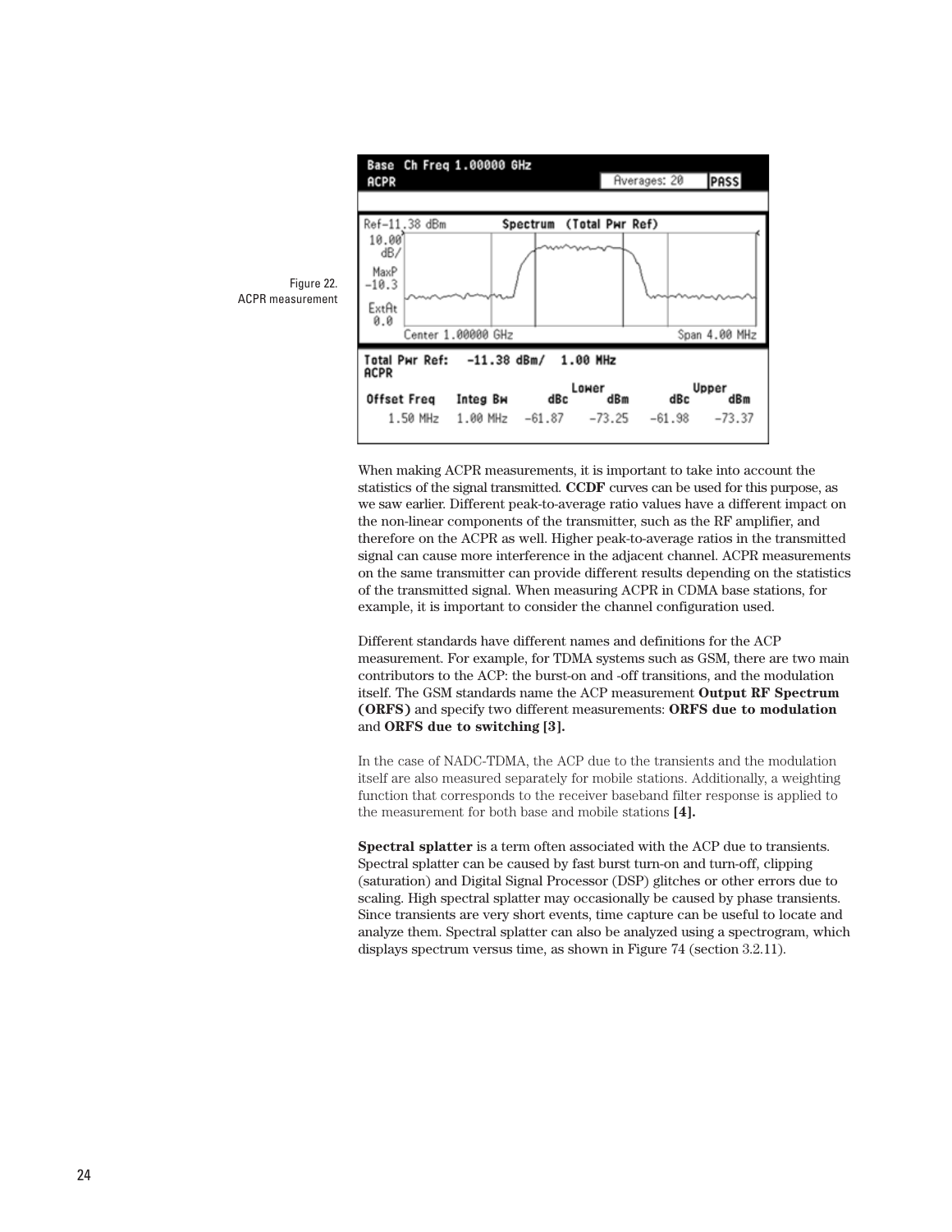Figure 22.
ACPR measurement

When making ACPR measurements, it is important to take into account the statistics of the signal transmitted. **CCDF** curves can be used for this purpose, as we saw earlier. Different peak-to-average ratio values have a different impact on the non-linear components of the transmitter, such as the RF amplifier, and therefore on the ACPR as well. Higher peak-to-average ratios in the transmitted signal can cause more interference in the adjacent channel. ACPR measurements on the same transmitter can provide different results depending on the statistics of the transmitted signal. When measuring ACPR in CDMA base stations, for example, it is important to consider the channel configuration used.

Different standards have different names and definitions for the ACP measurement. For example, for TDMA systems such as GSM, there are two main contributors to the ACP: the burst-on and -off transitions, and the modulation itself. The GSM standards name the ACP measurement **Output RF Spectrum (ORFS)** and specify two different measurements: **ORFS due to modulation** and **ORFS due to switching [3].**

In the case of NADC-TDMA, the ACP due to the transients and the modulation itself are also measured separately for mobile stations. Additionally, a weighting function that corresponds to the receiver baseband filter response is applied to the measurement for both base and mobile stations **[4].**

**Spectral splatter** is a term often associated with the ACP due to transients. Spectral splatter can be caused by fast burst turn-on and turn-off, clipping (saturation) and Digital Signal Processor (DSP) glitches or other errors due to scaling. High spectral splatter may occasionally be caused by phase transients. Since transients are very short events, time capture can be useful to locate and analyze them. Spectral splatter can also be analyzed using a spectrogram, which displays spectrum versus time, as shown in Figure 74 (section 3.2.11).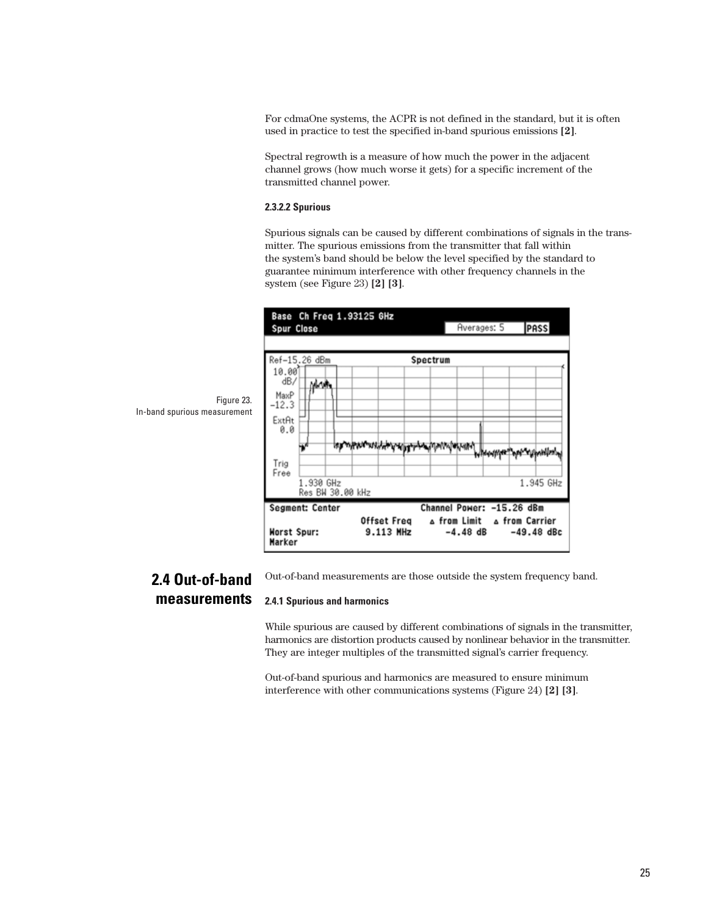For cdmaOne systems, the ACPR is not defined in the standard, but it is often used in practice to test the specified in-band spurious emissions **[2]**.

Spectral regrowth is a measure of how much the power in the adjacent channel grows (how much worse it gets) for a specific increment of the transmitted channel power.

#### 2.3.2.2 Spurious

Spurious signals can be caused by different combinations of signals in the transmitter. The spurious emissions from the transmitter that fall within the system's band should be below the level specified by the standard to guarantee minimum interference with other frequency channels in the system (see Figure 23) **[2] [3]**.

Figure 23.
In-band spurious measurement

## 2.4 Out-of-band measurements

Out-of-band measurements are those outside the system frequency band.

#### 2.4.1 Spurious and harmonics

While spurious are caused by different combinations of signals in the transmitter, harmonics are distortion products caused by nonlinear behavior in the transmitter. They are integer multiples of the transmitted signal's carrier frequency.

Out-of-band spurious and harmonics are measured to ensure minimum interference with other communications systems (Figure 24) **[2] [3]**.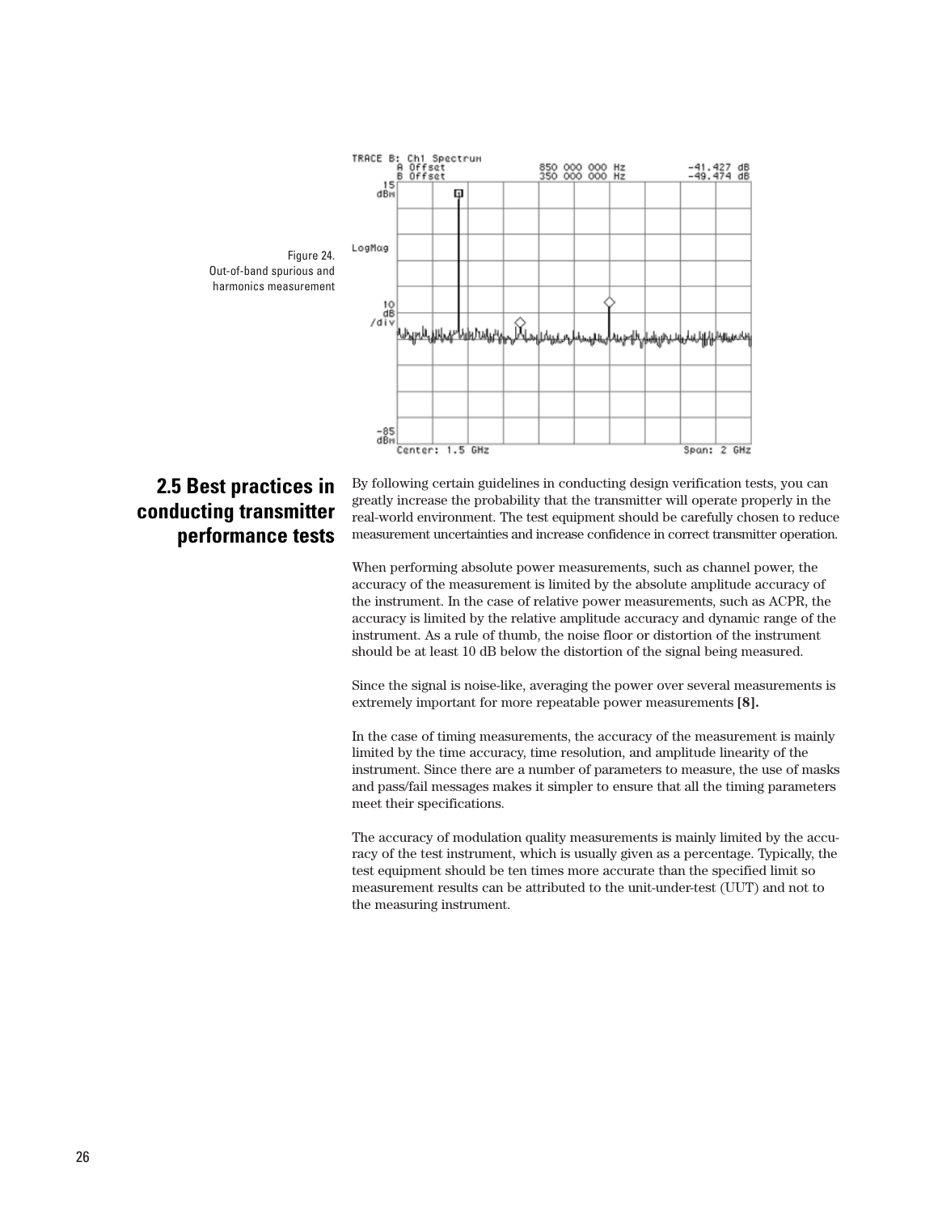Figure 24.
Out-of-band spurious and harmonics measurement

## 2.5 Best practices in conducting transmitter performance tests

By following certain guidelines in conducting design verification tests, you can greatly increase the probability that the transmitter will operate properly in the real-world environment. The test equipment should be carefully chosen to reduce measurement uncertainties and increase confidence in correct transmitter operation.

When performing absolute power measurements, such as channel power, the accuracy of the measurement is limited by the absolute amplitude accuracy of the instrument. In the case of relative power measurements, such as ACPR, the accuracy is limited by the relative amplitude accuracy and dynamic range of the instrument. As a rule of thumb, the noise floor or distortion of the instrument should be at least 10 dB below the distortion of the signal being measured.

Since the signal is noise-like, averaging the power over several measurements is extremely important for more repeatable power measurements **[8].**

In the case of timing measurements, the accuracy of the measurement is mainly limited by the time accuracy, time resolution, and amplitude linearity of the instrument. Since there are a number of parameters to measure, the use of masks and pass/fail messages makes it simpler to ensure that all the timing parameters meet their specifications.

The accuracy of modulation quality measurements is mainly limited by the accuracy of the test instrument, which is usually given as a percentage. Typically, the test equipment should be ten times more accurate than the specified limit so measurement results can be attributed to the unit-under-test (UUT) and not to the measuring instrument.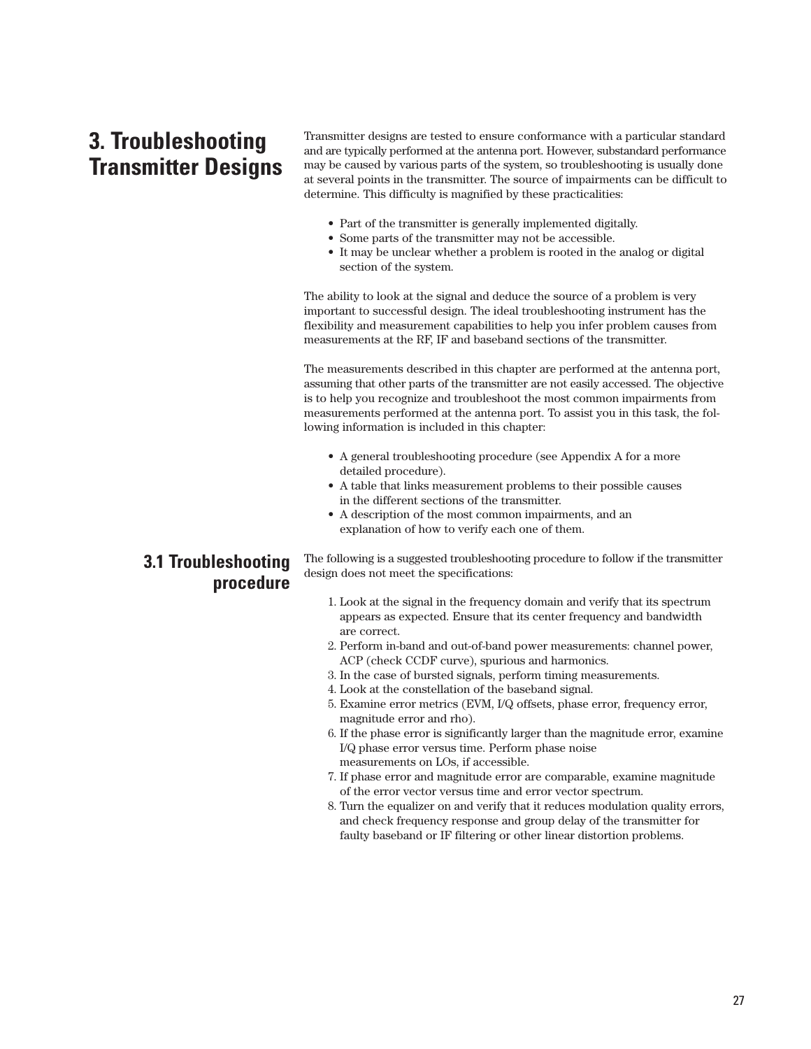# 3. Troubleshooting Transmitter Designs

Transmitter designs are tested to ensure conformance with a particular standard and are typically performed at the antenna port. However, substandard performance may be caused by various parts of the system, so troubleshooting is usually done at several points in the transmitter. The source of impairments can be difficult to determine. This difficulty is magnified by these practicalities:

- Part of the transmitter is generally implemented digitally.
- Some parts of the transmitter may not be accessible.
- It may be unclear whether a problem is rooted in the analog or digital section of the system.

The ability to look at the signal and deduce the source of a problem is very important to successful design. The ideal troubleshooting instrument has the flexibility and measurement capabilities to help you infer problem causes from measurements at the RF, IF and baseband sections of the transmitter.

The measurements described in this chapter are performed at the antenna port, assuming that other parts of the transmitter are not easily accessed. The objective is to help you recognize and troubleshoot the most common impairments from measurements performed at the antenna port. To assist you in this task, the following information is included in this chapter:

- A general troubleshooting procedure (see Appendix A for a more detailed procedure).
- A table that links measurement problems to their possible causes in the different sections of the transmitter.
- A description of the most common impairments, and an explanation of how to verify each one of them.

## 3.1 Troubleshooting procedure

The following is a suggested troubleshooting procedure to follow if the transmitter design does not meet the specifications:

1. Look at the signal in the frequency domain and verify that its spectrum appears as expected. Ensure that its center frequency and bandwidth are correct.
2. Perform in-band and out-of-band power measurements: channel power, ACP (check CCDF curve), spurious and harmonics.
3. In the case of bursted signals, perform timing measurements.
4. Look at the constellation of the baseband signal.
5. Examine error metrics (EVM, I/Q offsets, phase error, frequency error, magnitude error and rho).
6. If the phase error is significantly larger than the magnitude error, examine I/Q phase error versus time. Perform phase noise measurements on LOs, if accessible.
7. If phase error and magnitude error are comparable, examine magnitude of the error vector versus time and error vector spectrum.
8. Turn the equalizer on and verify that it reduces modulation quality errors, and check frequency response and group delay of the transmitter for faulty baseband or IF filtering or other linear distortion problems.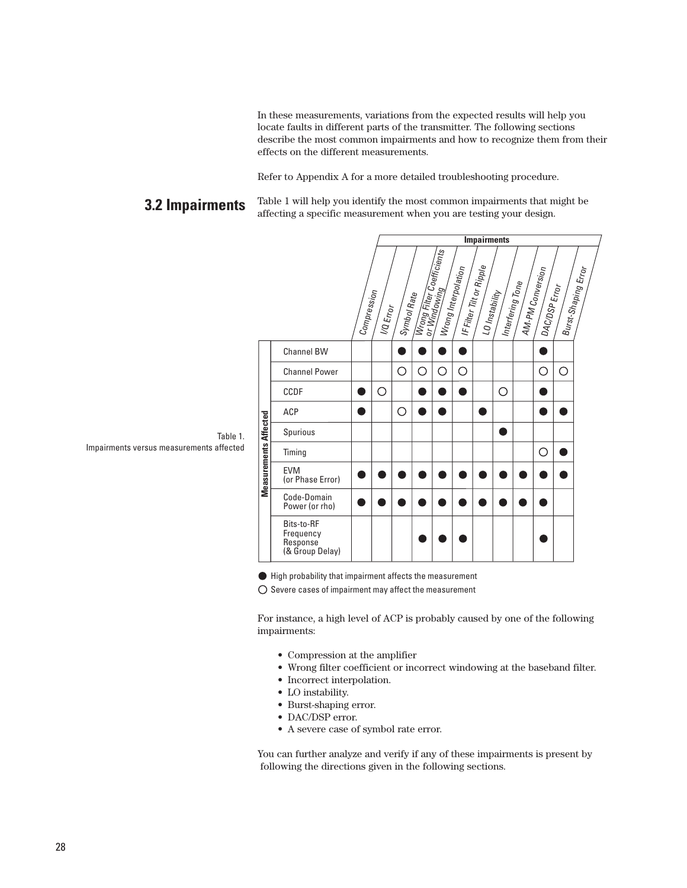In these measurements, variations from the expected results will help you locate faults in different parts of the transmitter. The following sections describe the most common impairments and how to recognize them from their effects on the different measurements.

Refer to Appendix A for a more detailed troubleshooting procedure.

## 3.2 Impairments

Table 1 will help you identify the most common impairments that might be affecting a specific measurement when you are testing your design.

Table 1.
Impairments versus measurements affected

| Measurements Affected | Compression | I/Q Error | Symbol Rate | Wrong Filter Coefficients or Windowing | Wrong Interpolation | IF Filter Tilt or Ripple | LO Instability | Interfering Tone | AM-PM Conversion | DAC/DSP Error | Burst-Shaping Error |
|---|---|---|---|---|---|---|---|---|---|---|---|
| Channel BW | | | ● | ● | ● | ● | | | | ● | |
| Channel Power | | | ○ | ○ | ○ | ○ | | | | ○ | ○ |
| CCDF | ● | ○ | | ● | ● | ● | | ○ | | ● | |
| ACP | ● | | ○ | ● | ● | | ● | | | ● | ● |
| Spurious | | | | | | | | ● | | | |
| Timing | | | | | | | | | | ○ | ● |
| EVM (or Phase Error) | ● | ● | ● | ● | ● | ● | ● | ● | ● | ● | ● |
| Code-Domain Power (or rho) | ● | ● | ● | ● | ● | ● | ● | ● | ● | ● | |
| Bits-to-RF Frequency Response (& Group Delay) | | | | ● | ● | ● | | | | ● | |

● High probability that impairment affects the measurement

○ Severe cases of impairment may affect the measurement

For instance, a high level of ACP is probably caused by one of the following impairments:

- Compression at the amplifier
- Wrong filter coefficient or incorrect windowing at the baseband filter.
- Incorrect interpolation.
- LO instability.
- Burst-shaping error.
- DAC/DSP error.
- A severe case of symbol rate error.

You can further analyze and verify if any of these impairments is present by following the directions given in the following sections.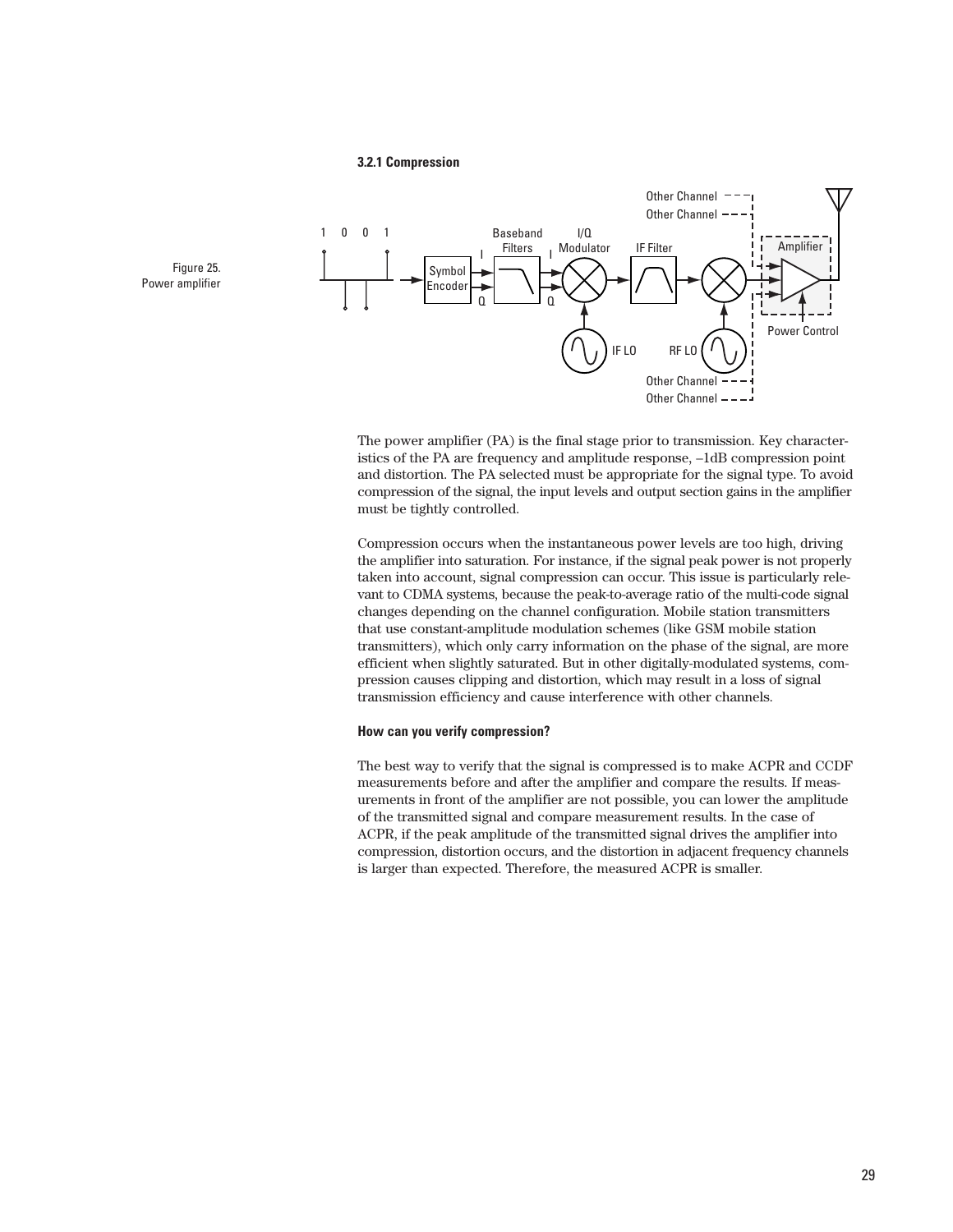### 3.2.1 Compression

Figure 25.
Power amplifier

The power amplifier (PA) is the final stage prior to transmission. Key characteristics of the PA are frequency and amplitude response, –1dB compression point and distortion. The PA selected must be appropriate for the signal type. To avoid compression of the signal, the input levels and output section gains in the amplifier must be tightly controlled.

Compression occurs when the instantaneous power levels are too high, driving the amplifier into saturation. For instance, if the signal peak power is not properly taken into account, signal compression can occur. This issue is particularly relevant to CDMA systems, because the peak-to-average ratio of the multi-code signal changes depending on the channel configuration. Mobile station transmitters that use constant-amplitude modulation schemes (like GSM mobile station transmitters), which only carry information on the phase of the signal, are more efficient when slightly saturated. But in other digitally-modulated systems, compression causes clipping and distortion, which may result in a loss of signal transmission efficiency and cause interference with other channels.

#### How can you verify compression?

The best way to verify that the signal is compressed is to make ACPR and CCDF measurements before and after the amplifier and compare the results. If measurements in front of the amplifier are not possible, you can lower the amplitude of the transmitted signal and compare measurement results. In the case of ACPR, if the peak amplitude of the transmitted signal drives the amplifier into compression, distortion occurs, and the distortion in adjacent frequency channels is larger than expected. Therefore, the measured ACPR is smaller.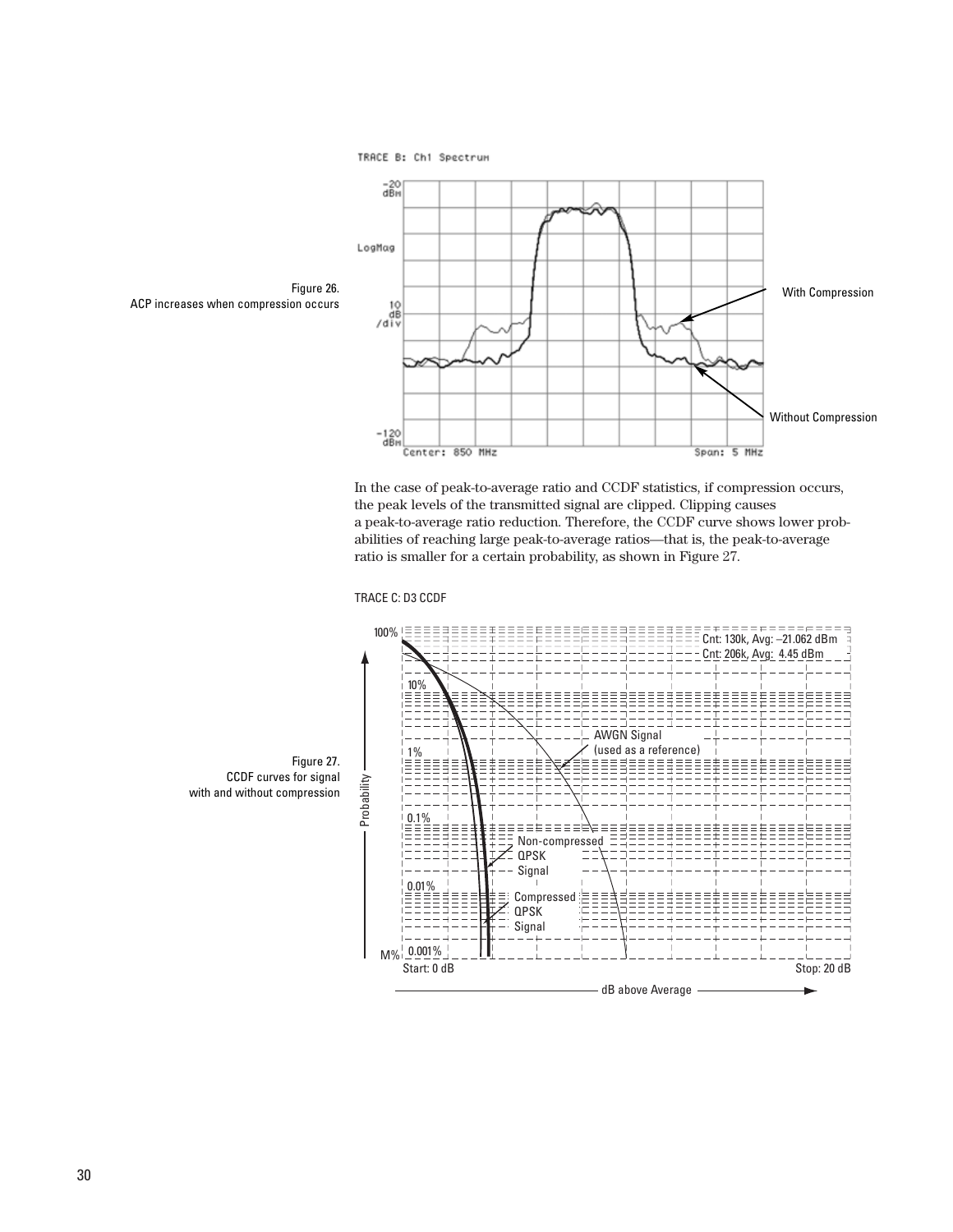Figure 26.
ACP increases when compression occurs

In the case of peak-to-average ratio and CCDF statistics, if compression occurs, the peak levels of the transmitted signal are clipped. Clipping causes a peak-to-average ratio reduction. Therefore, the CCDF curve shows lower probabilities of reaching large peak-to-average ratios—that is, the peak-to-average ratio is smaller for a certain probability, as shown in Figure 27.

Figure 27.
CCDF curves for signal with and without compression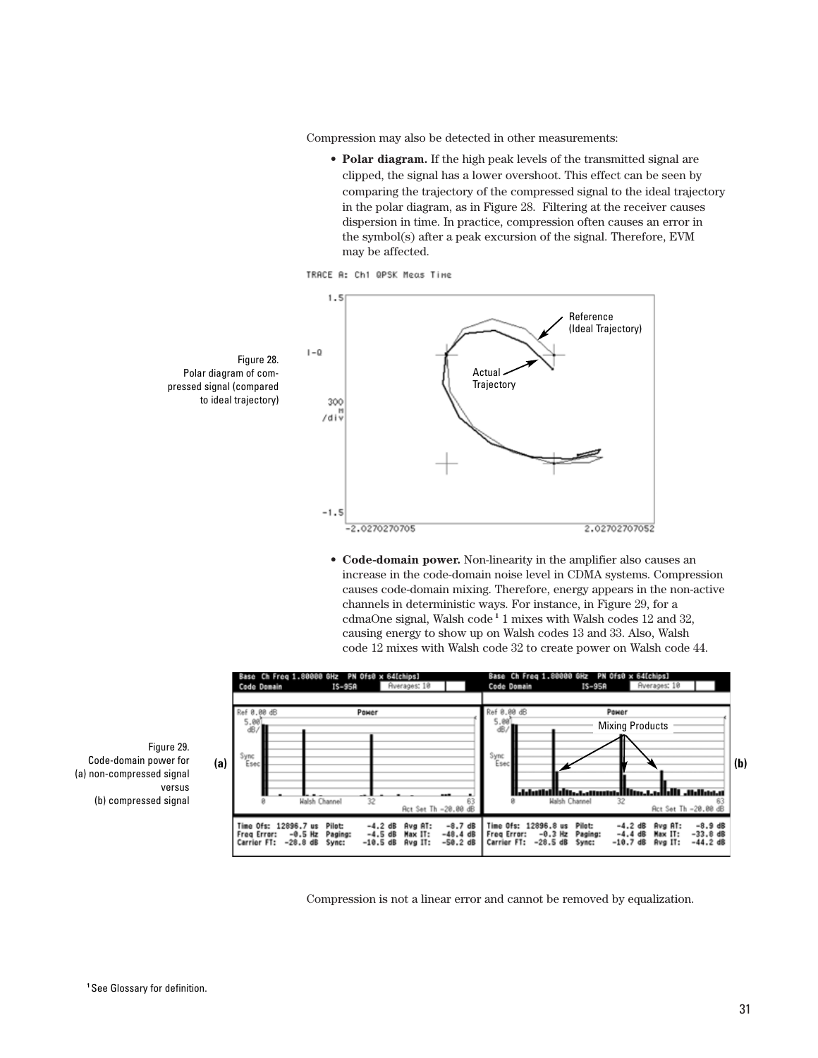Compression may also be detected in other measurements:

- **Polar diagram.** If the high peak levels of the transmitted signal are clipped, the signal has a lower overshoot. This effect can be seen by comparing the trajectory of the compressed signal to the ideal trajectory in the polar diagram, as in Figure 28. Filtering at the receiver causes dispersion in time. In practice, compression often causes an error in the symbol(s) after a peak excursion of the signal. Therefore, EVM may be affected.

Figure 28.
Polar diagram of compressed signal (compared to ideal trajectory)

- **Code-domain power.** Non-linearity in the amplifier also causes an increase in the code-domain noise level in CDMA systems. Compression causes code-domain mixing. Therefore, energy appears in the non-active channels in deterministic ways. For instance, in Figure 29, for a cdmaOne signal, Walsh code[1] 1 mixes with Walsh codes 12 and 32, causing energy to show up on Walsh codes 13 and 33. Also, Walsh code 12 mixes with Walsh code 32 to create power on Walsh code 44.

Figure 29.
Code-domain power for
(a) non-compressed signal
versus
(b) compressed signal

Compression is not a linear error and cannot be removed by equalization.

[1] See Glossary for definition.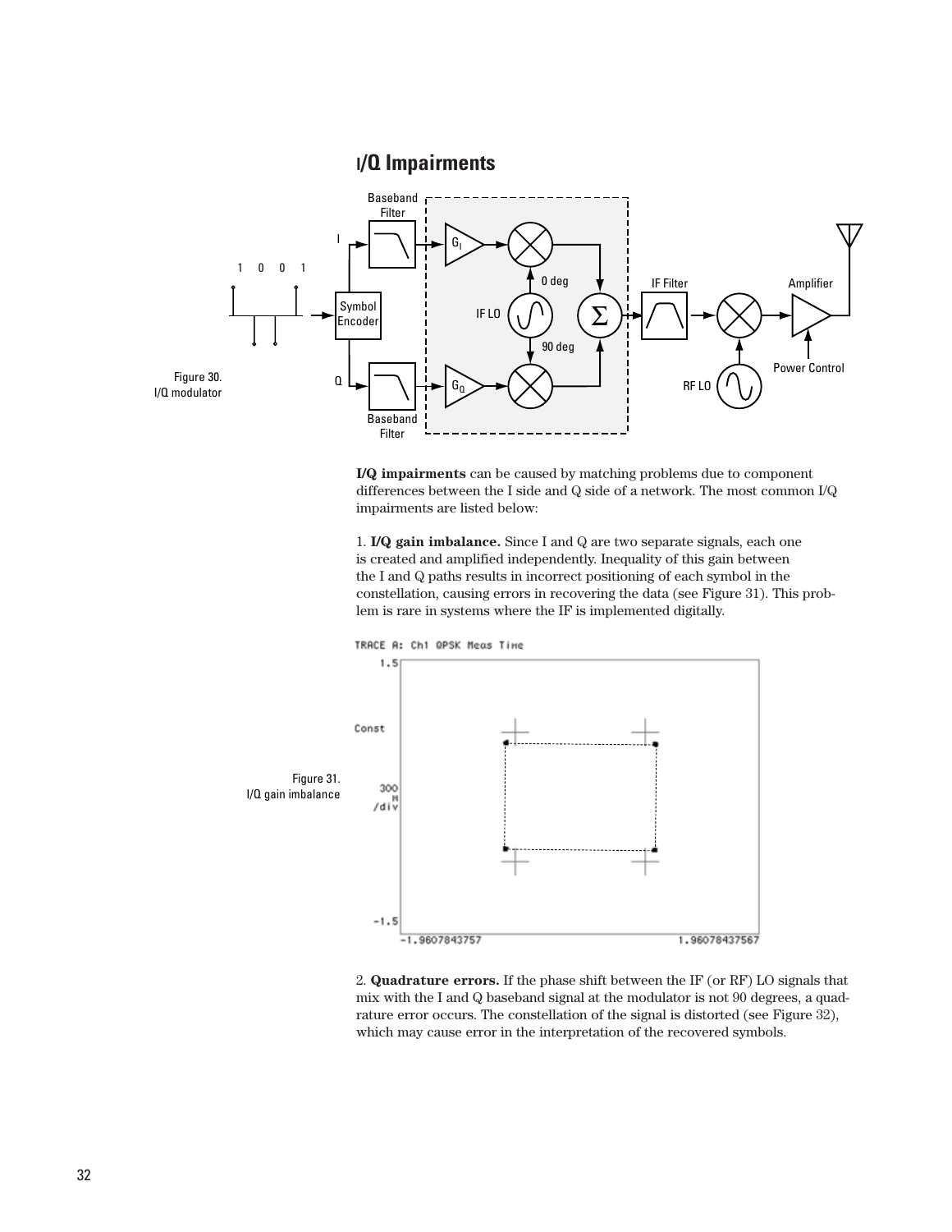## I/Q Impairments

Figure 30.
I/Q modulator

**I/Q impairments** can be caused by matching problems due to component differences between the I side and Q side of a network. The most common I/Q impairments are listed below:

1. **I/Q gain imbalance.** Since I and Q are two separate signals, each one is created and amplified independently. Inequality of this gain between the I and Q paths results in incorrect positioning of each symbol in the constellation, causing errors in recovering the data (see Figure 31). This problem is rare in systems where the IF is implemented digitally.

Figure 31.
I/Q gain imbalance

2. **Quadrature errors.** If the phase shift between the IF (or RF) LO signals that mix with the I and Q baseband signal at the modulator is not 90 degrees, a quadrature error occurs. The constellation of the signal is distorted (see Figure 32), which may cause error in the interpretation of the recovered symbols.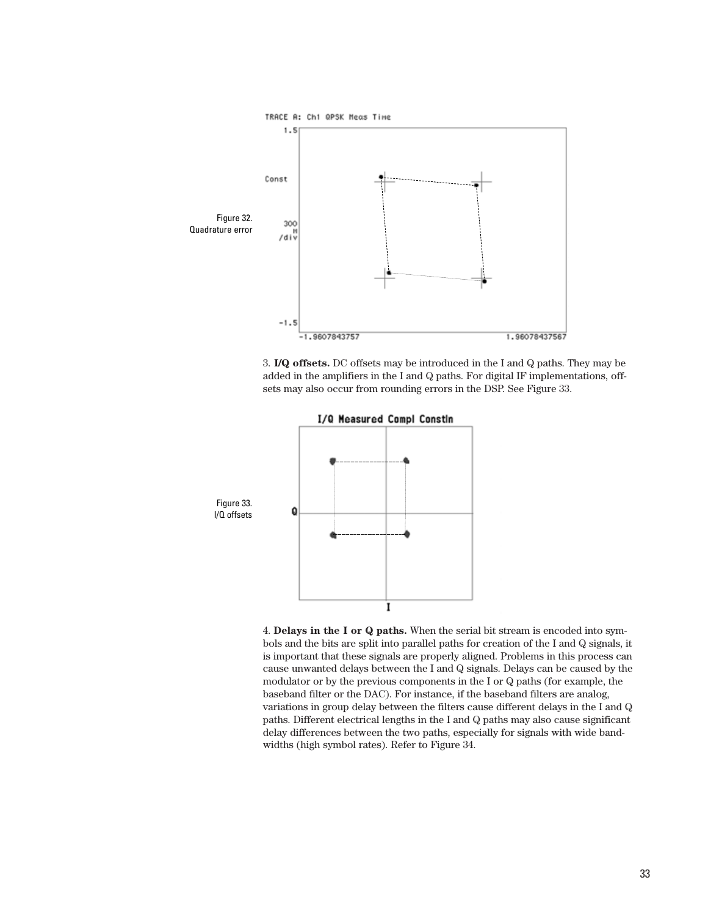Figure 32.
Quadrature error

3. **I/Q offsets.** DC offsets may be introduced in the I and Q paths. They may be added in the amplifiers in the I and Q paths. For digital IF implementations, offsets may also occur from rounding errors in the DSP. See Figure 33.

Figure 33.
I/Q offsets

4. **Delays in the I or Q paths.** When the serial bit stream is encoded into symbols and the bits are split into parallel paths for creation of the I and Q signals, it is important that these signals are properly aligned. Problems in this process can cause unwanted delays between the I and Q signals. Delays can be caused by the modulator or by the previous components in the I or Q paths (for example, the baseband filter or the DAC). For instance, if the baseband filters are analog, variations in group delay between the filters cause different delays in the I and Q paths. Different electrical lengths in the I and Q paths may also cause significant delay differences between the two paths, especially for signals with wide bandwidths (high symbol rates). Refer to Figure 34.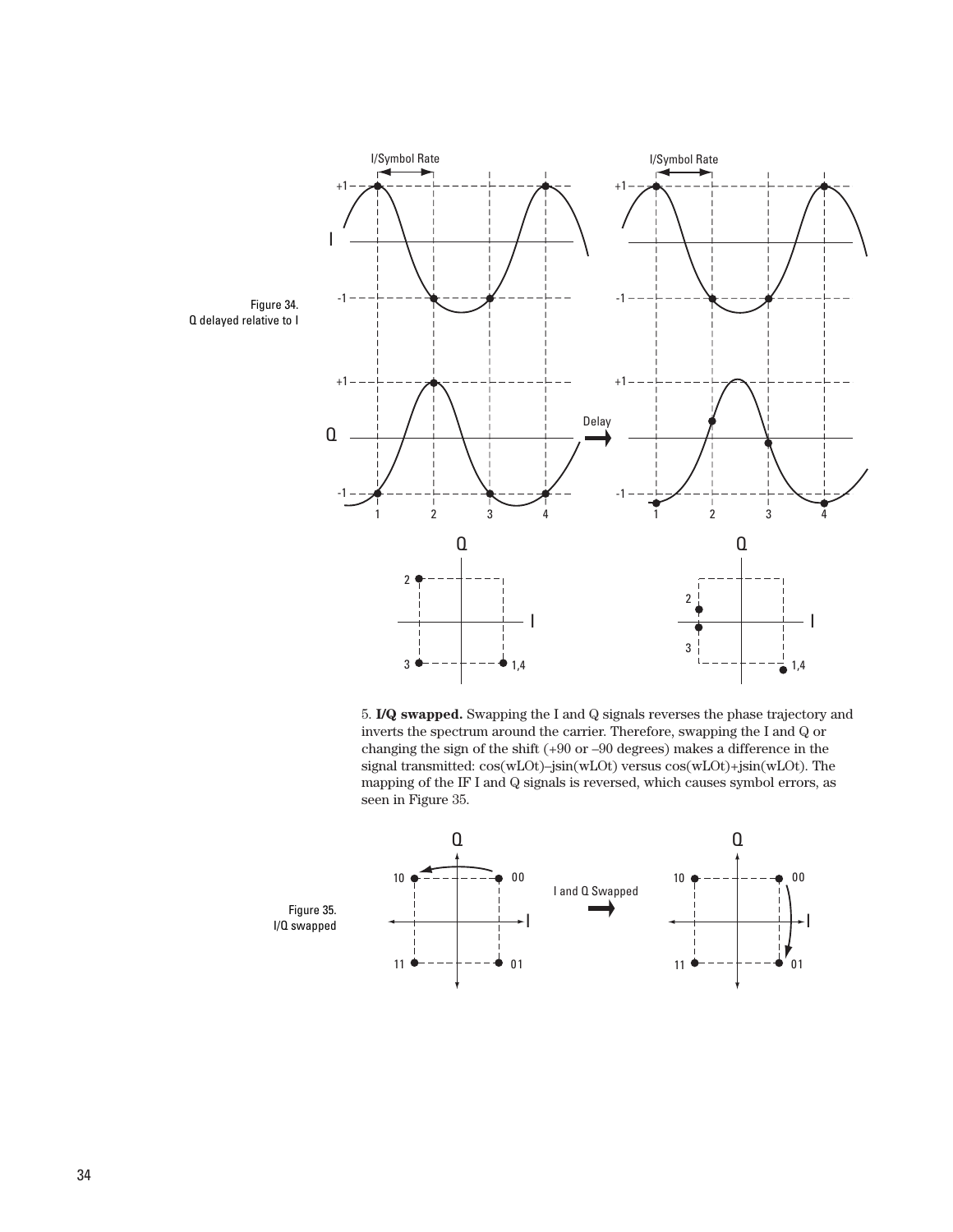Figure 34.
Q delayed relative to I

5. **I/Q swapped.** Swapping the I and Q signals reverses the phase trajectory and inverts the spectrum around the carrier. Therefore, swapping the I and Q or changing the sign of the shift (+90 or –90 degrees) makes a difference in the signal transmitted: cos(wLOt)–jsin(wLOt) versus cos(wLOt)+jsin(wLOt). The mapping of the IF I and Q signals is reversed, which causes symbol errors, as seen in Figure 35.

Figure 35.
I/Q swapped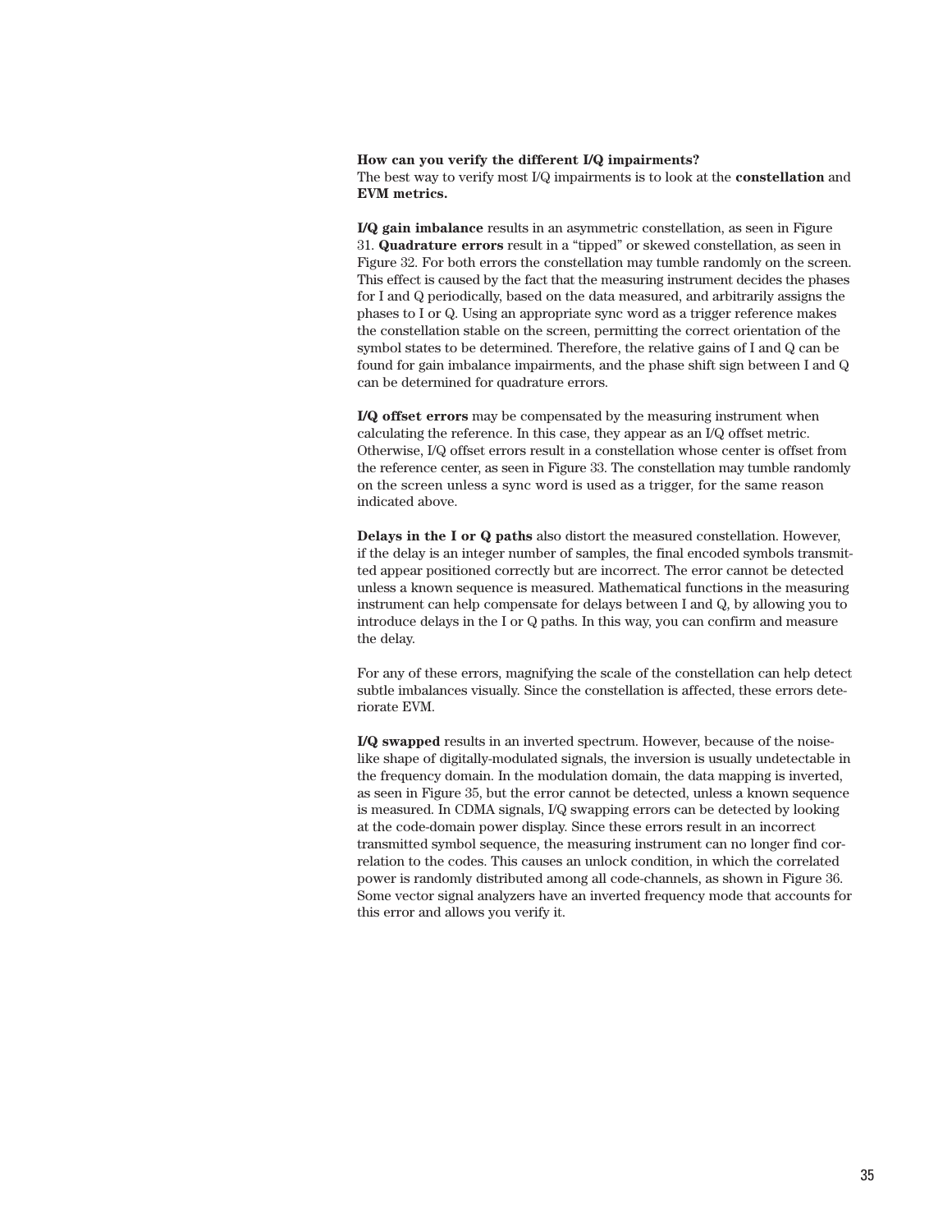**How can you verify the different I/Q impairments?**
The best way to verify most I/Q impairments is to look at the **constellation** and **EVM metrics.**

**I/Q gain imbalance** results in an asymmetric constellation, as seen in Figure 31. **Quadrature errors** result in a "tipped" or skewed constellation, as seen in Figure 32. For both errors the constellation may tumble randomly on the screen. This effect is caused by the fact that the measuring instrument decides the phases for I and Q periodically, based on the data measured, and arbitrarily assigns the phases to I or Q. Using an appropriate sync word as a trigger reference makes the constellation stable on the screen, permitting the correct orientation of the symbol states to be determined. Therefore, the relative gains of I and Q can be found for gain imbalance impairments, and the phase shift sign between I and Q can be determined for quadrature errors.

**I/Q offset errors** may be compensated by the measuring instrument when calculating the reference. In this case, they appear as an I/Q offset metric. Otherwise, I/Q offset errors result in a constellation whose center is offset from the reference center, as seen in Figure 33. The constellation may tumble randomly on the screen unless a sync word is used as a trigger, for the same reason indicated above.

**Delays in the I or Q paths** also distort the measured constellation. However, if the delay is an integer number of samples, the final encoded symbols transmitted appear positioned correctly but are incorrect. The error cannot be detected unless a known sequence is measured. Mathematical functions in the measuring instrument can help compensate for delays between I and Q, by allowing you to introduce delays in the I or Q paths. In this way, you can confirm and measure the delay.

For any of these errors, magnifying the scale of the constellation can help detect subtle imbalances visually. Since the constellation is affected, these errors deteriorate EVM.

**I/Q swapped** results in an inverted spectrum. However, because of the noise-like shape of digitally-modulated signals, the inversion is usually undetectable in the frequency domain. In the modulation domain, the data mapping is inverted, as seen in Figure 35, but the error cannot be detected, unless a known sequence is measured. In CDMA signals, I/Q swapping errors can be detected by looking at the code-domain power display. Since these errors result in an incorrect transmitted symbol sequence, the measuring instrument can no longer find correlation to the codes. This causes an unlock condition, in which the correlated power is randomly distributed among all code-channels, as shown in Figure 36. Some vector signal analyzers have an inverted frequency mode that accounts for this error and allows you verify it.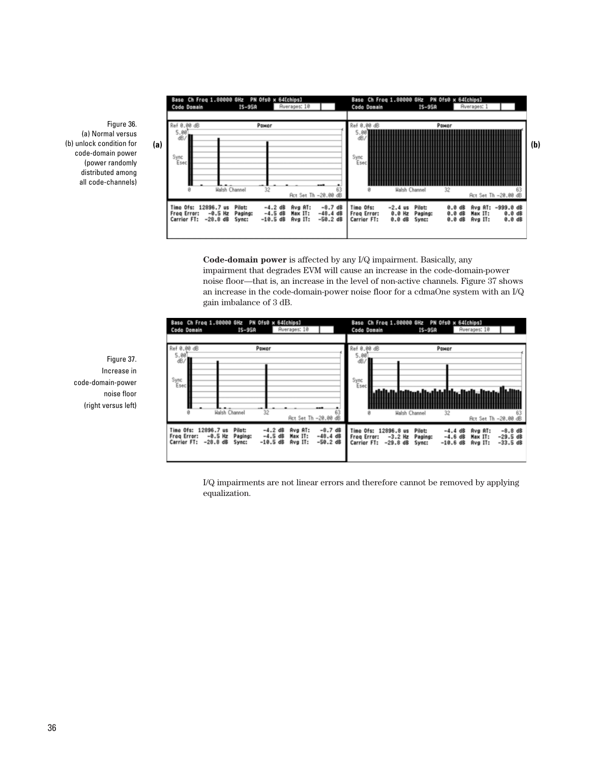Figure 36.
(a) Normal versus
(b) unlock condition for
code-domain power
(power randomly
distributed among
all code-channels)

**Code-domain power** is affected by any I/Q impairment. Basically, any impairment that degrades EVM will cause an increase in the code-domain-power noise floor—that is, an increase in the level of non-active channels. Figure 37 shows an increase in the code-domain-power noise floor for a cdmaOne system with an I/Q gain imbalance of 3 dB.

Figure 37.
Increase in
code-domain-power
noise floor
(right versus left)

I/Q impairments are not linear errors and therefore cannot be removed by applying equalization.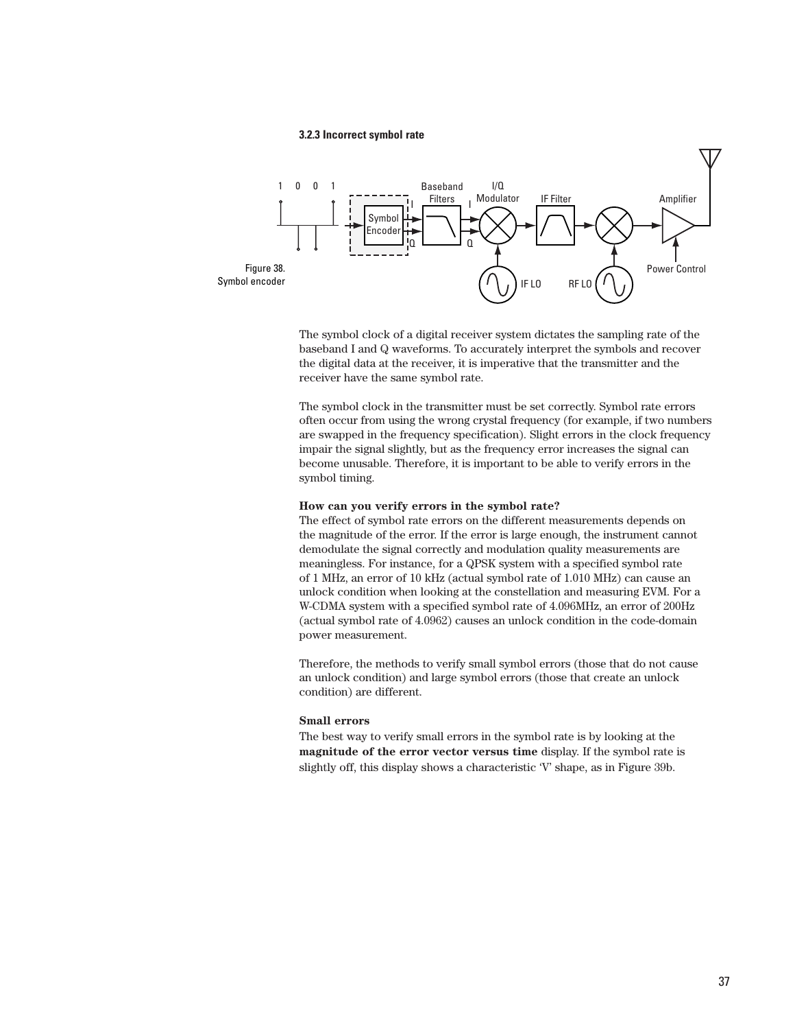### 3.2.3 Incorrect symbol rate

Figure 38.
Symbol encoder

The symbol clock of a digital receiver system dictates the sampling rate of the baseband I and Q waveforms. To accurately interpret the symbols and recover the digital data at the receiver, it is imperative that the transmitter and the receiver have the same symbol rate.

The symbol clock in the transmitter must be set correctly. Symbol rate errors often occur from using the wrong crystal frequency (for example, if two numbers are swapped in the frequency specification). Slight errors in the clock frequency impair the signal slightly, but as the frequency error increases the signal can become unusable. Therefore, it is important to be able to verify errors in the symbol timing.

**How can you verify errors in the symbol rate?**
The effect of symbol rate errors on the different measurements depends on the magnitude of the error. If the error is large enough, the instrument cannot demodulate the signal correctly and modulation quality measurements are meaningless. For instance, for a QPSK system with a specified symbol rate of 1 MHz, an error of 10 kHz (actual symbol rate of 1.010 MHz) can cause an unlock condition when looking at the constellation and measuring EVM. For a W-CDMA system with a specified symbol rate of 4.096MHz, an error of 200Hz (actual symbol rate of 4.0962) causes an unlock condition in the code-domain power measurement.

Therefore, the methods to verify small symbol errors (those that do not cause an unlock condition) and large symbol errors (those that create an unlock condition) are different.

**Small errors**
The best way to verify small errors in the symbol rate is by looking at the **magnitude of the error vector versus time** display. If the symbol rate is slightly off, this display shows a characteristic 'V' shape, as in Figure 39b.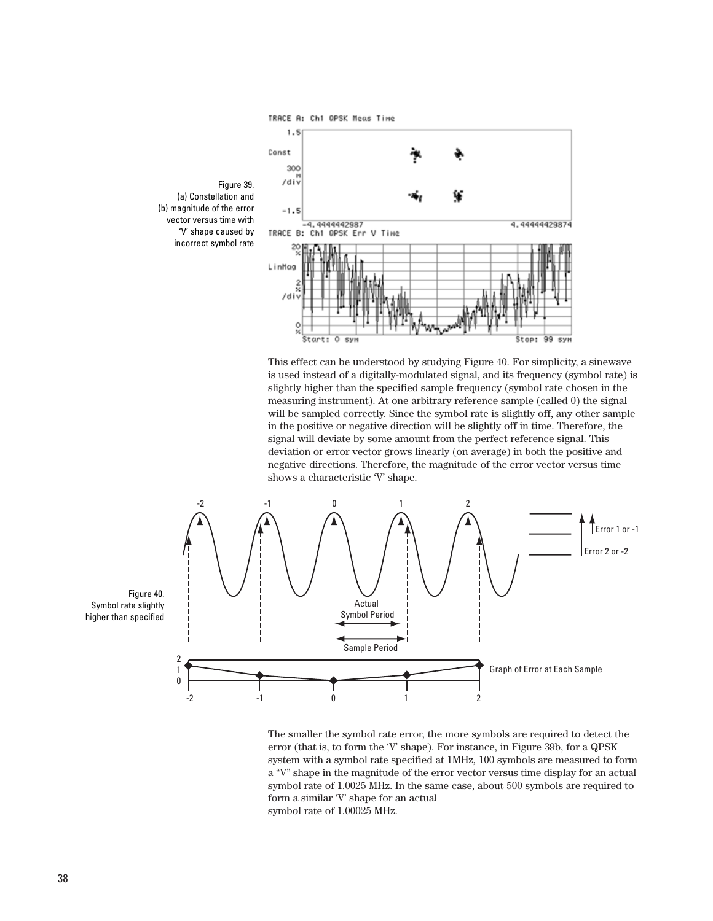Figure 39.
(a) Constellation and
(b) magnitude of the error vector versus time with 'V' shape caused by incorrect symbol rate

This effect can be understood by studying Figure 40. For simplicity, a sinewave is used instead of a digitally-modulated signal, and its frequency (symbol rate) is slightly higher than the specified sample frequency (symbol rate chosen in the measuring instrument). At one arbitrary reference sample (called 0) the signal will be sampled correctly. Since the symbol rate is slightly off, any other sample in the positive or negative direction will be slightly off in time. Therefore, the signal will deviate by some amount from the perfect reference signal. This deviation or error vector grows linearly (on average) in both the positive and negative directions. Therefore, the magnitude of the error vector versus time shows a characteristic 'V' shape.

Figure 40.
Symbol rate slightly higher than specified

The smaller the symbol rate error, the more symbols are required to detect the error (that is, to form the 'V' shape). For instance, in Figure 39b, for a QPSK system with a symbol rate specified at 1MHz, 100 symbols are measured to form a "V" shape in the magnitude of the error vector versus time display for an actual symbol rate of 1.0025 MHz. In the same case, about 500 symbols are required to form a similar 'V' shape for an actual symbol rate of 1.00025 MHz.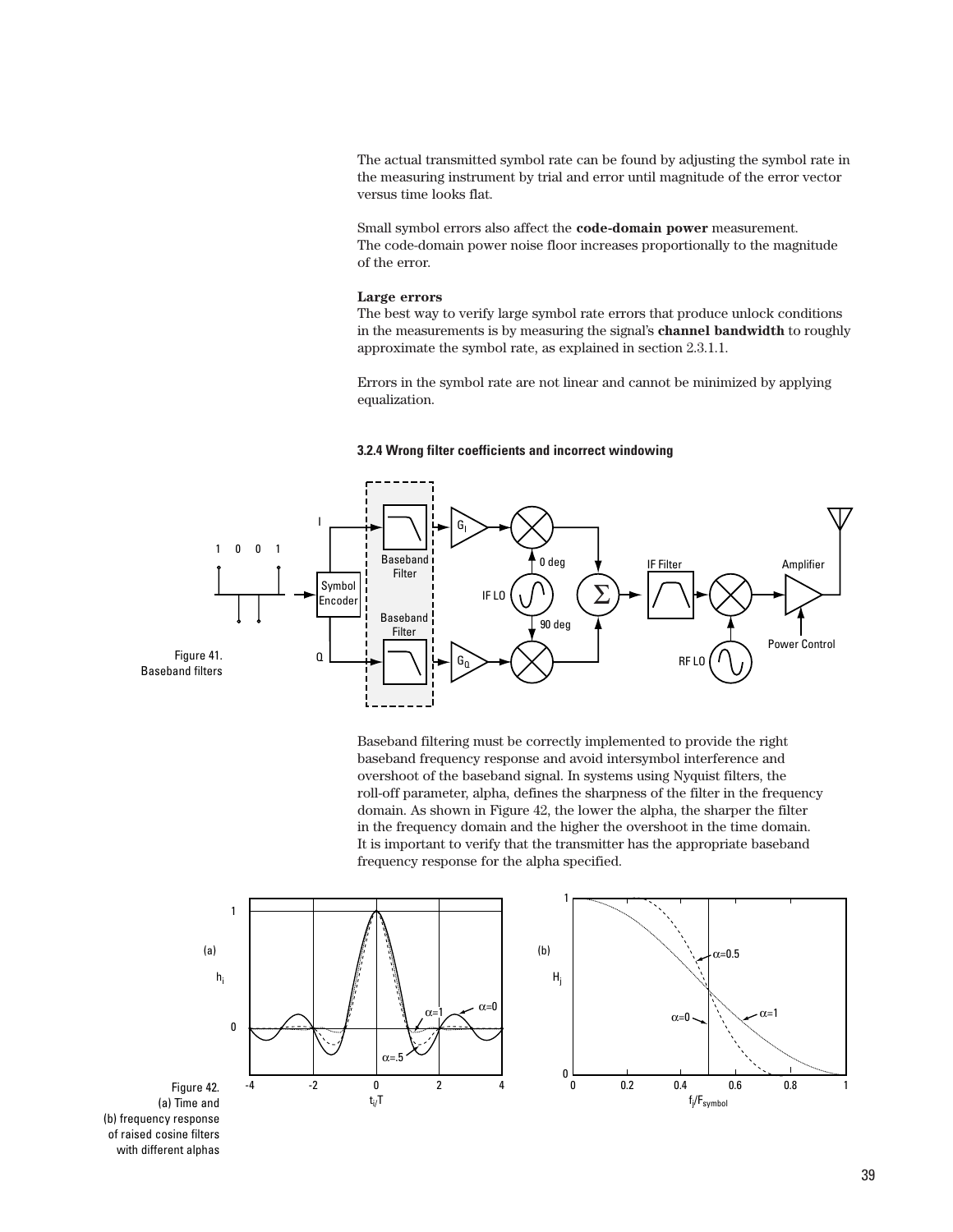The actual transmitted symbol rate can be found by adjusting the symbol rate in the measuring instrument by trial and error until magnitude of the error vector versus time looks flat.

Small symbol errors also affect the **code-domain power** measurement. The code-domain power noise floor increases proportionally to the magnitude of the error.

**Large errors**

The best way to verify large symbol rate errors that produce unlock conditions in the measurements is by measuring the signal's **channel bandwidth** to roughly approximate the symbol rate, as explained in section 2.3.1.1.

Errors in the symbol rate are not linear and cannot be minimized by applying equalization.

### 3.2.4 Wrong filter coefficients and incorrect windowing

Figure 41. Baseband filters

Baseband filtering must be correctly implemented to provide the right baseband frequency response and avoid intersymbol interference and overshoot of the baseband signal. In systems using Nyquist filters, the roll-off parameter, alpha, defines the sharpness of the filter in the frequency domain. As shown in Figure 42, the lower the alpha, the sharper the filter in the frequency domain and the higher the overshoot in the time domain. It is important to verify that the transmitter has the appropriate baseband frequency response for the alpha specified.

Figure 42. (a) Time and (b) frequency response of raised cosine filters with different alphas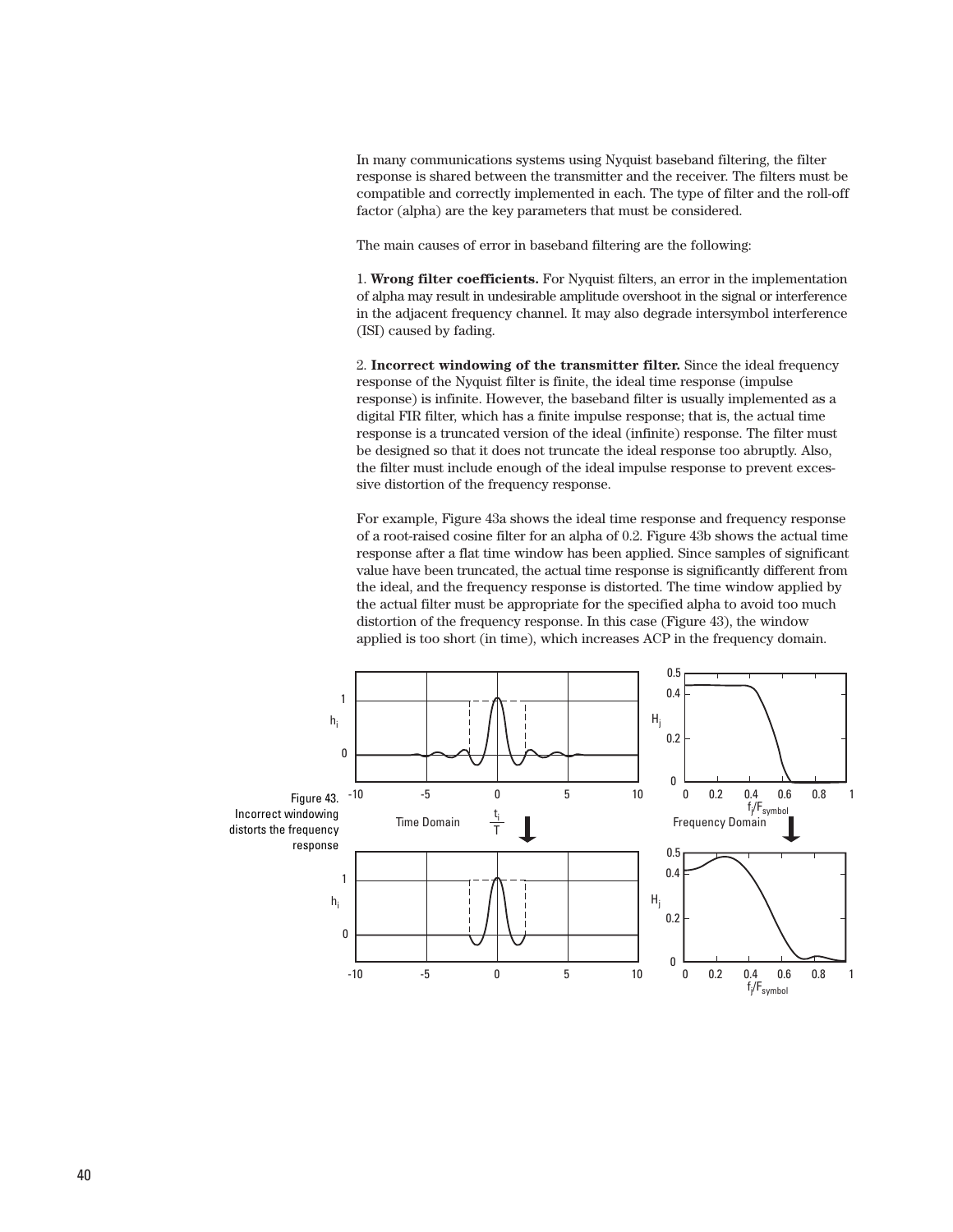In many communications systems using Nyquist baseband filtering, the filter response is shared between the transmitter and the receiver. The filters must be compatible and correctly implemented in each. The type of filter and the roll-off factor (alpha) are the key parameters that must be considered.

The main causes of error in baseband filtering are the following:

1. **Wrong filter coefficients.** For Nyquist filters, an error in the implementation of alpha may result in undesirable amplitude overshoot in the signal or interference in the adjacent frequency channel. It may also degrade intersymbol interference (ISI) caused by fading.

2. **Incorrect windowing of the transmitter filter.** Since the ideal frequency response of the Nyquist filter is finite, the ideal time response (impulse response) is infinite. However, the baseband filter is usually implemented as a digital FIR filter, which has a finite impulse response; that is, the actual time response is a truncated version of the ideal (infinite) response. The filter must be designed so that it does not truncate the ideal response too abruptly. Also, the filter must include enough of the ideal impulse response to prevent excessive distortion of the frequency response.

For example, Figure 43a shows the ideal time response and frequency response of a root-raised cosine filter for an alpha of 0.2. Figure 43b shows the actual time response after a flat time window has been applied. Since samples of significant value have been truncated, the actual time response is significantly different from the ideal, and the frequency response is distorted. The time window applied by the actual filter must be appropriate for the specified alpha to avoid too much distortion of the frequency response. In this case (Figure 43), the window applied is too short (in time), which increases ACP in the frequency domain.

Figure 43. Incorrect windowing distorts the frequency response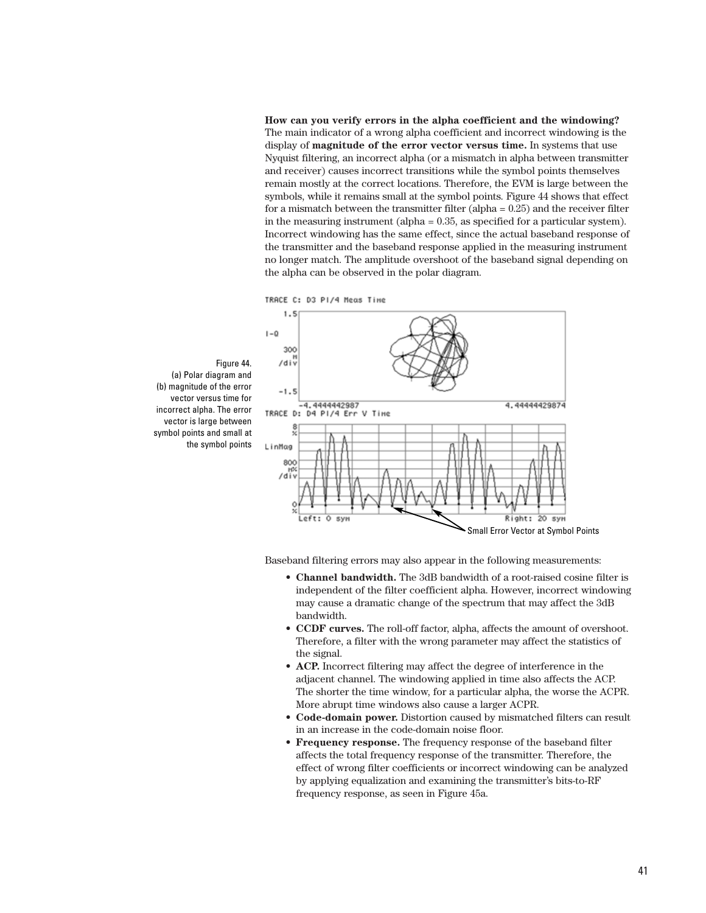**How can you verify errors in the alpha coefficient and the windowing?**
The main indicator of a wrong alpha coefficient and incorrect windowing is the display of **magnitude of the error vector versus time.** In systems that use Nyquist filtering, an incorrect alpha (or a mismatch in alpha between transmitter and receiver) causes incorrect transitions while the symbol points themselves remain mostly at the correct locations. Therefore, the EVM is large between the symbols, while it remains small at the symbol points. Figure 44 shows that effect for a mismatch between the transmitter filter (alpha = 0.25) and the receiver filter in the measuring instrument (alpha = 0.35, as specified for a particular system). Incorrect windowing has the same effect, since the actual baseband response of the transmitter and the baseband response applied in the measuring instrument no longer match. The amplitude overshoot of the baseband signal depending on the alpha can be observed in the polar diagram.

Figure 44.
(a) Polar diagram and (b) magnitude of the error vector versus time for incorrect alpha. The error vector is large between symbol points and small at the symbol points

Baseband filtering errors may also appear in the following measurements:

- **Channel bandwidth.** The 3dB bandwidth of a root-raised cosine filter is independent of the filter coefficient alpha. However, incorrect windowing may cause a dramatic change of the spectrum that may affect the 3dB bandwidth.
- **CCDF curves.** The roll-off factor, alpha, affects the amount of overshoot. Therefore, a filter with the wrong parameter may affect the statistics of the signal.
- **ACP.** Incorrect filtering may affect the degree of interference in the adjacent channel. The windowing applied in time also affects the ACP. The shorter the time window, for a particular alpha, the worse the ACPR. More abrupt time windows also cause a larger ACPR.
- **Code-domain power.** Distortion caused by mismatched filters can result in an increase in the code-domain noise floor.
- **Frequency response.** The frequency response of the baseband filter affects the total frequency response of the transmitter. Therefore, the effect of wrong filter coefficients or incorrect windowing can be analyzed by applying equalization and examining the transmitter's bits-to-RF frequency response, as seen in Figure 45a.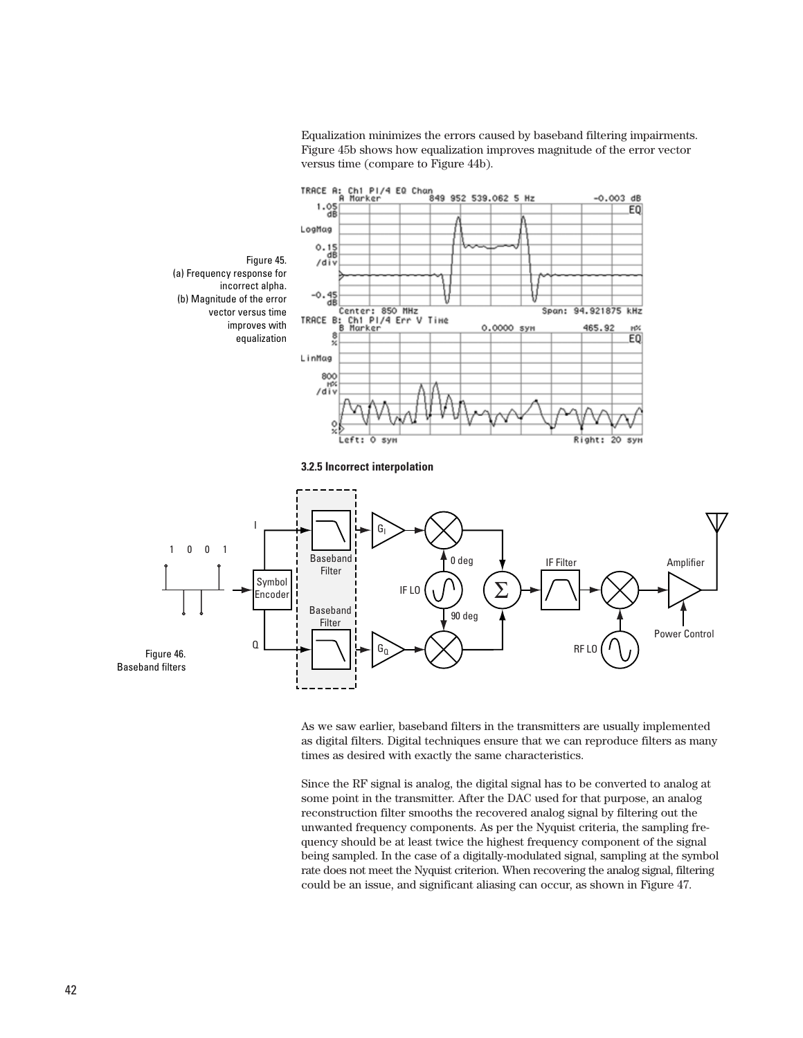Equalization minimizes the errors caused by baseband filtering impairments. Figure 45b shows how equalization improves magnitude of the error vector versus time (compare to Figure 44b).

Figure 45.
(a) Frequency response for incorrect alpha.
(b) Magnitude of the error vector versus time improves with equalization

### 3.2.5 Incorrect interpolation

Figure 46.
Baseband filters

As we saw earlier, baseband filters in the transmitters are usually implemented as digital filters. Digital techniques ensure that we can reproduce filters as many times as desired with exactly the same characteristics.

Since the RF signal is analog, the digital signal has to be converted to analog at some point in the transmitter. After the DAC used for that purpose, an analog reconstruction filter smooths the recovered analog signal by filtering out the unwanted frequency components. As per the Nyquist criteria, the sampling frequency should be at least twice the highest frequency component of the signal being sampled. In the case of a digitally-modulated signal, sampling at the symbol rate does not meet the Nyquist criterion. When recovering the analog signal, filtering could be an issue, and significant aliasing can occur, as shown in Figure 47.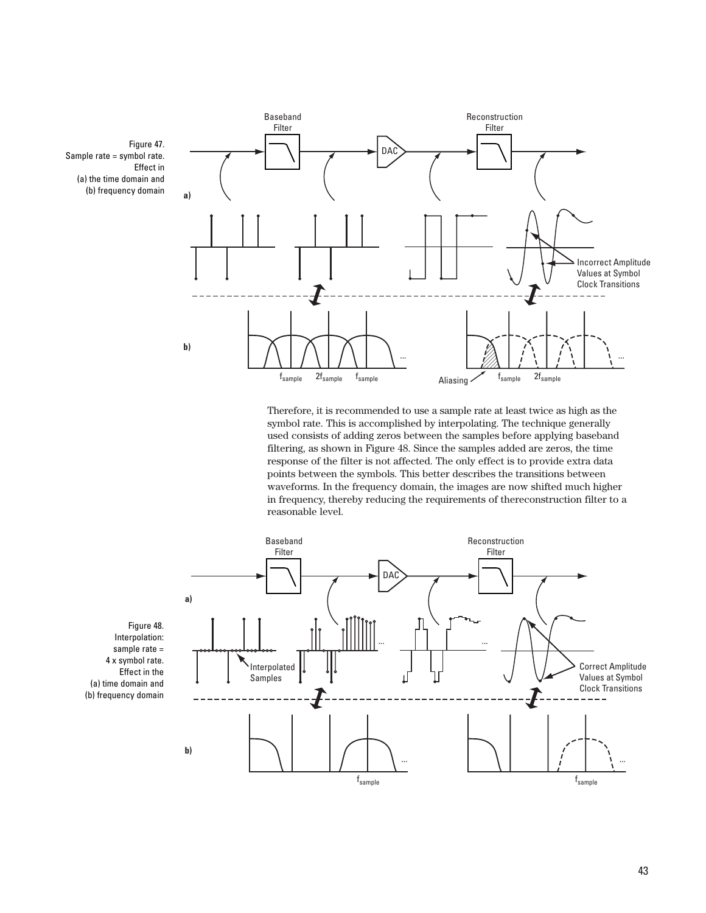Figure 47.
Sample rate = symbol rate.
Effect in
(a) the time domain and
(b) frequency domain

Therefore, it is recommended to use a sample rate at least twice as high as the symbol rate. This is accomplished by interpolating. The technique generally used consists of adding zeros between the samples before applying baseband filtering, as shown in Figure 48. Since the samples added are zeros, the time response of the filter is not affected. The only effect is to provide extra data points between the symbols. This better describes the transitions between waveforms. In the frequency domain, the images are now shifted much higher in frequency, thereby reducing the requirements of thereconstruction filter to a reasonable level.

Figure 48.
Interpolation:
sample rate =
4 x symbol rate.
Effect in the
(a) time domain and
(b) frequency domain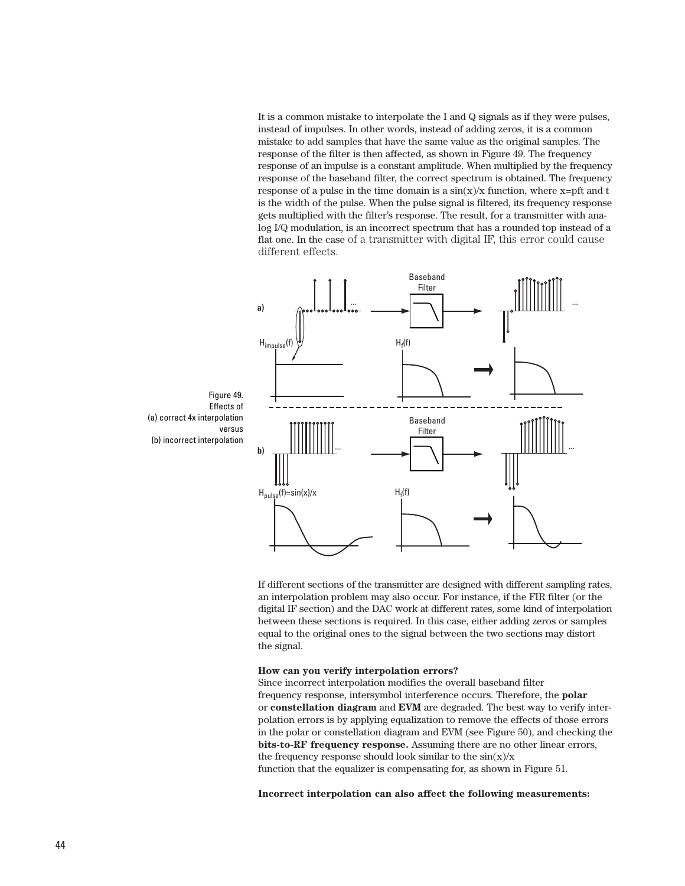It is a common mistake to interpolate the I and Q signals as if they were pulses, instead of impulses. In other words, instead of adding zeros, it is a common mistake to add samples that have the same value as the original samples. The response of the filter is then affected, as shown in Figure 49. The frequency response of an impulse is a constant amplitude. When multiplied by the frequency response of the baseband filter, the correct spectrum is obtained. The frequency response of a pulse in the time domain is a sin(x)/x function, where x=pft and t is the width of the pulse. When the pulse signal is filtered, its frequency response gets multiplied with the filter's response. The result, for a transmitter with analog I/Q modulation, is an incorrect spectrum that has a rounded top instead of a flat one. In the case of a transmitter with digital IF, this error could cause different effects.

Figure 49. Effects of (a) correct 4x interpolation versus (b) incorrect interpolation

If different sections of the transmitter are designed with different sampling rates, an interpolation problem may also occur. For instance, if the FIR filter (or the digital IF section) and the DAC work at different rates, some kind of interpolation between these sections is required. In this case, either adding zeros or samples equal to the original ones to the signal between the two sections may distort the signal.

**How can you verify interpolation errors?**

Since incorrect interpolation modifies the overall baseband filter frequency response, intersymbol interference occurs. Therefore, the **polar** or **constellation diagram** and **EVM** are degraded. The best way to verify interpolation errors is by applying equalization to remove the effects of those errors in the polar or constellation diagram and EVM (see Figure 50), and checking the **bits-to-RF frequency response.** Assuming there are no other linear errors, the frequency response should look similar to the sin(x)/x function that the equalizer is compensating for, as shown in Figure 51.

**Incorrect interpolation can also affect the following measurements:**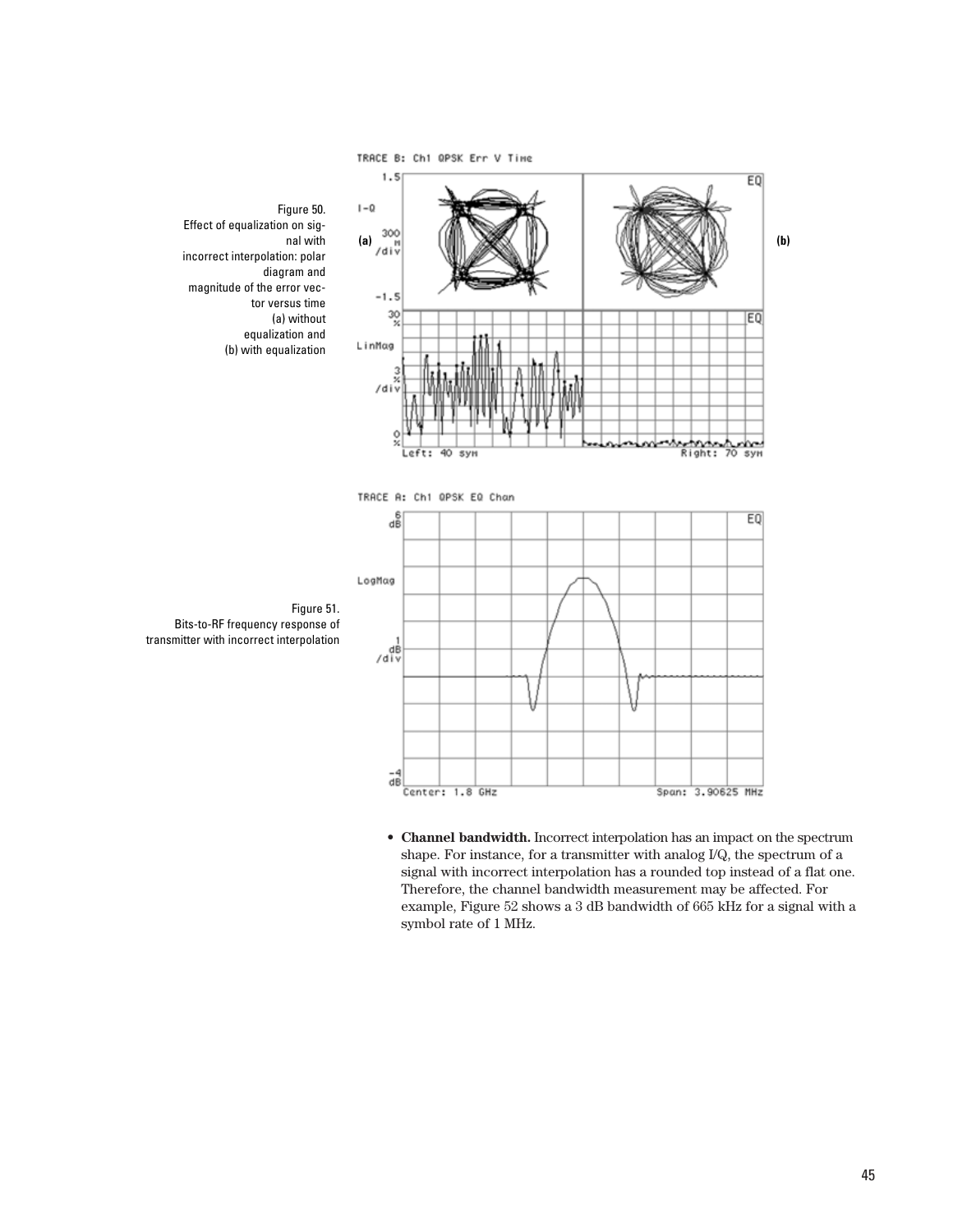Figure 50.
Effect of equalization on signal with incorrect interpolation: polar diagram and magnitude of the error vector versus time
(a) without equalization and
(b) with equalization

Figure 51.
Bits-to-RF frequency response of transmitter with incorrect interpolation

- **Channel bandwidth.** Incorrect interpolation has an impact on the spectrum shape. For instance, for a transmitter with analog I/Q, the spectrum of a signal with incorrect interpolation has a rounded top instead of a flat one. Therefore, the channel bandwidth measurement may be affected. For example, Figure 52 shows a 3 dB bandwidth of 665 kHz for a signal with a symbol rate of 1 MHz.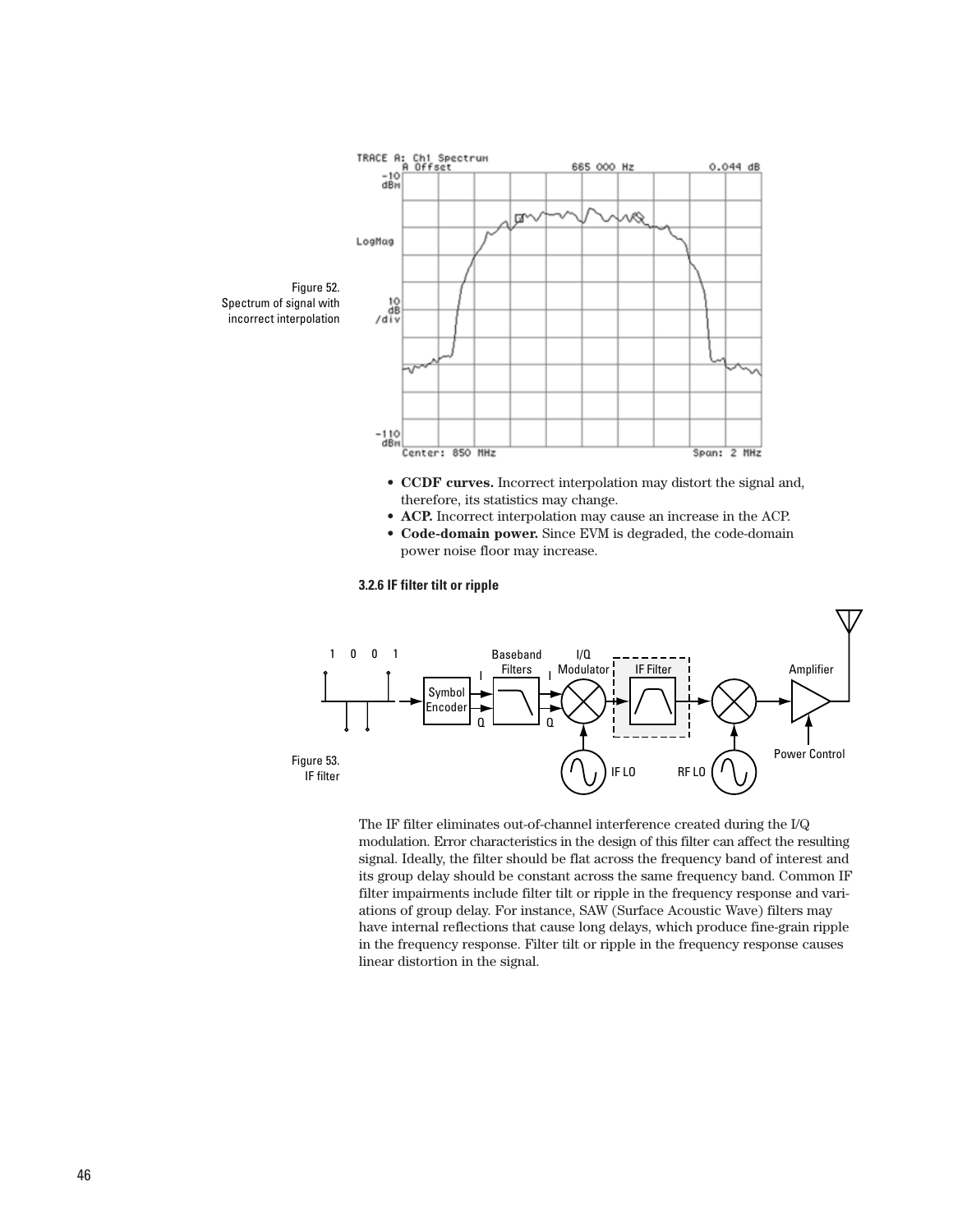Figure 52.
Spectrum of signal with incorrect interpolation

- **CCDF curves.** Incorrect interpolation may distort the signal and, therefore, its statistics may change.
- **ACP.** Incorrect interpolation may cause an increase in the ACP.
- **Code-domain power.** Since EVM is degraded, the code-domain power noise floor may increase.

### 3.2.6 IF filter tilt or ripple

Figure 53.
IF filter

The IF filter eliminates out-of-channel interference created during the I/Q modulation. Error characteristics in the design of this filter can affect the resulting signal. Ideally, the filter should be flat across the frequency band of interest and its group delay should be constant across the same frequency band. Common IF filter impairments include filter tilt or ripple in the frequency response and variations of group delay. For instance, SAW (Surface Acoustic Wave) filters may have internal reflections that cause long delays, which produce fine-grain ripple in the frequency response. Filter tilt or ripple in the frequency response causes linear distortion in the signal.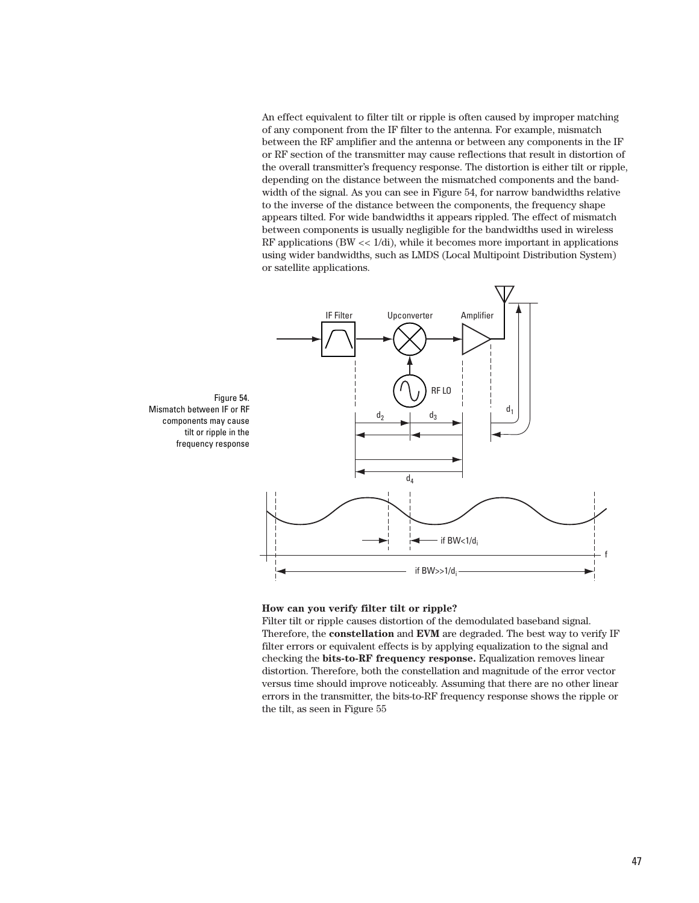An effect equivalent to filter tilt or ripple is often caused by improper matching of any component from the IF filter to the antenna. For example, mismatch between the RF amplifier and the antenna or between any components in the IF or RF section of the transmitter may cause reflections that result in distortion of the overall transmitter's frequency response. The distortion is either tilt or ripple, depending on the distance between the mismatched components and the bandwidth of the signal. As you can see in Figure 54, for narrow bandwidths relative to the inverse of the distance between the components, the frequency shape appears tilted. For wide bandwidths it appears rippled. The effect of mismatch between components is usually negligible for the bandwidths used in wireless RF applications (BW << 1/di), while it becomes more important in applications using wider bandwidths, such as LMDS (Local Multipoint Distribution System) or satellite applications.

Figure 54.
Mismatch between IF or RF components may cause tilt or ripple in the frequency response

**How can you verify filter tilt or ripple?**

Filter tilt or ripple causes distortion of the demodulated baseband signal. Therefore, the **constellation** and **EVM** are degraded. The best way to verify IF filter errors or equivalent effects is by applying equalization to the signal and checking the **bits-to-RF frequency response.** Equalization removes linear distortion. Therefore, both the constellation and magnitude of the error vector versus time should improve noticeably. Assuming that there are no other linear errors in the transmitter, the bits-to-RF frequency response shows the ripple or the tilt, as seen in Figure 55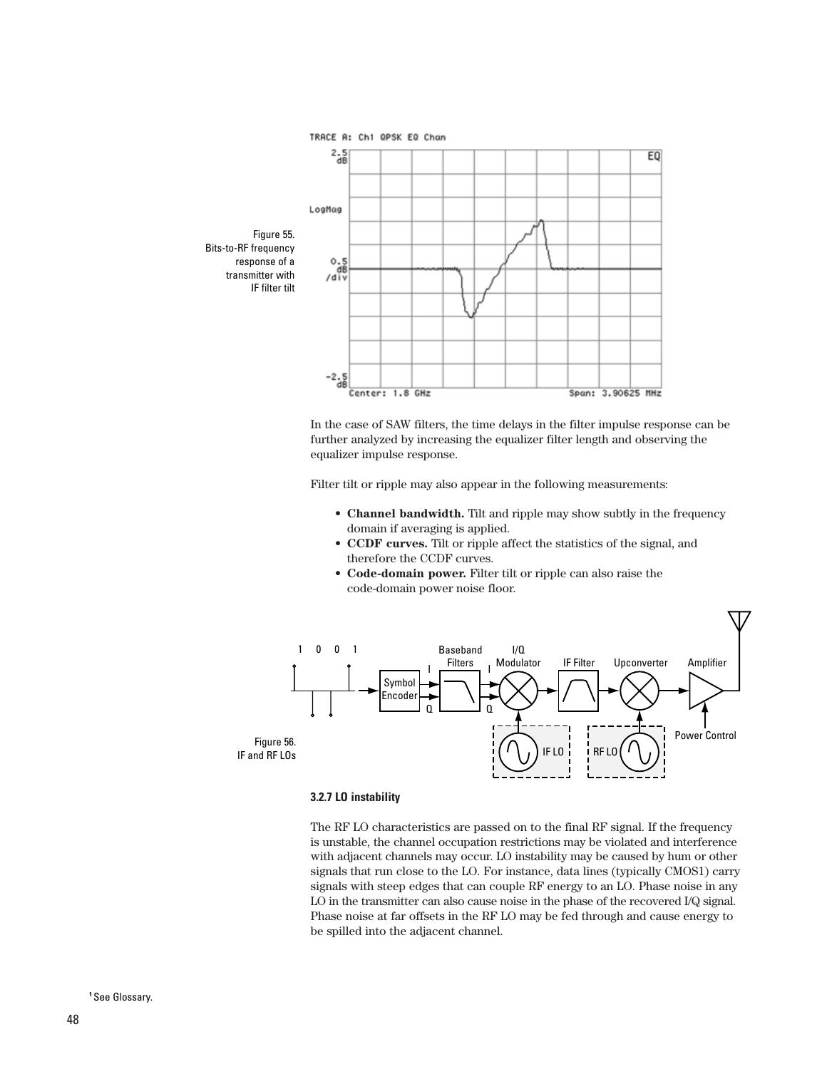Figure 55. Bits-to-RF frequency response of a transmitter with IF filter tilt

In the case of SAW filters, the time delays in the filter impulse response can be further analyzed by increasing the equalizer filter length and observing the equalizer impulse response.

Filter tilt or ripple may also appear in the following measurements:

- **Channel bandwidth.** Tilt and ripple may show subtly in the frequency domain if averaging is applied.
- **CCDF curves.** Tilt or ripple affect the statistics of the signal, and therefore the CCDF curves.
- **Code-domain power.** Filter tilt or ripple can also raise the code-domain power noise floor.

Figure 56. IF and RF LOs

#### 3.2.7 LO instability

The RF LO characteristics are passed on to the final RF signal. If the frequency is unstable, the channel occupation restrictions may be violated and interference with adjacent channels may occur. LO instability may be caused by hum or other signals that run close to the LO. For instance, data lines (typically CMOS[1]) carry signals with steep edges that can couple RF energy to an LO. Phase noise in any LO in the transmitter can also cause noise in the phase of the recovered I/Q signal. Phase noise at far offsets in the RF LO may be fed through and cause energy to be spilled into the adjacent channel.

[1] See Glossary.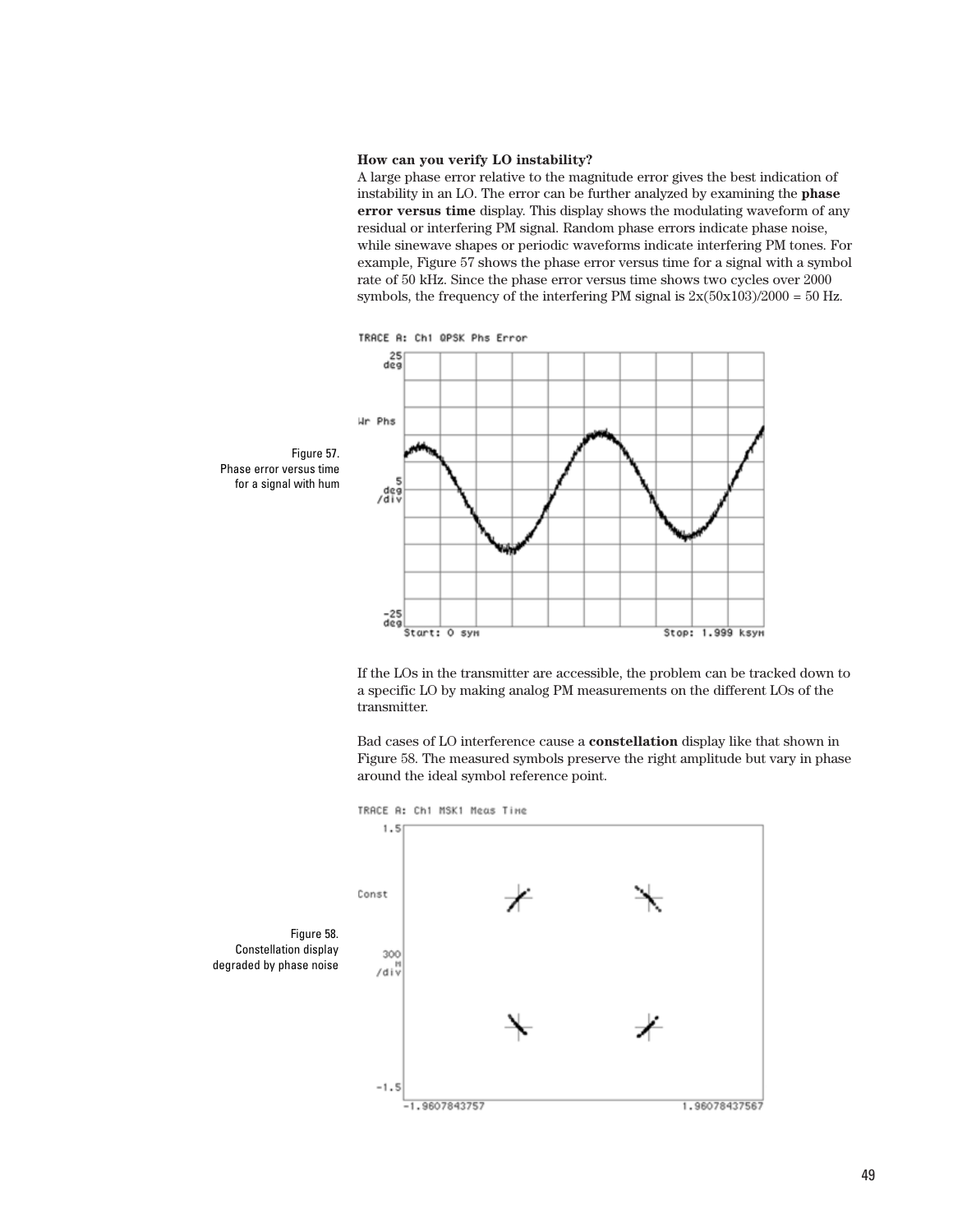**How can you verify LO instability?**

A large phase error relative to the magnitude error gives the best indication of instability in an LO. The error can be further analyzed by examining the **phase error versus time** display. This display shows the modulating waveform of any residual or interfering PM signal. Random phase errors indicate phase noise, while sinewave shapes or periodic waveforms indicate interfering PM tones. For example, Figure 57 shows the phase error versus time for a signal with a symbol rate of 50 kHz. Since the phase error versus time shows two cycles over 2000 symbols, the frequency of the interfering PM signal is 2x(50x103)/2000 = 50 Hz.

Figure 57.
Phase error versus time for a signal with hum

If the LOs in the transmitter are accessible, the problem can be tracked down to a specific LO by making analog PM measurements on the different LOs of the transmitter.

Bad cases of LO interference cause a **constellation** display like that shown in Figure 58. The measured symbols preserve the right amplitude but vary in phase around the ideal symbol reference point.

Figure 58.
Constellation display degraded by phase noise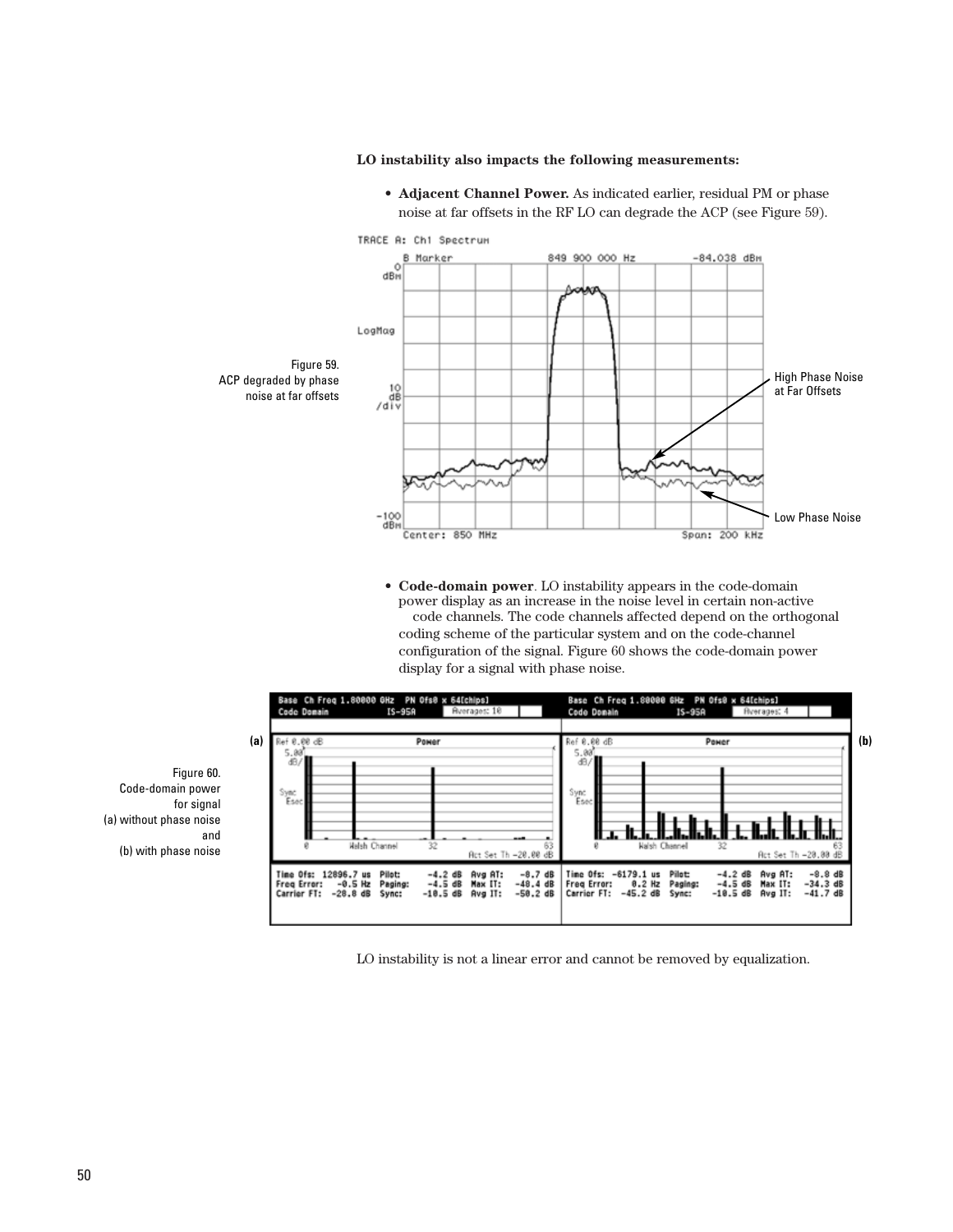**LO instability also impacts the following measurements:**

- **Adjacent Channel Power.** As indicated earlier, residual PM or phase noise at far offsets in the RF LO can degrade the ACP (see Figure 59).

Figure 59. ACP degraded by phase noise at far offsets

- **Code-domain power**. LO instability appears in the code-domain power display as an increase in the noise level in certain non-active code channels. The code channels affected depend on the orthogonal coding scheme of the particular system and on the code-channel configuration of the signal. Figure 60 shows the code-domain power display for a signal with phase noise.

Figure 60. Code-domain power for signal (a) without phase noise and (b) with phase noise

LO instability is not a linear error and cannot be removed by equalization.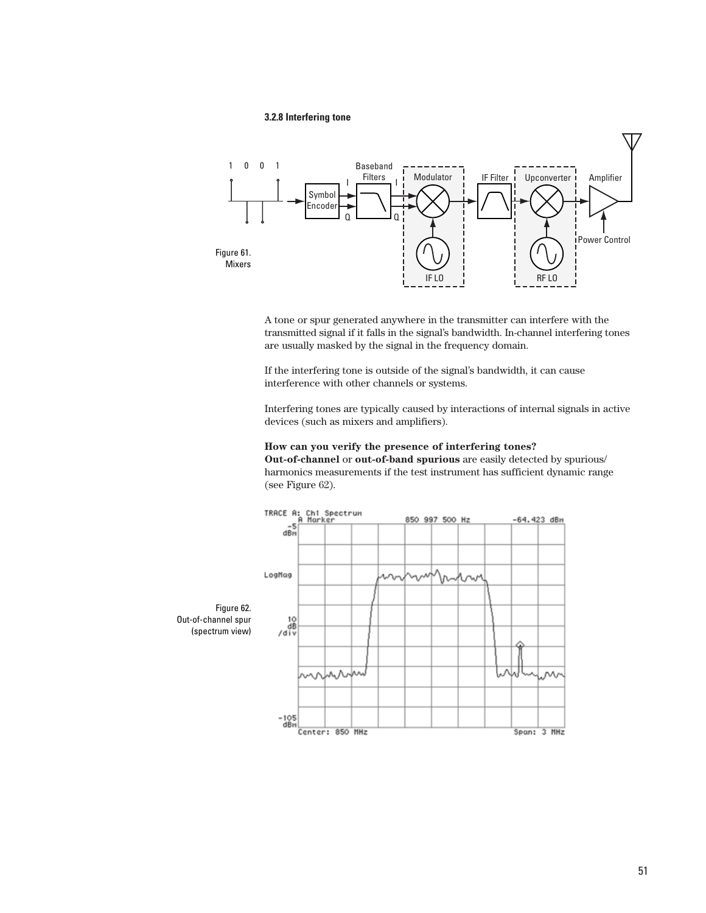### 3.2.8 Interfering tone

Figure 61.
Mixers

A tone or spur generated anywhere in the transmitter can interfere with the transmitted signal if it falls in the signal's bandwidth. In-channel interfering tones are usually masked by the signal in the frequency domain.

If the interfering tone is outside of the signal's bandwidth, it can cause interference with other channels or systems.

Interfering tones are typically caused by interactions of internal signals in active devices (such as mixers and amplifiers).

**How can you verify the presence of interfering tones?**
**Out-of-channel** or **out-of-band spurious** are easily detected by spurious/harmonics measurements if the test instrument has sufficient dynamic range (see Figure 62).

Figure 62.
Out-of-channel spur (spectrum view)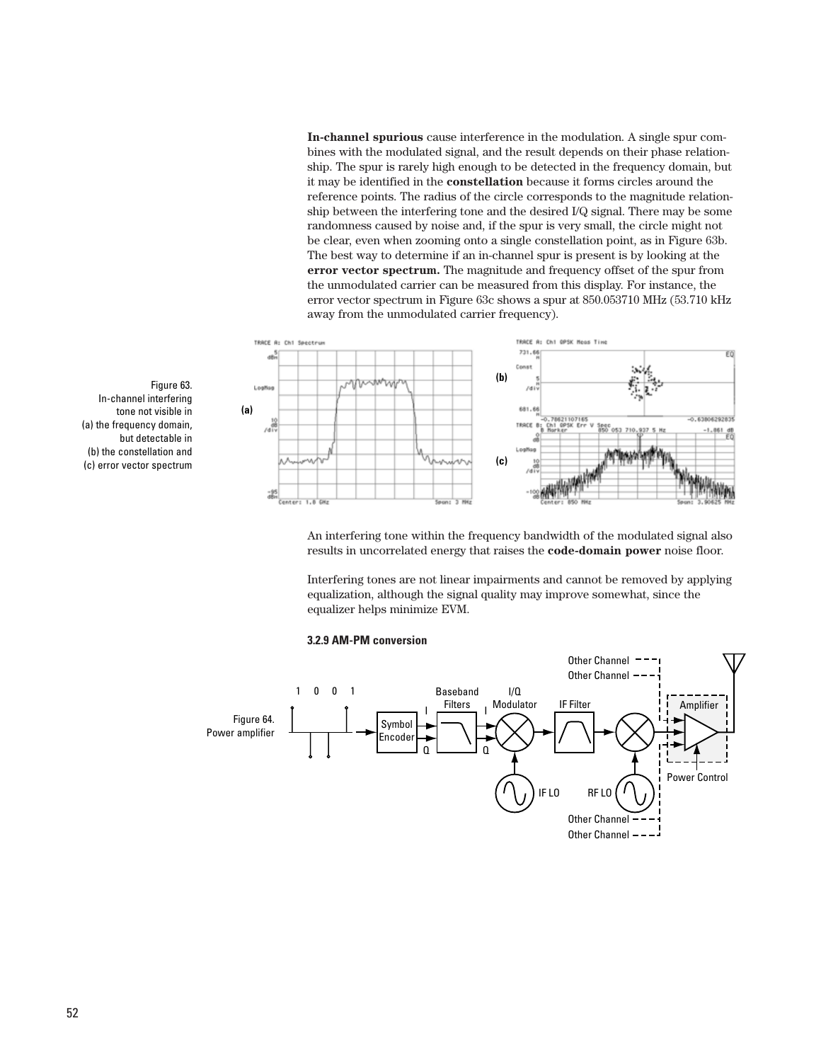**In-channel spurious** cause interference in the modulation. A single spur combines with the modulated signal, and the result depends on their phase relationship. The spur is rarely high enough to be detected in the frequency domain, but it may be identified in the **constellation** because it forms circles around the reference points. The radius of the circle corresponds to the magnitude relationship between the interfering tone and the desired I/Q signal. There may be some randomness caused by noise and, if the spur is very small, the circle might not be clear, even when zooming onto a single constellation point, as in Figure 63b. The best way to determine if an in-channel spur is present is by looking at the **error vector spectrum.** The magnitude and frequency offset of the spur from the unmodulated carrier can be measured from this display. For instance, the error vector spectrum in Figure 63c shows a spur at 850.053710 MHz (53.710 kHz away from the unmodulated carrier frequency).

Figure 63. In-channel interfering tone not visible in (a) the frequency domain, but detectable in (b) the constellation and (c) error vector spectrum

An interfering tone within the frequency bandwidth of the modulated signal also results in uncorrelated energy that raises the **code-domain power** noise floor.

Interfering tones are not linear impairments and cannot be removed by applying equalization, although the signal quality may improve somewhat, since the equalizer helps minimize EVM.

### 3.2.9 AM-PM conversion

Figure 64. Power amplifier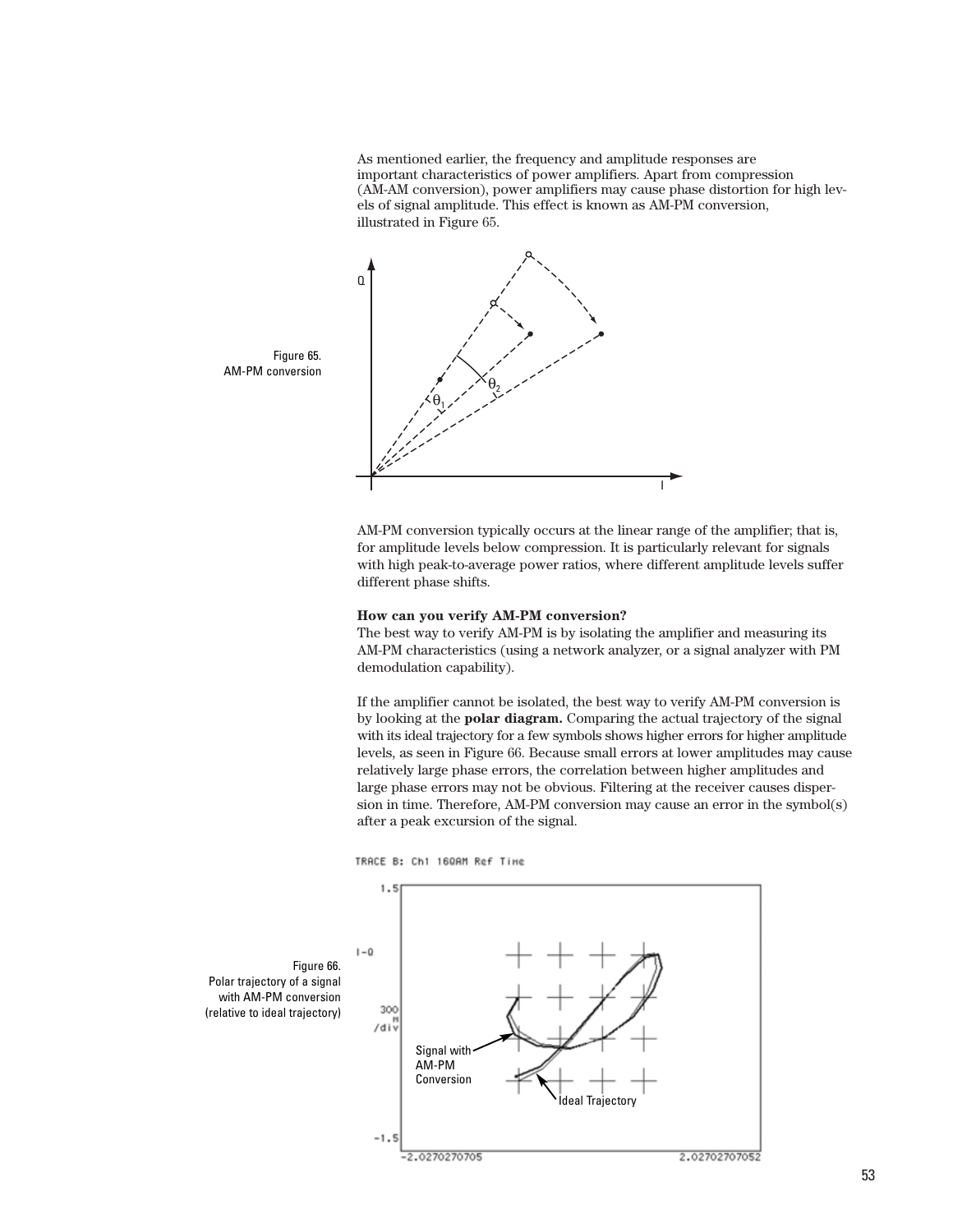As mentioned earlier, the frequency and amplitude responses are important characteristics of power amplifiers. Apart from compression (AM-AM conversion), power amplifiers may cause phase distortion for high levels of signal amplitude. This effect is known as AM-PM conversion, illustrated in Figure 65.

Figure 65.
AM-PM conversion

AM-PM conversion typically occurs at the linear range of the amplifier; that is, for amplitude levels below compression. It is particularly relevant for signals with high peak-to-average power ratios, where different amplitude levels suffer different phase shifts.

**How can you verify AM-PM conversion?**

The best way to verify AM-PM is by isolating the amplifier and measuring its AM-PM characteristics (using a network analyzer, or a signal analyzer with PM demodulation capability).

If the amplifier cannot be isolated, the best way to verify AM-PM conversion is by looking at the **polar diagram.** Comparing the actual trajectory of the signal with its ideal trajectory for a few symbols shows higher errors for higher amplitude levels, as seen in Figure 66. Because small errors at lower amplitudes may cause relatively large phase errors, the correlation between higher amplitudes and large phase errors may not be obvious. Filtering at the receiver causes dispersion in time. Therefore, AM-PM conversion may cause an error in the symbol(s) after a peak excursion of the signal.

Figure 66.
Polar trajectory of a signal with AM-PM conversion (relative to ideal trajectory)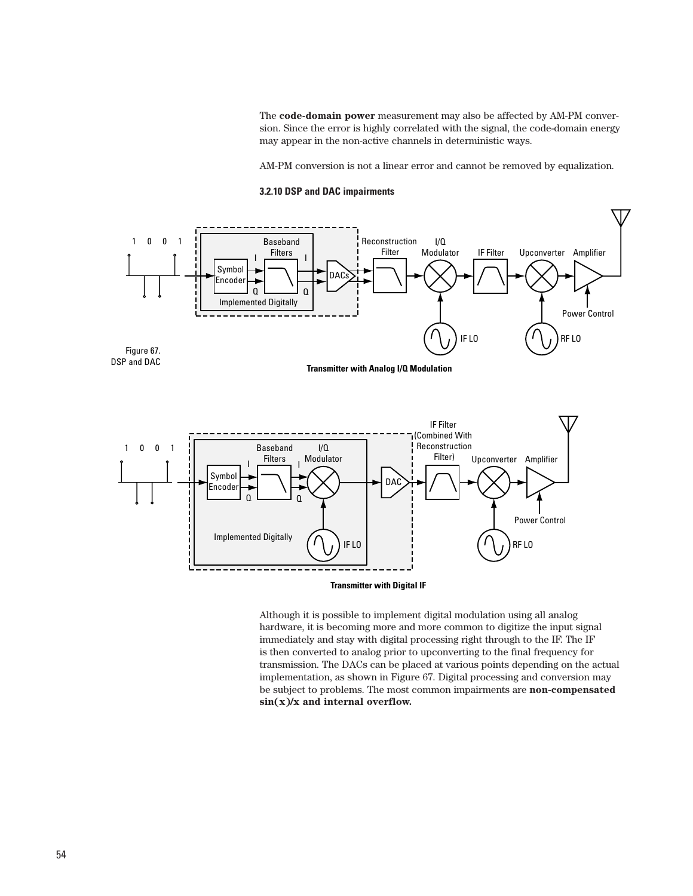The **code-domain power** measurement may also be affected by AM-PM conversion. Since the error is highly correlated with the signal, the code-domain energy may appear in the non-active channels in deterministic ways.

AM-PM conversion is not a linear error and cannot be removed by equalization.

### 3.2.10 DSP and DAC impairments

Figure 67.
DSP and DAC

**Transmitter with Analog I/Q Modulation**

**Transmitter with Digital IF**

Although it is possible to implement digital modulation using all analog hardware, it is becoming more and more common to digitize the input signal immediately and stay with digital processing right through to the IF. The IF is then converted to analog prior to upconverting to the final frequency for transmission. The DACs can be placed at various points depending on the actual implementation, as shown in Figure 67. Digital processing and conversion may be subject to problems. The most common impairments are **non-compensated sin(x)/x and internal overflow.**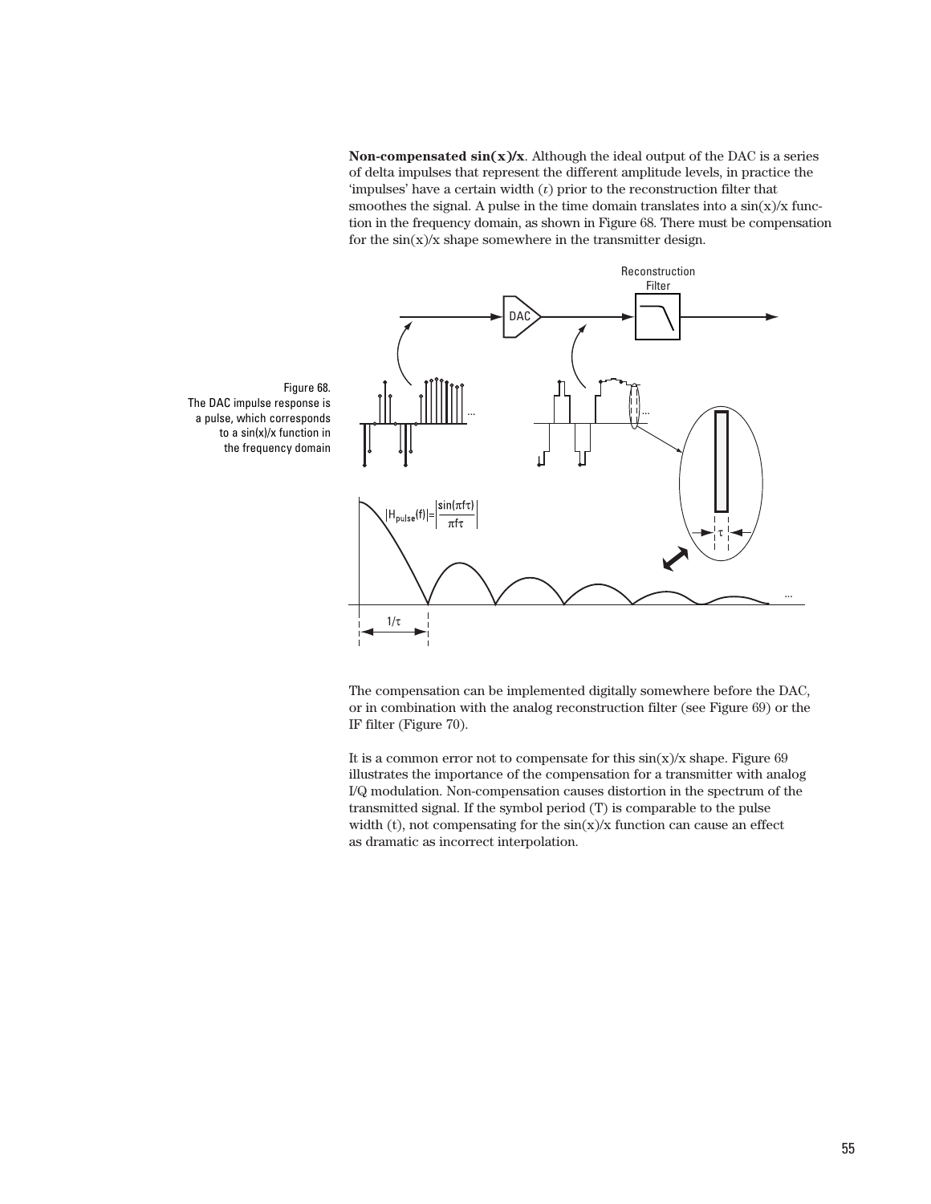**Non-compensated sin(x)/x**. Although the ideal output of the DAC is a series of delta impulses that represent the different amplitude levels, in practice the 'impulses' have a certain width ($\tau$) prior to the reconstruction filter that smoothes the signal. A pulse in the time domain translates into a sin(x)/x function in the frequency domain, as shown in Figure 68. There must be compensation for the sin(x)/x shape somewhere in the transmitter design.

Figure 68.
The DAC impulse response is a pulse, which corresponds to a sin(x)/x function in the frequency domain

The compensation can be implemented digitally somewhere before the DAC, or in combination with the analog reconstruction filter (see Figure 69) or the IF filter (Figure 70).

It is a common error not to compensate for this sin(x)/x shape. Figure 69 illustrates the importance of the compensation for a transmitter with analog I/Q modulation. Non-compensation causes distortion in the spectrum of the transmitted signal. If the symbol period (T) is comparable to the pulse width (t), not compensating for the sin(x)/x function can cause an effect as dramatic as incorrect interpolation.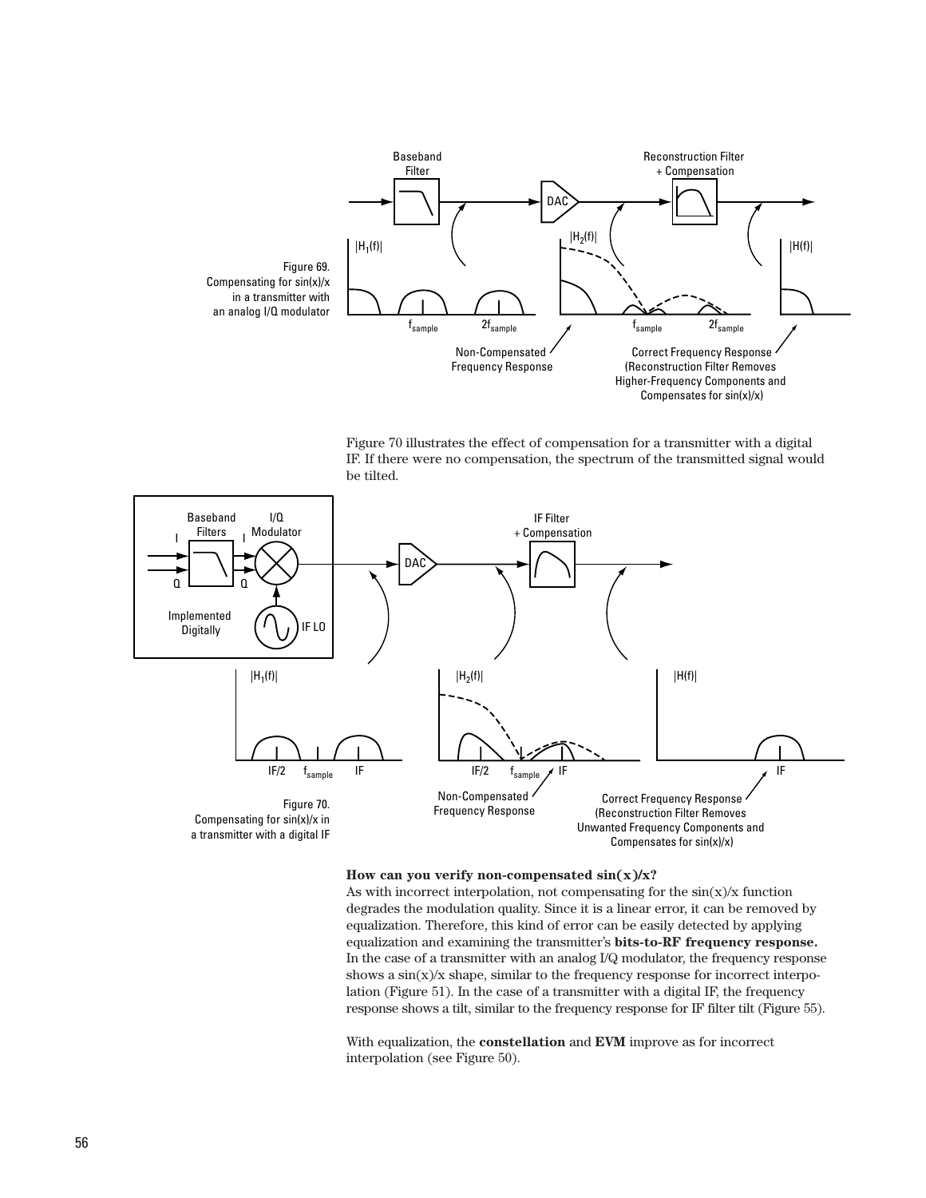Figure 69.
Compensating for sin(x)/x in a transmitter with an analog I/Q modulator

Figure 70 illustrates the effect of compensation for a transmitter with a digital IF. If there were no compensation, the spectrum of the transmitted signal would be tilted.

Figure 70.
Compensating for sin(x)/x in a transmitter with a digital IF

**How can you verify non-compensated sin(x)/x?**
As with incorrect interpolation, not compensating for the sin(x)/x function degrades the modulation quality. Since it is a linear error, it can be removed by equalization. Therefore, this kind of error can be easily detected by applying equalization and examining the transmitter's **bits-to-RF frequency response.** In the case of a transmitter with an analog I/Q modulator, the frequency response shows a sin(x)/x shape, similar to the frequency response for incorrect interpolation (Figure 51). In the case of a transmitter with a digital IF, the frequency response shows a tilt, similar to the frequency response for IF filter tilt (Figure 55).

With equalization, the **constellation** and **EVM** improve as for incorrect interpolation (see Figure 50).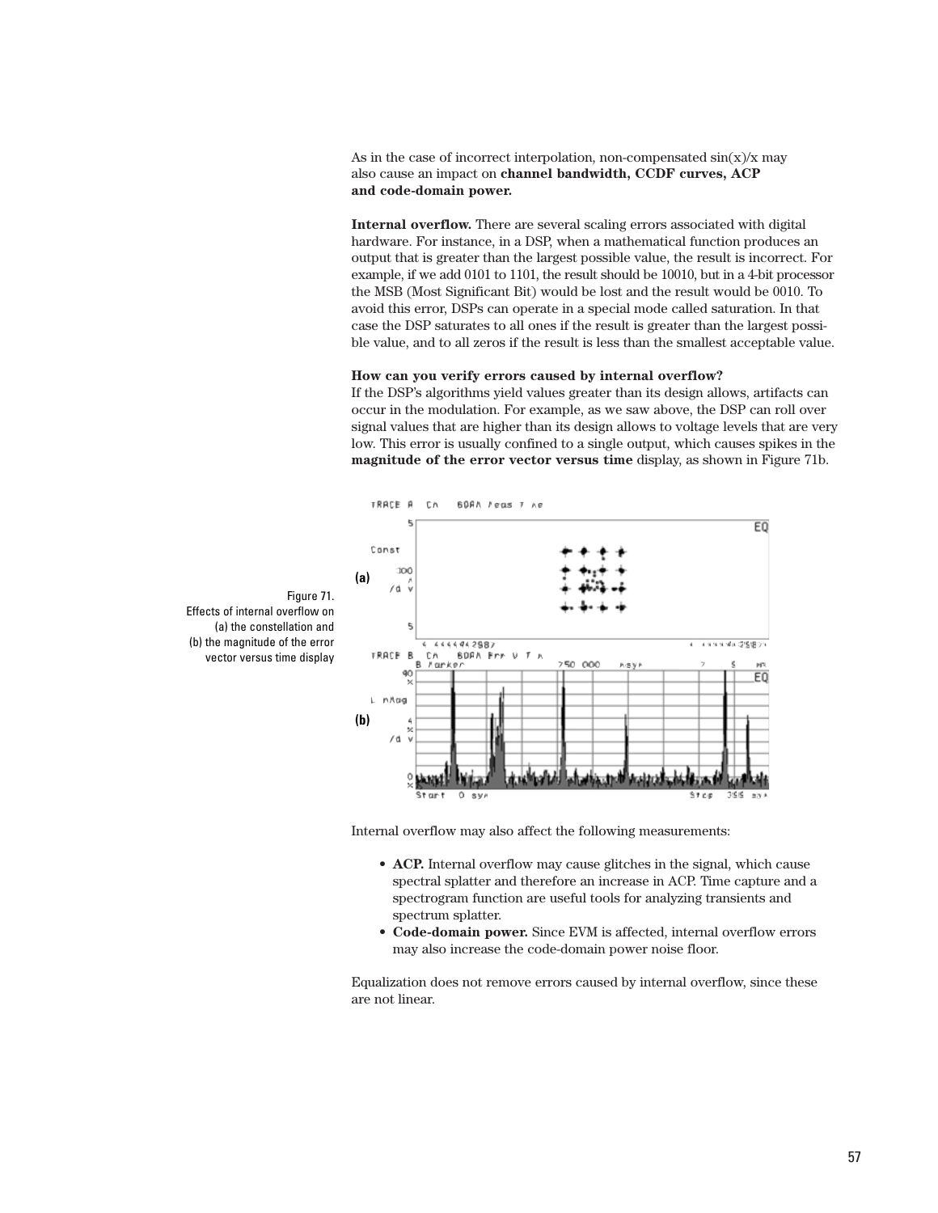As in the case of incorrect interpolation, non-compensated sin(x)/x may also cause an impact on **channel bandwidth, CCDF curves, ACP and code-domain power.**

**Internal overflow.** There are several scaling errors associated with digital hardware. For instance, in a DSP, when a mathematical function produces an output that is greater than the largest possible value, the result is incorrect. For example, if we add 0101 to 1101, the result should be 10010, but in a 4-bit processor the MSB (Most Significant Bit) would be lost and the result would be 0010. To avoid this error, DSPs can operate in a special mode called saturation. In that case the DSP saturates to all ones if the result is greater than the largest possible value, and to all zeros if the result is less than the smallest acceptable value.

**How can you verify errors caused by internal overflow?**
If the DSP's algorithms yield values greater than its design allows, artifacts can occur in the modulation. For example, as we saw above, the DSP can roll over signal values that are higher than its design allows to voltage levels that are very low. This error is usually confined to a single output, which causes spikes in the **magnitude of the error vector versus time** display, as shown in Figure 71b.

Figure 71.
Effects of internal overflow on (a) the constellation and (b) the magnitude of the error vector versus time display

Internal overflow may also affect the following measurements:

- **ACP.** Internal overflow may cause glitches in the signal, which cause spectral splatter and therefore an increase in ACP. Time capture and a spectrogram function are useful tools for analyzing transients and spectrum splatter.
- **Code-domain power.** Since EVM is affected, internal overflow errors may also increase the code-domain power noise floor.

Equalization does not remove errors caused by internal overflow, since these are not linear.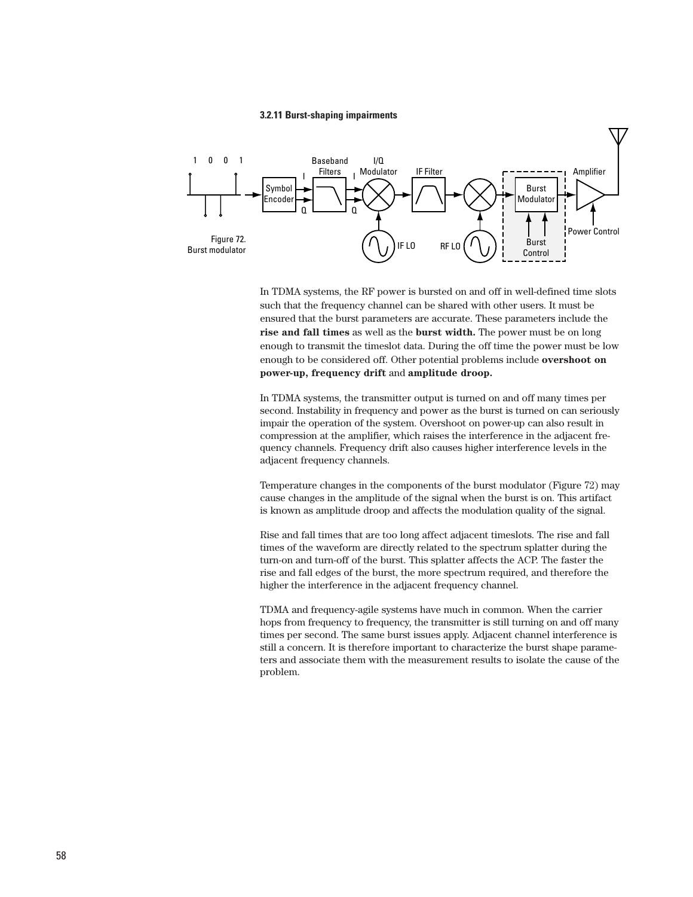### 3.2.11 Burst-shaping impairments

Figure 72.
Burst modulator

In TDMA systems, the RF power is bursted on and off in well-defined time slots such that the frequency channel can be shared with other users. It must be ensured that the burst parameters are accurate. These parameters include the **rise and fall times** as well as the **burst width.** The power must be on long enough to transmit the timeslot data. During the off time the power must be low enough to be considered off. Other potential problems include **overshoot on power-up, frequency drift** and **amplitude droop.**

In TDMA systems, the transmitter output is turned on and off many times per second. Instability in frequency and power as the burst is turned on can seriously impair the operation of the system. Overshoot on power-up can also result in compression at the amplifier, which raises the interference in the adjacent frequency channels. Frequency drift also causes higher interference levels in the adjacent frequency channels.

Temperature changes in the components of the burst modulator (Figure 72) may cause changes in the amplitude of the signal when the burst is on. This artifact is known as amplitude droop and affects the modulation quality of the signal.

Rise and fall times that are too long affect adjacent timeslots. The rise and fall times of the waveform are directly related to the spectrum splatter during the turn-on and turn-off of the burst. This splatter affects the ACP. The faster the rise and fall edges of the burst, the more spectrum required, and therefore the higher the interference in the adjacent frequency channel.

TDMA and frequency-agile systems have much in common. When the carrier hops from frequency to frequency, the transmitter is still turning on and off many times per second. The same burst issues apply. Adjacent channel interference is still a concern. It is therefore important to characterize the burst shape parameters and associate them with the measurement results to isolate the cause of the problem.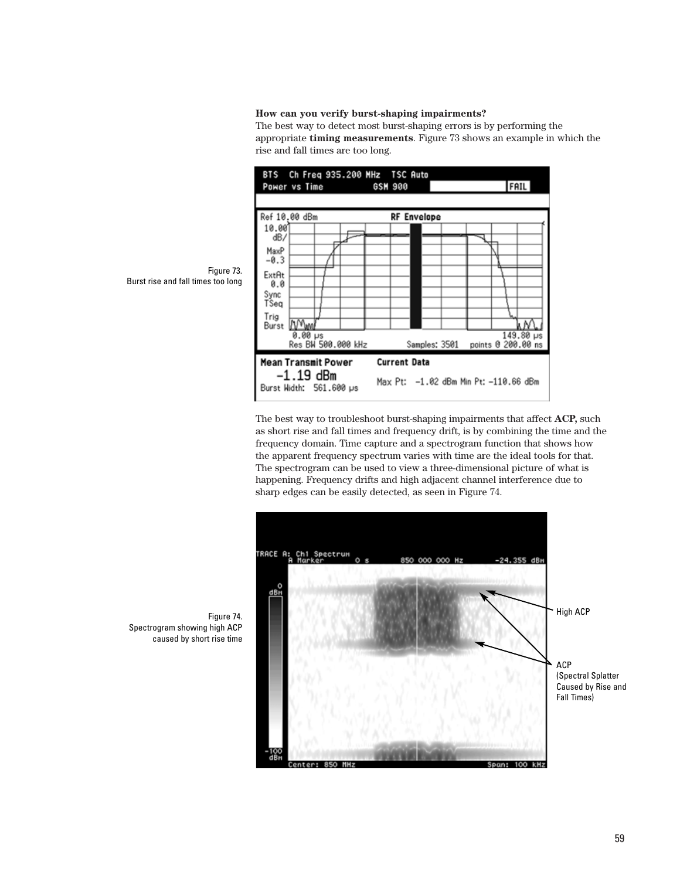**How can you verify burst-shaping impairments?**

The best way to detect most burst-shaping errors is by performing the appropriate **timing measurements**. Figure 73 shows an example in which the rise and fall times are too long.

Figure 73.
Burst rise and fall times too long

The best way to troubleshoot burst-shaping impairments that affect **ACP,** such as short rise and fall times and frequency drift, is by combining the time and the frequency domain. Time capture and a spectrogram function that shows how the apparent frequency spectrum varies with time are the ideal tools for that. The spectrogram can be used to view a three-dimensional picture of what is happening. Frequency drifts and high adjacent channel interference due to sharp edges can be easily detected, as seen in Figure 74.

Figure 74.
Spectrogram showing high ACP caused by short rise time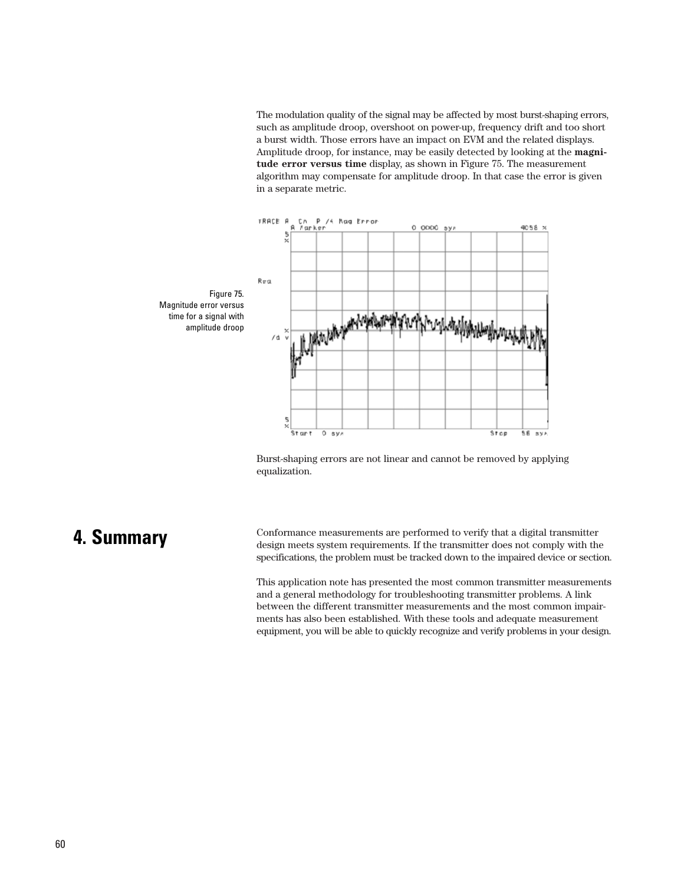The modulation quality of the signal may be affected by most burst-shaping errors, such as amplitude droop, overshoot on power-up, frequency drift and too short a burst width. Those errors have an impact on EVM and the related displays. Amplitude droop, for instance, may be easily detected by looking at the **magnitude error versus time** display, as shown in Figure 75. The measurement algorithm may compensate for amplitude droop. In that case the error is given in a separate metric.

Figure 75.
Magnitude error versus time for a signal with amplitude droop

Burst-shaping errors are not linear and cannot be removed by applying equalization.

# 4. Summary

Conformance measurements are performed to verify that a digital transmitter design meets system requirements. If the transmitter does not comply with the specifications, the problem must be tracked down to the impaired device or section.

This application note has presented the most common transmitter measurements and a general methodology for troubleshooting transmitter problems. A link between the different transmitter measurements and the most common impairments has also been established. With these tools and adequate measurement equipment, you will be able to quickly recognize and verify problems in your design.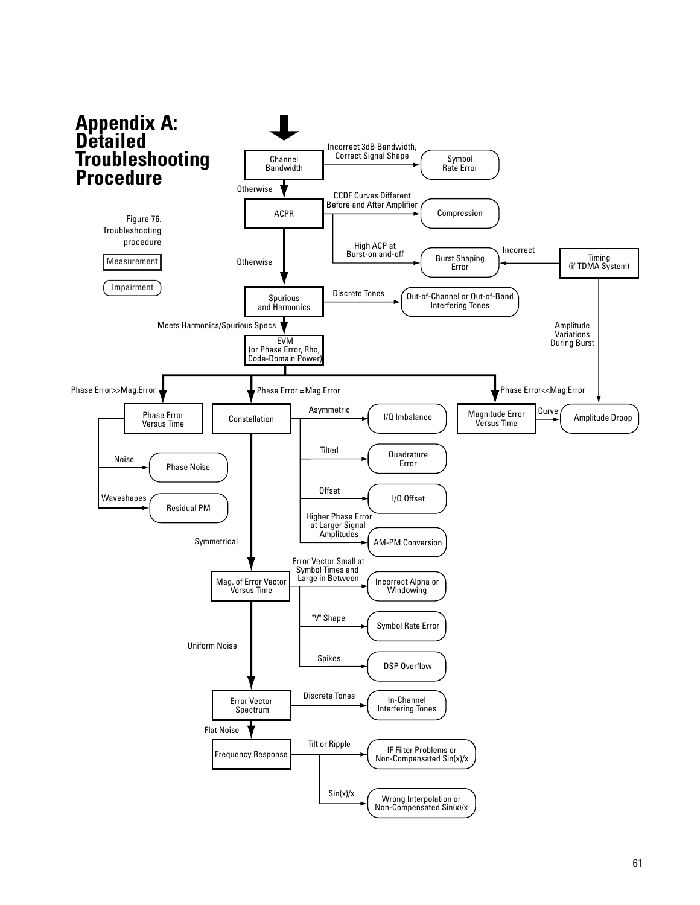# Appendix A: Detailed Troubleshooting Procedure

Figure 76. Troubleshooting procedure

Legend: Measurement (rectangle) · Impairment (rounded box)

- **Channel Bandwidth**
  - Incorrect 3dB Bandwidth, Correct Signal Shape → Symbol Rate Error
  - Otherwise → **ACPR**
- **ACPR**
  - CCDF Curves Different Before and After Amplifier → Compression
  - High ACP at Burst-on and-off → Burst Shaping Error
  - Otherwise → **Spurious and Harmonics**
- **Timing (if TDMA System)**
  - Incorrect → Burst Shaping Error
  - Amplitude Variations During Burst → Amplitude Droop
- **Spurious and Harmonics**
  - Discrete Tones → Out-of-Channel or Out-of-Band Interfering Tones
  - Meets Harmonics/Spurious Specs → **EVM (or Phase Error, Rho, Code-Domain Power)**
- **EVM (or Phase Error, Rho, Code-Domain Power)**
  - Phase Error>>Mag.Error → **Phase Error Versus Time**
  - Phase Error ≈ Mag.Error → **Constellation**
  - Phase Error<<Mag.Error → **Magnitude Error Versus Time**
- **Phase Error Versus Time**
  - Noise → Phase Noise
  - Waveshapes → Residual PM
- **Magnitude Error Versus Time**
  - Curve → Amplitude Droop
- **Constellation**
  - Asymmetric → I/Q Imbalance
  - Tilted → Quadrature Error
  - Offset → I/Q Offset
  - Higher Phase Error at Larger Signal Amplitudes → AM-PM Conversion
  - Symmetrical → **Mag. of Error Vector Versus Time**
- **Mag. of Error Vector Versus Time**
  - Error Vector Small at Symbol Times and Large in Between → Incorrect Alpha or Windowing
  - "V" Shape → Symbol Rate Error
  - Spikes → DSP Overflow
  - Uniform Noise → **Error Vector Spectrum**
- **Error Vector Spectrum**
  - Discrete Tones → In-Channel Interfering Tones
  - Flat Noise → **Frequency Response**
- **Frequency Response**
  - Tilt or Ripple → IF Filter Problems or Non-Compensated Sin(x)/x
  - Sin(x)/x → Wrong Interpolation or Non-Compensated Sin(x)/x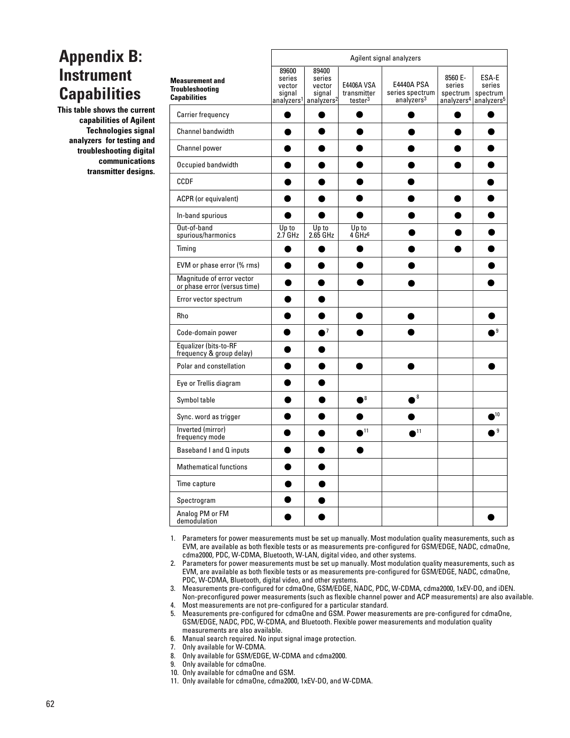# Appendix B: Instrument Capabilities

**This table shows the current capabilities of Agilent Technologies signal analyzers for testing and troubleshooting digital communications transmitter designs.**

| Measurement and Troubleshooting Capabilities | Agilent signal analyzers | | | | | |
|---|---|---|---|---|---|---|
| | 89600 series vector signal analyzers[1] | 89400 series vector signal analyzers[2] | E4406A VSA transmitter tester[3] | E4440A PSA series spectrum analyzers[3] | 8560 E-series spectrum analyzers[4] | ESA-E series spectrum analyzers[5] |
| Carrier frequency | ● | ● | ● | ● | ● | ● |
| Channel bandwidth | ● | ● | ● | ● | ● | ● |
| Channel power | ● | ● | ● | ● | ● | ● |
| Occupied bandwidth | ● | ● | ● | ● | ● | ● |
| CCDF | ● | ● | ● | ● | | ● |
| ACPR (or equivalent) | ● | ● | ● | ● | ● | ● |
| In-band spurious | ● | ● | ● | ● | ● | ● |
| Out-of-band spurious/harmonics | Up to 2.7 GHz | Up to 2.65 GHz | Up to 4 GHz[6] | ● | ● | ● |
| Timing | ● | ● | ● | ● | ● | ● |
| EVM or phase error (% rms) | ● | ● | ● | ● | | ● |
| Magnitude of error vector or phase error (versus time) | ● | ● | ● | ● | | ● |
| Error vector spectrum | ● | ● | | | | |
| Rho | ● | ● | ● | ● | | ● |
| Code-domain power | ● | ●[7] | ● | ● | | ●[9] |
| Equalizer (bits-to-RF frequency & group delay) | ● | ● | | | | |
| Polar and constellation | ● | ● | ● | ● | | ● |
| Eye or Trellis diagram | ● | ● | | | | |
| Symbol table | ● | ● | ●[8] | ●[8] | | |
| Sync. word as trigger | ● | ● | ● | ● | | ●[10] |
| Inverted (mirror) frequency mode | ● | ● | ●[11] | ●[11] | | ●[9] |
| Baseband I and Q inputs | ● | ● | ● | | | |
| Mathematical functions | ● | ● | | | | |
| Time capture | ● | ● | | | | |
| Spectrogram | ● | ● | | | | |
| Analog PM or FM demodulation | ● | ● | | | | ● |

1. Parameters for power measurements must be set up manually. Most modulation quality measurements, such as EVM, are available as both flexible tests or as measurements pre-configured for GSM/EDGE, NADC, cdmaOne, cdma2000, PDC, W-CDMA, Bluetooth, W-LAN, digital video, and other systems.
2. Parameters for power measurements must be set up manually. Most modulation quality measurements, such as EVM, are available as both flexible tests or as measurements pre-configured for GSM/EDGE, NADC, cdmaOne, PDC, W-CDMA, Bluetooth, digital video, and other systems.
3. Measurements pre-configured for cdmaOne, GSM/EDGE, NADC, PDC, W-CDMA, cdma2000, 1xEV-DO, and iDEN. Non-preconfigured power measurements (such as flexible channel power and ACP measurements) are also available.
4. Most measurements are not pre-configured for a particular standard.
5. Measurements pre-configured for cdmaOne and GSM. Power measurements are pre-configured for cdmaOne, GSM/EDGE, NADC, PDC, W-CDMA, and Bluetooth. Flexible power measurements and modulation quality measurements are also available.
6. Manual search required. No input signal image protection.
7. Only available for W-CDMA.
8. Only available for GSM/EDGE, W-CDMA and cdma2000.
9. Only available for cdmaOne.
10. Only available for cdmaOne and GSM.
11. Only available for cdmaOne, cdma2000, 1xEV-DO, and W-CDMA.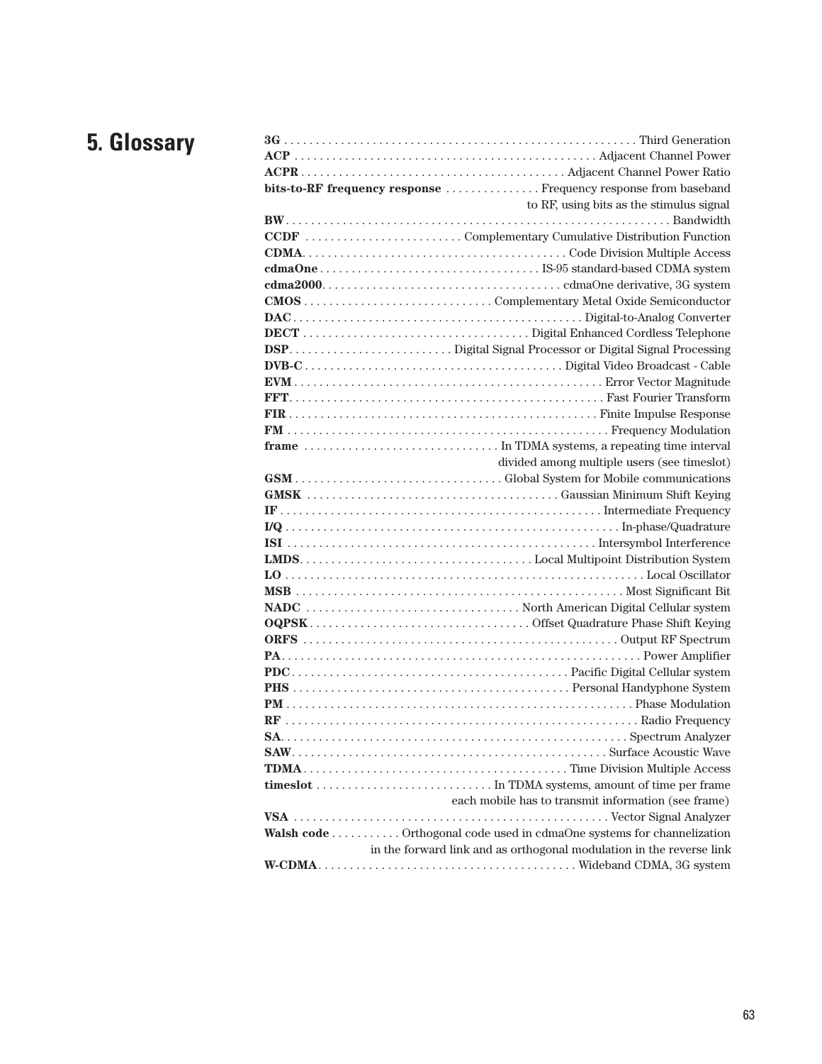# 5. Glossary

**3G** . . . . . . . . . . . . . . . . . . . . . . . . . . . . . . . . . . . . . . . . . . . . . . . . . . . . . . Third Generation
**ACP** . . . . . . . . . . . . . . . . . . . . . . . . . . . . . . . . . . . . . . . . . . . . . . . Adjacent Channel Power
**ACPR** . . . . . . . . . . . . . . . . . . . . . . . . . . . . . . . . . . . . . . . . . Adjacent Channel Power Ratio
**bits-to-RF frequency response** . . . . . . . . . . . . . . . Frequency response from baseband to RF, using bits as the stimulus signal
**BW** . . . . . . . . . . . . . . . . . . . . . . . . . . . . . . . . . . . . . . . . . . . . . . . . . . . . . . . . . . . Bandwidth
**CCDF** . . . . . . . . . . . . . . . . . . . . . . . . . Complementary Cumulative Distribution Function
**CDMA** . . . . . . . . . . . . . . . . . . . . . . . . . . . . . . . . . . . . . . . . . Code Division Multiple Access
**cdmaOne** . . . . . . . . . . . . . . . . . . . . . . . . . . . . . . . . . . . IS-95 standard-based CDMA system
**cdma2000** . . . . . . . . . . . . . . . . . . . . . . . . . . . . . . . . . . . . . cdmaOne derivative, 3G system
**CMOS** . . . . . . . . . . . . . . . . . . . . . . . . . . . . . Complementary Metal Oxide Semiconductor
**DAC** . . . . . . . . . . . . . . . . . . . . . . . . . . . . . . . . . . . . . . . . . . . . . Digital-to-Analog Converter
**DECT** . . . . . . . . . . . . . . . . . . . . . . . . . . . . . . . . . . . Digital Enhanced Cordless Telephone
**DSP** . . . . . . . . . . . . . . . . . . . . . . . . . Digital Signal Processor or Digital Signal Processing
**DVB-C** . . . . . . . . . . . . . . . . . . . . . . . . . . . . . . . . . . . . . . . . Digital Video Broadcast - Cable
**EVM** . . . . . . . . . . . . . . . . . . . . . . . . . . . . . . . . . . . . . . . . . . . . . . . . Error Vector Magnitude
**FFT** . . . . . . . . . . . . . . . . . . . . . . . . . . . . . . . . . . . . . . . . . . . . . . . . . . Fast Fourier Transform
**FIR** . . . . . . . . . . . . . . . . . . . . . . . . . . . . . . . . . . . . . . . . . . . . . . . . . Finite Impulse Response
**FM** . . . . . . . . . . . . . . . . . . . . . . . . . . . . . . . . . . . . . . . . . . . . . . . . . . Frequency Modulation
**frame** . . . . . . . . . . . . . . . . . . . . . . . . . . . . . . In TDMA systems, a repeating time interval divided among multiple users (see timeslot)
**GSM** . . . . . . . . . . . . . . . . . . . . . . . . . . . . . . . . Global System for Mobile communications
**GMSK** . . . . . . . . . . . . . . . . . . . . . . . . . . . . . . . . . . . . . . . Gaussian Minimum Shift Keying
**IF** . . . . . . . . . . . . . . . . . . . . . . . . . . . . . . . . . . . . . . . . . . . . . . . . . . . Intermediate Frequency
**I/Q** . . . . . . . . . . . . . . . . . . . . . . . . . . . . . . . . . . . . . . . . . . . . . . . . . . . . . In-phase/Quadrature
**ISI** . . . . . . . . . . . . . . . . . . . . . . . . . . . . . . . . . . . . . . . . . . . . . . . . . Intersymbol Interference
**LMDS** . . . . . . . . . . . . . . . . . . . . . . . . . . . . . . . . . . . Local Multipoint Distribution System
**LO** . . . . . . . . . . . . . . . . . . . . . . . . . . . . . . . . . . . . . . . . . . . . . . . . . . . . . . . . Local Oscillator
**MSB** . . . . . . . . . . . . . . . . . . . . . . . . . . . . . . . . . . . . . . . . . . . . . . . . . . . Most Significant Bit
**NADC** . . . . . . . . . . . . . . . . . . . . . . . . . . . . . . . . . North American Digital Cellular system
**OQPSK** . . . . . . . . . . . . . . . . . . . . . . . . . . . . . . . . . . Offset Quadrature Phase Shift Keying
**ORFS** . . . . . . . . . . . . . . . . . . . . . . . . . . . . . . . . . . . . . . . . . . . . . . . . . . Output RF Spectrum
**PA** . . . . . . . . . . . . . . . . . . . . . . . . . . . . . . . . . . . . . . . . . . . . . . . . . . . . . . . . Power Amplifier
**PDC** . . . . . . . . . . . . . . . . . . . . . . . . . . . . . . . . . . . . . . . . . . . . Pacific Digital Cellular system
**PHS** . . . . . . . . . . . . . . . . . . . . . . . . . . . . . . . . . . . . . . . . . . . . Personal Handyphone System
**PM** . . . . . . . . . . . . . . . . . . . . . . . . . . . . . . . . . . . . . . . . . . . . . . . . . . . . . Phase Modulation
**RF** . . . . . . . . . . . . . . . . . . . . . . . . . . . . . . . . . . . . . . . . . . . . . . . . . . . . . . . Radio Frequency
**SA** . . . . . . . . . . . . . . . . . . . . . . . . . . . . . . . . . . . . . . . . . . . . . . . . . . . . . Spectrum Analyzer
**SAW** . . . . . . . . . . . . . . . . . . . . . . . . . . . . . . . . . . . . . . . . . . . . . . . . . Surface Acoustic Wave
**TDMA** . . . . . . . . . . . . . . . . . . . . . . . . . . . . . . . . . . . . . . . . . Time Division Multiple Access
**timeslot** . . . . . . . . . . . . . . . . . . . . . . . . . . . . In TDMA systems, amount of time per frame each mobile has to transmit information (see frame)
**VSA** . . . . . . . . . . . . . . . . . . . . . . . . . . . . . . . . . . . . . . . . . . . . . . . . . . Vector Signal Analyzer
**Walsh code** . . . . . . . . . . . Orthogonal code used in cdmaOne systems for channelization in the forward link and as orthogonal modulation in the reverse link
**W-CDMA** . . . . . . . . . . . . . . . . . . . . . . . . . . . . . . . . . . . . . . . . . Wideband CDMA, 3G system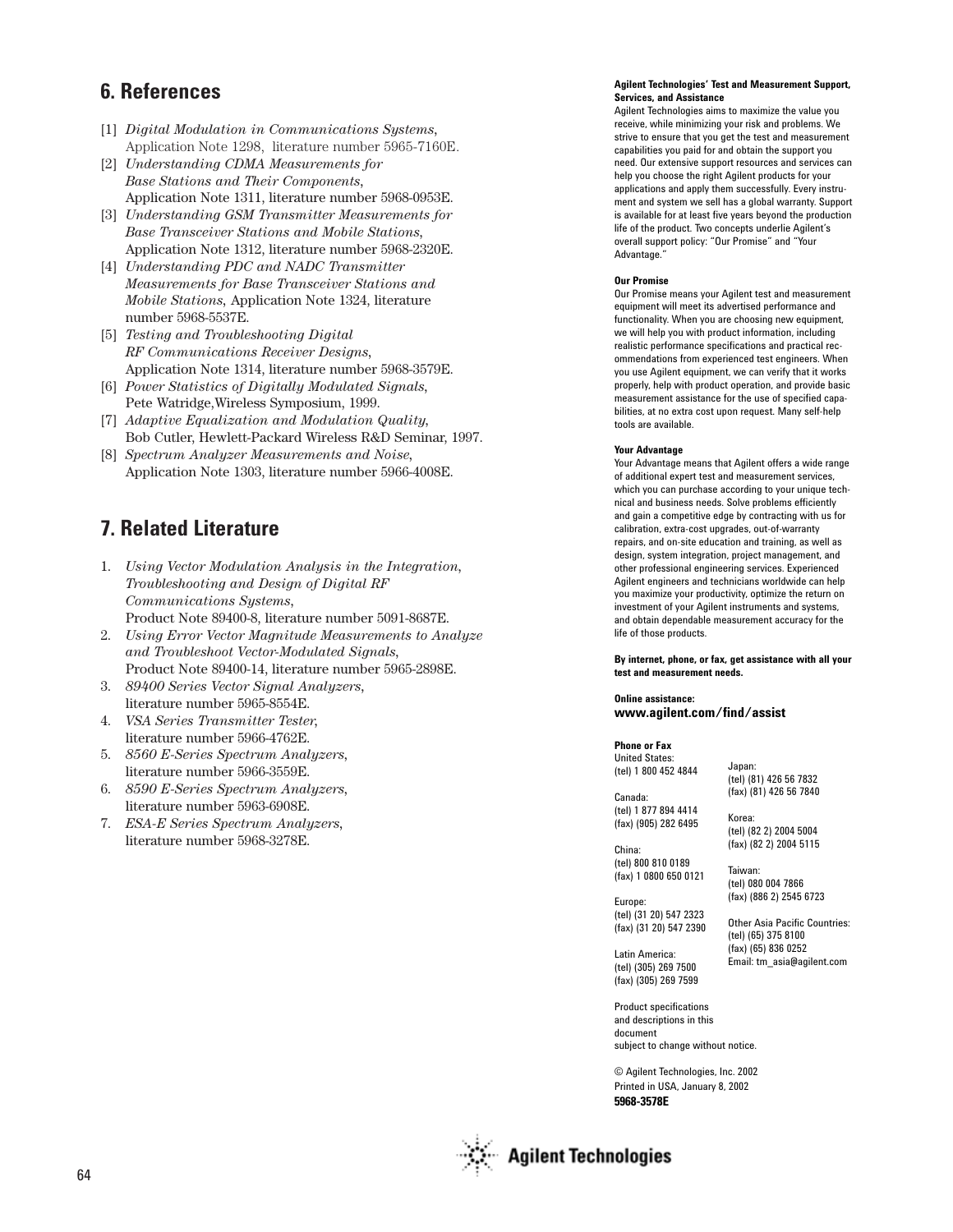## 6. References

[1] *Digital Modulation in Communications Systems*, Application Note 1298, literature number 5965-7160E.

[2] *Understanding CDMA Measurements for Base Stations and Their Components*, Application Note 1311, literature number 5968-0953E.

[3] *Understanding GSM Transmitter Measurements for Base Transceiver Stations and Mobile Stations*, Application Note 1312, literature number 5968-2320E.

[4] *Understanding PDC and NADC Transmitter Measurements for Base Transceiver Stations and Mobile Stations*, Application Note 1324, literature number 5968-5537E.

[5] *Testing and Troubleshooting Digital RF Communications Receiver Designs*, Application Note 1314, literature number 5968-3579E.

[6] *Power Statistics of Digitally Modulated Signals*, Pete Watridge,Wireless Symposium, 1999.

[7] *Adaptive Equalization and Modulation Quality*, Bob Cutler, Hewlett-Packard Wireless R&D Seminar, 1997.

[8] *Spectrum Analyzer Measurements and Noise*, Application Note 1303, literature number 5966-4008E.

## 7. Related Literature

1. *Using Vector Modulation Analysis in the Integration, Troubleshooting and Design of Digital RF Communications Systems*, Product Note 89400-8, literature number 5091-8687E.
2. *Using Error Vector Magnitude Measurements to Analyze and Troubleshoot Vector-Modulated Signals*, Product Note 89400-14, literature number 5965-2898E.
3. *89400 Series Vector Signal Analyzers*, literature number 5965-8554E.
4. *VSA Series Transmitter Tester*, literature number 5966-4762E.
5. *8560 E-Series Spectrum Analyzers*, literature number 5966-3559E.
6. *8590 E-Series Spectrum Analyzers*, literature number 5963-6908E.
7. *ESA-E Series Spectrum Analyzers*, literature number 5968-3278E.

**Agilent Technologies' Test and Measurement Support, Services, and Assistance**

Agilent Technologies aims to maximize the value you receive, while minimizing your risk and problems. We strive to ensure that you get the test and measurement capabilities you paid for and obtain the support you need. Our extensive support resources and services can help you choose the right Agilent products for your applications and apply them successfully. Every instrument and system we sell has a global warranty. Support is available for at least five years beyond the production life of the product. Two concepts underlie Agilent's overall support policy: "Our Promise" and "Your Advantage."

**Our Promise**

Our Promise means your Agilent test and measurement equipment will meet its advertised performance and functionality. When you are choosing new equipment, we will help you with product information, including realistic performance specifications and practical recommendations from experienced test engineers. When you use Agilent equipment, we can verify that it works properly, help with product operation, and provide basic measurement assistance for the use of specified capabilities, at no extra cost upon request. Many self-help tools are available.

**Your Advantage**

Your Advantage means that Agilent offers a wide range of additional expert test and measurement services, which you can purchase according to your unique technical and business needs. Solve problems efficiently and gain a competitive edge by contracting with us for calibration, extra-cost upgrades, out-of-warranty repairs, and on-site education and training, as well as design, system integration, project management, and other professional engineering services. Experienced Agilent engineers and technicians worldwide can help you maximize your productivity, optimize the return on investment of your Agilent instruments and systems, and obtain dependable measurement accuracy for the life of those products.

**By internet, phone, or fax, get assistance with all your test and measurement needs.**

**Online assistance:**
**www.agilent.com/find/assist**

**Phone or Fax**

United States:
(tel) 1 800 452 4844

Canada:
(tel) 1 877 894 4414
(fax) (905) 282 6495

China:
(tel) 800 810 0189
(fax) 1 0800 650 0121

Europe:
(tel) (31 20) 547 2323
(fax) (31 20) 547 2390

Latin America:
(tel) (305) 269 7500
(fax) (305) 269 7599

Japan:
(tel) (81) 426 56 7832
(fax) (81) 426 56 7840

Korea:
(tel) (82 2) 2004 5004
(fax) (82 2) 2004 5115

Taiwan:
(tel) 080 004 7866
(fax) (886 2) 2545 6723

Other Asia Pacific Countries:
(tel) (65) 375 8100
(fax) (65) 836 0252
Email: tm_asia@agilent.com

Product specifications and descriptions in this document subject to change without notice.

© Agilent Technologies, Inc. 2002
Printed in USA, January 8, 2002
**5968-3578E**

Agilent Technologies